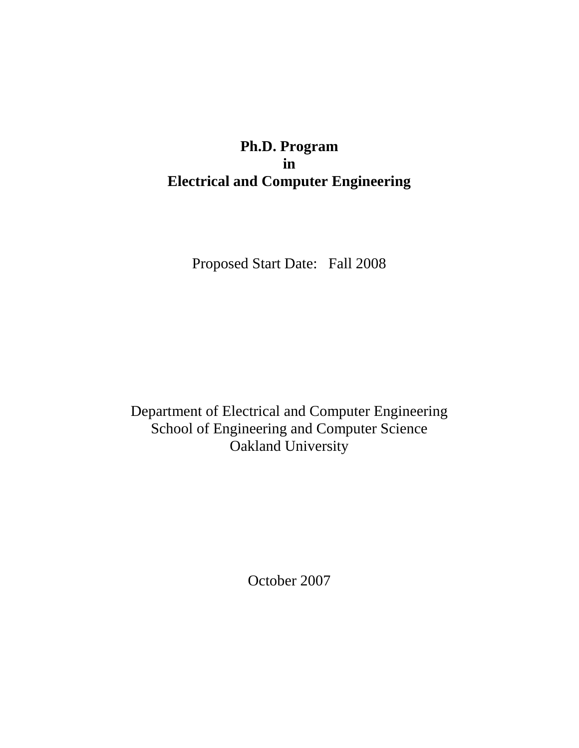# Ph.D. Program
# in
# Electrical and Computer Engineering

Proposed Start Date: Fall 2008

Department of Electrical and Computer Engineering
School of Engineering and Computer Science
Oakland University

October 2007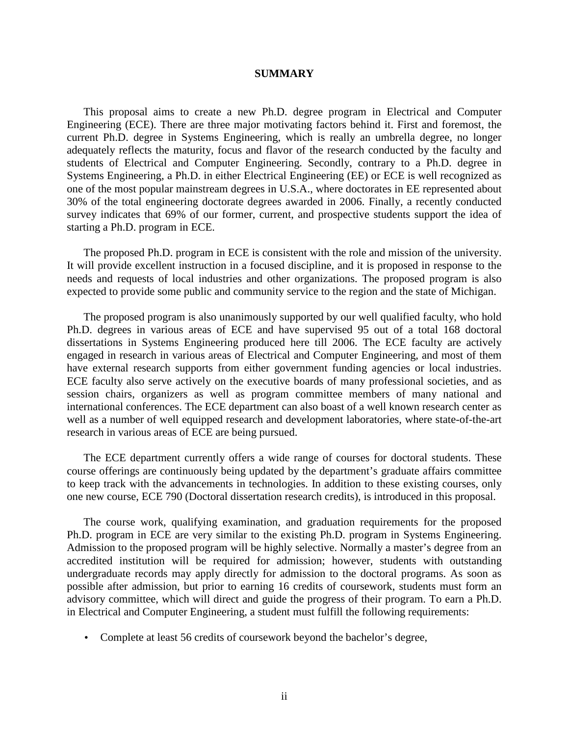## SUMMARY

This proposal aims to create a new Ph.D. degree program in Electrical and Computer Engineering (ECE). There are three major motivating factors behind it. First and foremost, the current Ph.D. degree in Systems Engineering, which is really an umbrella degree, no longer adequately reflects the maturity, focus and flavor of the research conducted by the faculty and students of Electrical and Computer Engineering. Secondly, contrary to a Ph.D. degree in Systems Engineering, a Ph.D. in either Electrical Engineering (EE) or ECE is well recognized as one of the most popular mainstream degrees in U.S.A., where doctorates in EE represented about 30% of the total engineering doctorate degrees awarded in 2006. Finally, a recently conducted survey indicates that 69% of our former, current, and prospective students support the idea of starting a Ph.D. program in ECE.

The proposed Ph.D. program in ECE is consistent with the role and mission of the university. It will provide excellent instruction in a focused discipline, and it is proposed in response to the needs and requests of local industries and other organizations. The proposed program is also expected to provide some public and community service to the region and the state of Michigan.

The proposed program is also unanimously supported by our well qualified faculty, who hold Ph.D. degrees in various areas of ECE and have supervised 95 out of a total 168 doctoral dissertations in Systems Engineering produced here till 2006. The ECE faculty are actively engaged in research in various areas of Electrical and Computer Engineering, and most of them have external research supports from either government funding agencies or local industries. ECE faculty also serve actively on the executive boards of many professional societies, and as session chairs, organizers as well as program committee members of many national and international conferences. The ECE department can also boast of a well known research center as well as a number of well equipped research and development laboratories, where state-of-the-art research in various areas of ECE are being pursued.

The ECE department currently offers a wide range of courses for doctoral students. These course offerings are continuously being updated by the department's graduate affairs committee to keep track with the advancements in technologies. In addition to these existing courses, only one new course, ECE 790 (Doctoral dissertation research credits), is introduced in this proposal.

The course work, qualifying examination, and graduation requirements for the proposed Ph.D. program in ECE are very similar to the existing Ph.D. program in Systems Engineering. Admission to the proposed program will be highly selective. Normally a master's degree from an accredited institution will be required for admission; however, students with outstanding undergraduate records may apply directly for admission to the doctoral programs. As soon as possible after admission, but prior to earning 16 credits of coursework, students must form an advisory committee, which will direct and guide the progress of their program. To earn a Ph.D. in Electrical and Computer Engineering, a student must fulfill the following requirements:

- Complete at least 56 credits of coursework beyond the bachelor's degree,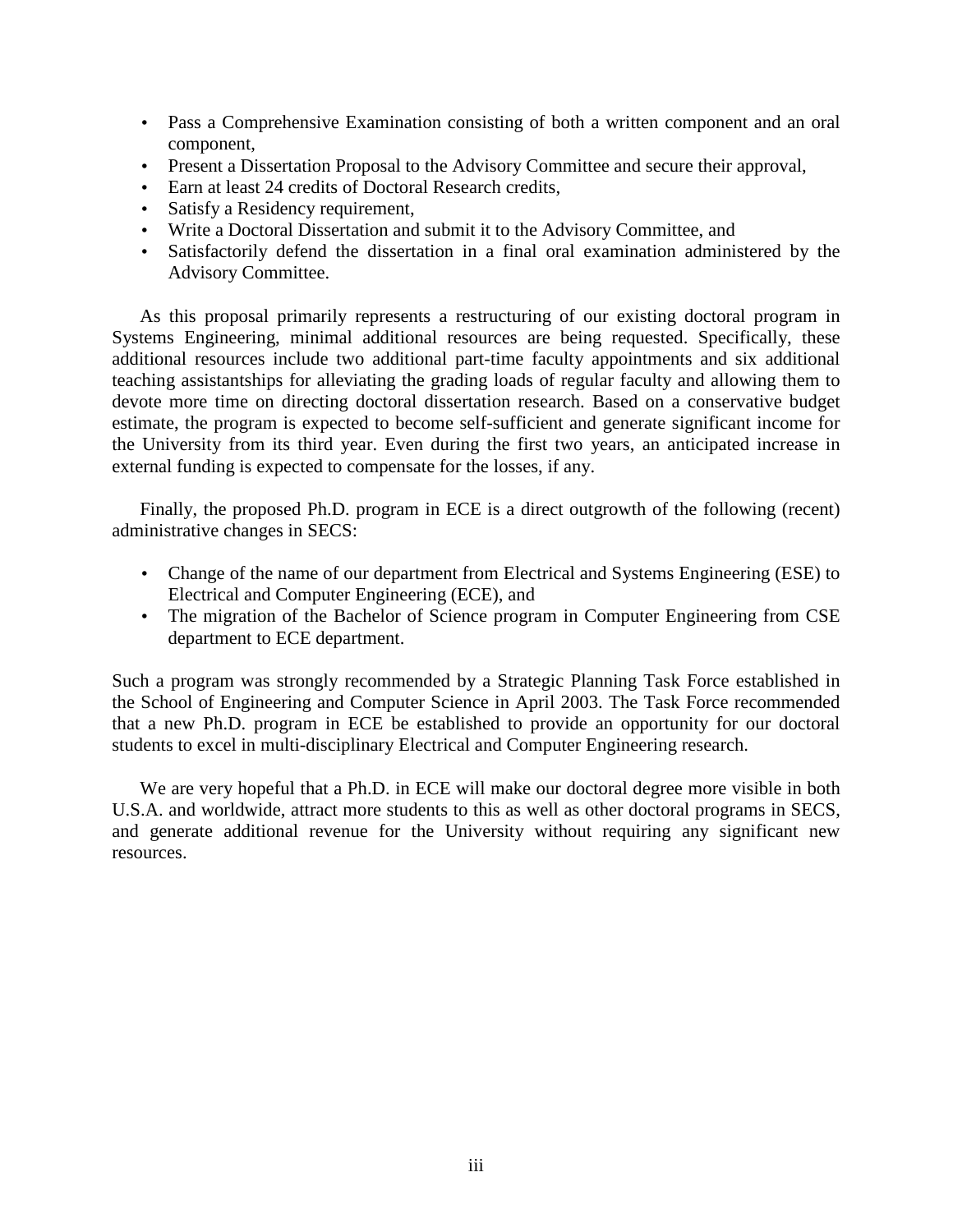- Pass a Comprehensive Examination consisting of both a written component and an oral component,
- Present a Dissertation Proposal to the Advisory Committee and secure their approval,
- Earn at least 24 credits of Doctoral Research credits,
- Satisfy a Residency requirement,
- Write a Doctoral Dissertation and submit it to the Advisory Committee, and
- Satisfactorily defend the dissertation in a final oral examination administered by the Advisory Committee.

As this proposal primarily represents a restructuring of our existing doctoral program in Systems Engineering, minimal additional resources are being requested. Specifically, these additional resources include two additional part-time faculty appointments and six additional teaching assistantships for alleviating the grading loads of regular faculty and allowing them to devote more time on directing doctoral dissertation research. Based on a conservative budget estimate, the program is expected to become self-sufficient and generate significant income for the University from its third year. Even during the first two years, an anticipated increase in external funding is expected to compensate for the losses, if any.

Finally, the proposed Ph.D. program in ECE is a direct outgrowth of the following (recent) administrative changes in SECS:

- Change of the name of our department from Electrical and Systems Engineering (ESE) to Electrical and Computer Engineering (ECE), and
- The migration of the Bachelor of Science program in Computer Engineering from CSE department to ECE department.

Such a program was strongly recommended by a Strategic Planning Task Force established in the School of Engineering and Computer Science in April 2003. The Task Force recommended that a new Ph.D. program in ECE be established to provide an opportunity for our doctoral students to excel in multi-disciplinary Electrical and Computer Engineering research.

We are very hopeful that a Ph.D. in ECE will make our doctoral degree more visible in both U.S.A. and worldwide, attract more students to this as well as other doctoral programs in SECS, and generate additional revenue for the University without requiring any significant new resources.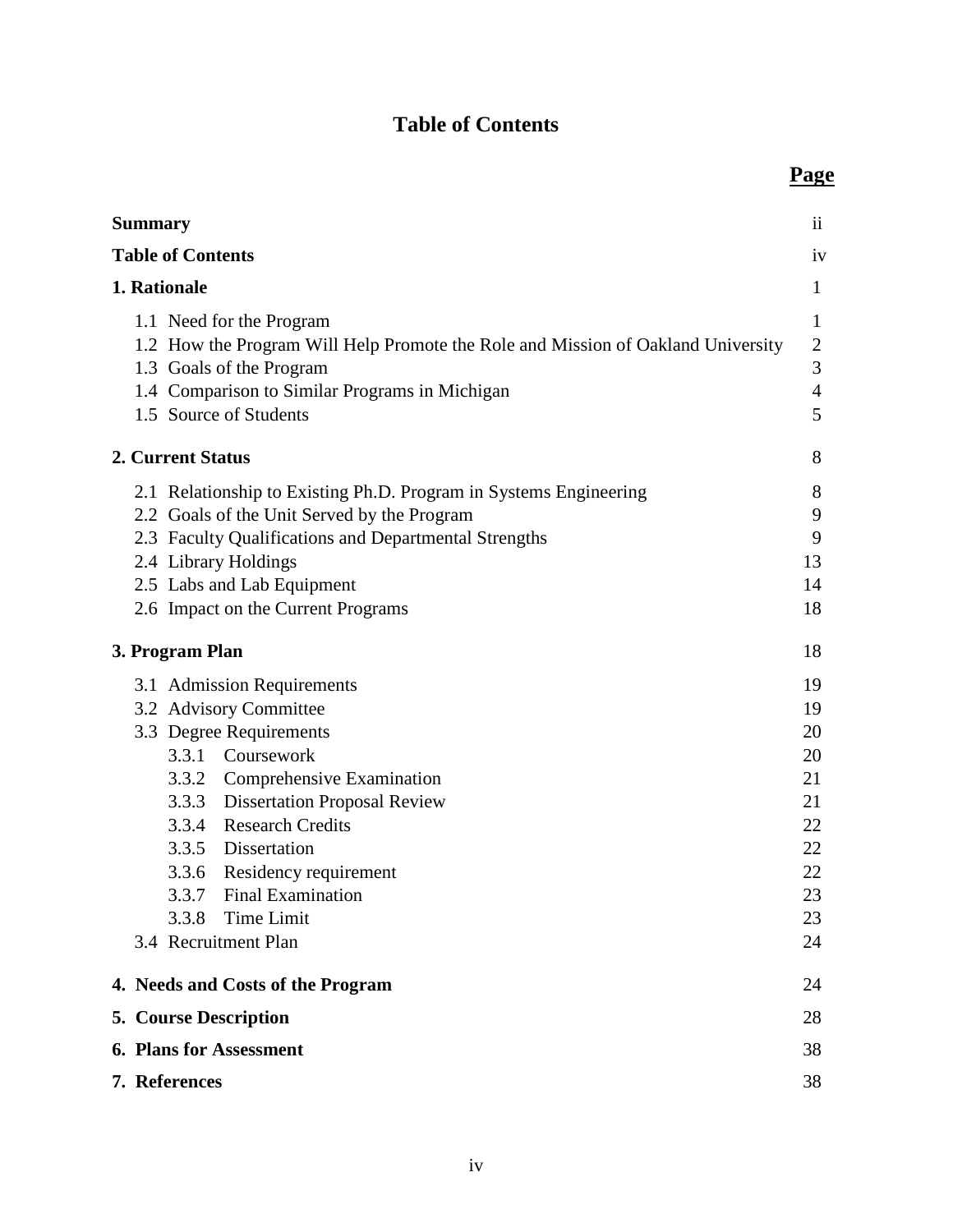# Table of Contents

| | Page |
|---|---|
| **Summary** | ii |
| **Table of Contents** | iv |
| **1. Rationale** | 1 |
| 1.1 Need for the Program | 1 |
| 1.2 How the Program Will Help Promote the Role and Mission of Oakland University | 2 |
| 1.3 Goals of the Program | 3 |
| 1.4 Comparison to Similar Programs in Michigan | 4 |
| 1.5 Source of Students | 5 |
| **2. Current Status** | 8 |
| 2.1 Relationship to Existing Ph.D. Program in Systems Engineering | 8 |
| 2.2 Goals of the Unit Served by the Program | 9 |
| 2.3 Faculty Qualifications and Departmental Strengths | 9 |
| 2.4 Library Holdings | 13 |
| 2.5 Labs and Lab Equipment | 14 |
| 2.6 Impact on the Current Programs | 18 |
| **3. Program Plan** | 18 |
| 3.1 Admission Requirements | 19 |
| 3.2 Advisory Committee | 19 |
| 3.3 Degree Requirements | 20 |
| 3.3.1 Coursework | 20 |
| 3.3.2 Comprehensive Examination | 21 |
| 3.3.3 Dissertation Proposal Review | 21 |
| 3.3.4 Research Credits | 22 |
| 3.3.5 Dissertation | 22 |
| 3.3.6 Residency requirement | 22 |
| 3.3.7 Final Examination | 23 |
| 3.3.8 Time Limit | 23 |
| 3.4 Recruitment Plan | 24 |
| **4. Needs and Costs of the Program** | 24 |
| **5. Course Description** | 28 |
| **6. Plans for Assessment** | 38 |
| **7. References** | 38 |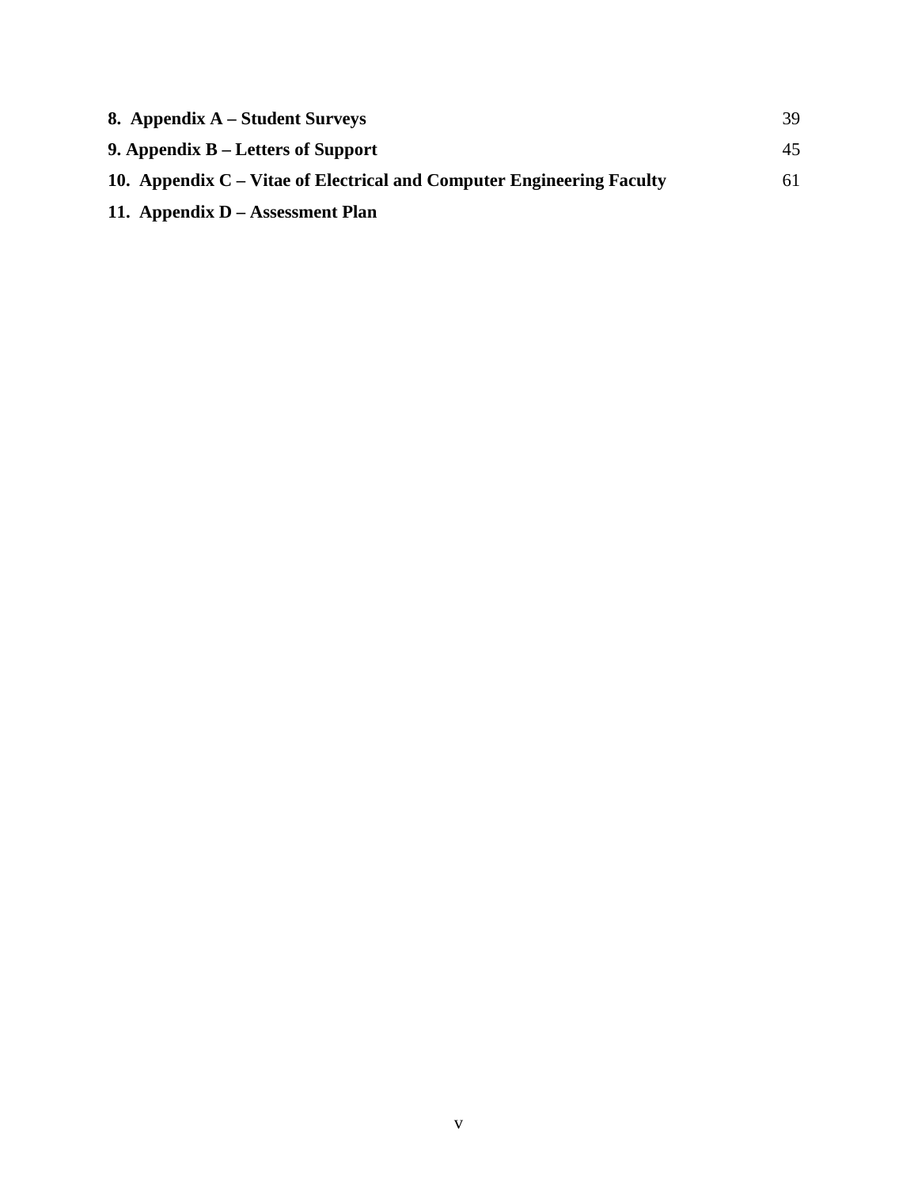**8. Appendix A – Student Surveys** 39

**9. Appendix B – Letters of Support** 45

**10. Appendix C – Vitae of Electrical and Computer Engineering Faculty** 61

**11. Appendix D – Assessment Plan**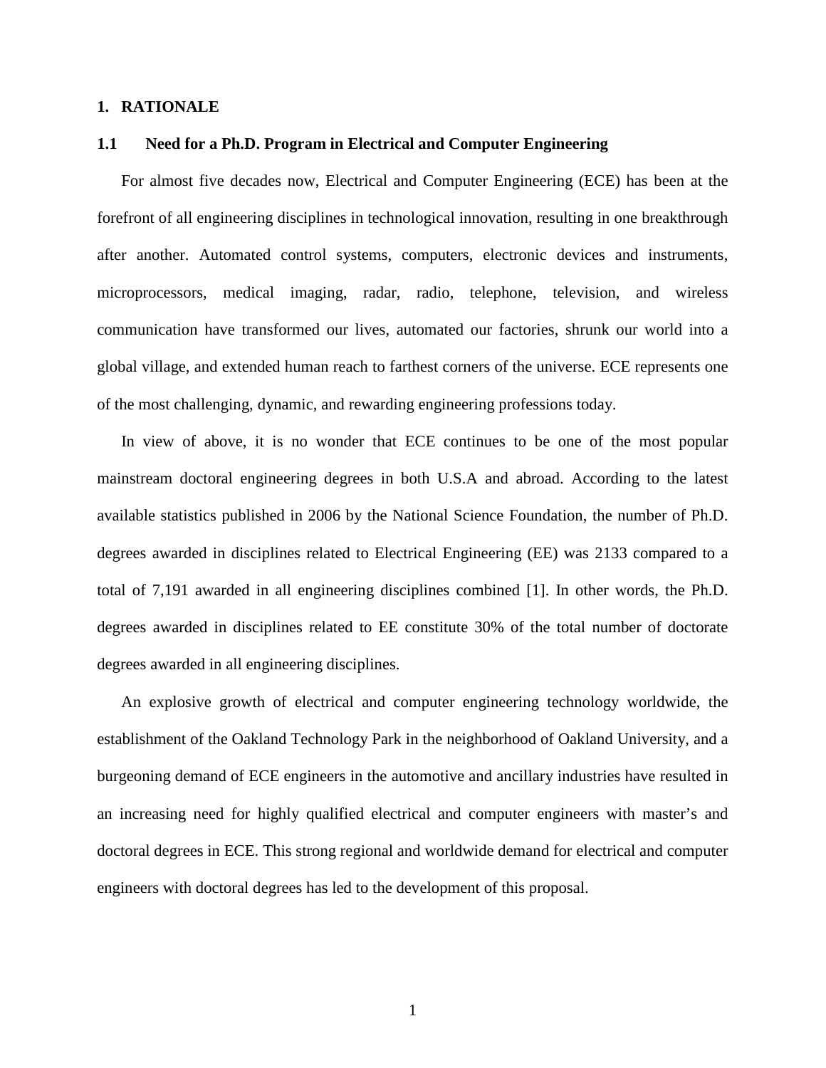# 1. RATIONALE

## 1.1 Need for a Ph.D. Program in Electrical and Computer Engineering

For almost five decades now, Electrical and Computer Engineering (ECE) has been at the forefront of all engineering disciplines in technological innovation, resulting in one breakthrough after another. Automated control systems, computers, electronic devices and instruments, microprocessors, medical imaging, radar, radio, telephone, television, and wireless communication have transformed our lives, automated our factories, shrunk our world into a global village, and extended human reach to farthest corners of the universe. ECE represents one of the most challenging, dynamic, and rewarding engineering professions today.

In view of above, it is no wonder that ECE continues to be one of the most popular mainstream doctoral engineering degrees in both U.S.A and abroad. According to the latest available statistics published in 2006 by the National Science Foundation, the number of Ph.D. degrees awarded in disciplines related to Electrical Engineering (EE) was 2133 compared to a total of 7,191 awarded in all engineering disciplines combined [1]. In other words, the Ph.D. degrees awarded in disciplines related to EE constitute 30% of the total number of doctorate degrees awarded in all engineering disciplines.

An explosive growth of electrical and computer engineering technology worldwide, the establishment of the Oakland Technology Park in the neighborhood of Oakland University, and a burgeoning demand of ECE engineers in the automotive and ancillary industries have resulted in an increasing need for highly qualified electrical and computer engineers with master's and doctoral degrees in ECE. This strong regional and worldwide demand for electrical and computer engineers with doctoral degrees has led to the development of this proposal.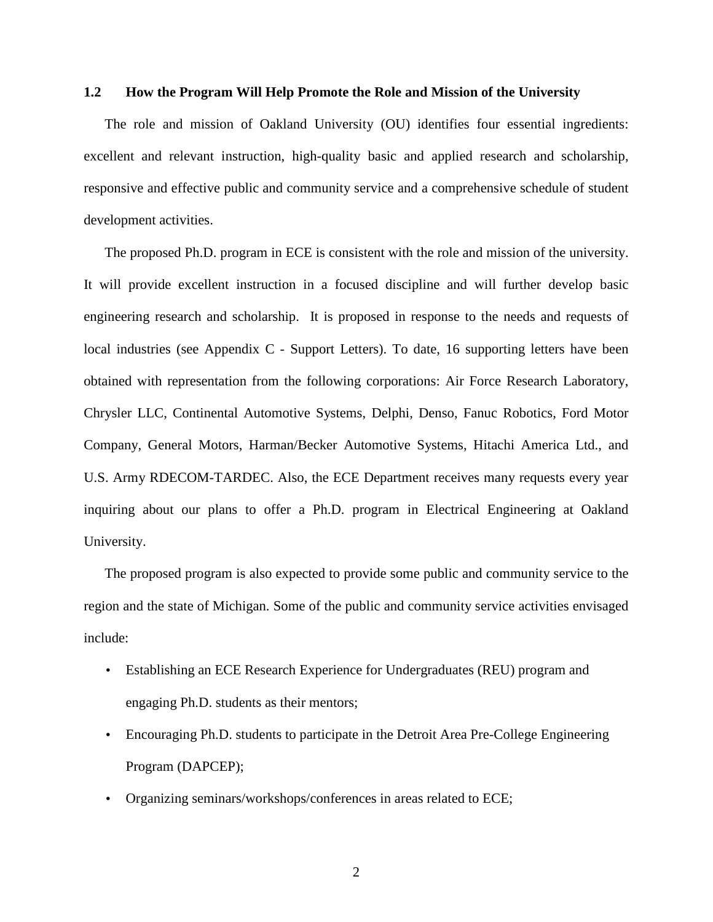### 1.2 How the Program Will Help Promote the Role and Mission of the University

The role and mission of Oakland University (OU) identifies four essential ingredients: excellent and relevant instruction, high-quality basic and applied research and scholarship, responsive and effective public and community service and a comprehensive schedule of student development activities.

The proposed Ph.D. program in ECE is consistent with the role and mission of the university. It will provide excellent instruction in a focused discipline and will further develop basic engineering research and scholarship. It is proposed in response to the needs and requests of local industries (see Appendix C - Support Letters). To date, 16 supporting letters have been obtained with representation from the following corporations: Air Force Research Laboratory, Chrysler LLC, Continental Automotive Systems, Delphi, Denso, Fanuc Robotics, Ford Motor Company, General Motors, Harman/Becker Automotive Systems, Hitachi America Ltd., and U.S. Army RDECOM-TARDEC. Also, the ECE Department receives many requests every year inquiring about our plans to offer a Ph.D. program in Electrical Engineering at Oakland University.

The proposed program is also expected to provide some public and community service to the region and the state of Michigan. Some of the public and community service activities envisaged include:

- Establishing an ECE Research Experience for Undergraduates (REU) program and engaging Ph.D. students as their mentors;
- Encouraging Ph.D. students to participate in the Detroit Area Pre-College Engineering Program (DAPCEP);
- Organizing seminars/workshops/conferences in areas related to ECE;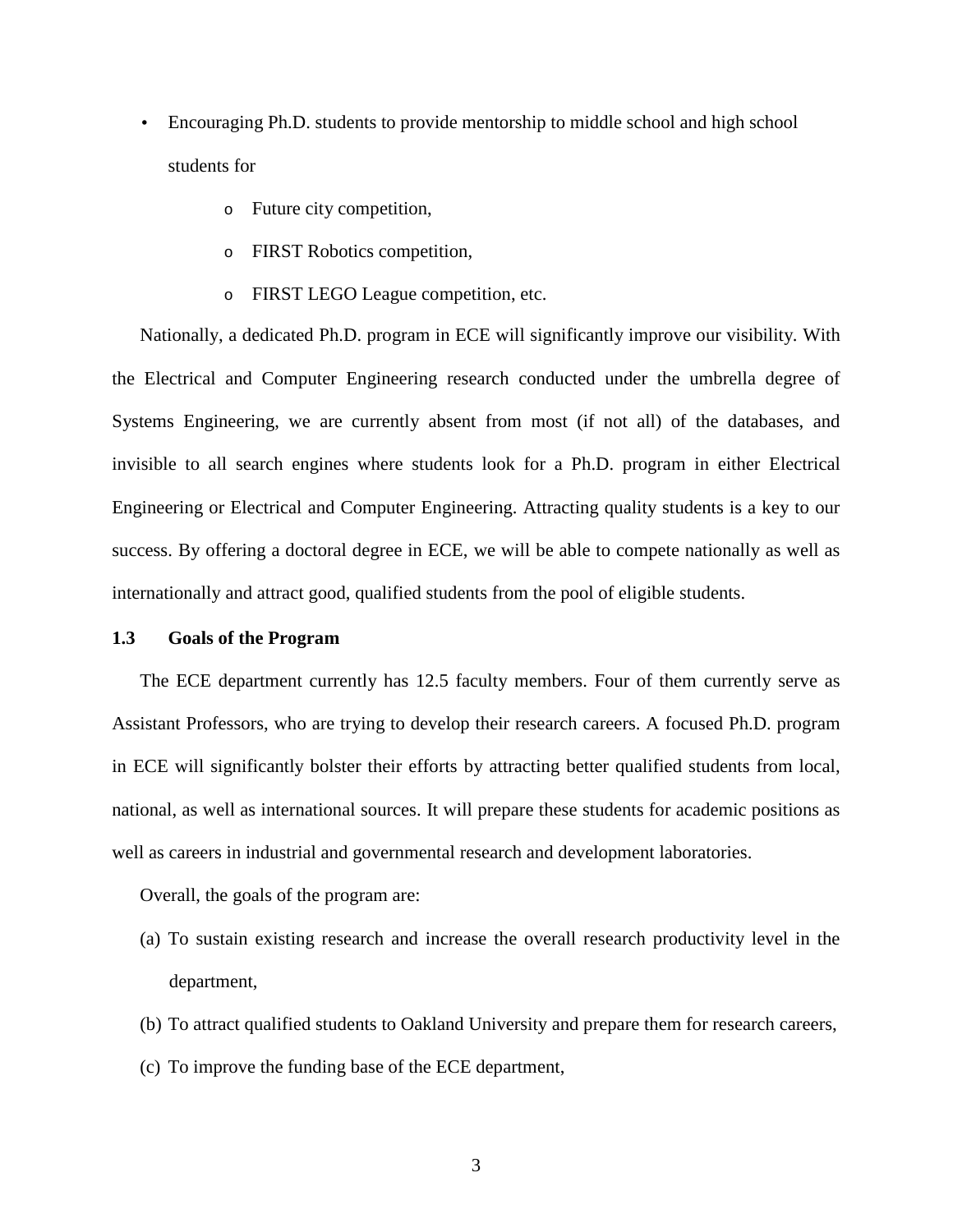- Encouraging Ph.D. students to provide mentorship to middle school and high school students for
  - Future city competition,
  - FIRST Robotics competition,
  - FIRST LEGO League competition, etc.

Nationally, a dedicated Ph.D. program in ECE will significantly improve our visibility. With the Electrical and Computer Engineering research conducted under the umbrella degree of Systems Engineering, we are currently absent from most (if not all) of the databases, and invisible to all search engines where students look for a Ph.D. program in either Electrical Engineering or Electrical and Computer Engineering. Attracting quality students is a key to our success. By offering a doctoral degree in ECE, we will be able to compete nationally as well as internationally and attract good, qualified students from the pool of eligible students.

### 1.3 Goals of the Program

The ECE department currently has 12.5 faculty members. Four of them currently serve as Assistant Professors, who are trying to develop their research careers. A focused Ph.D. program in ECE will significantly bolster their efforts by attracting better qualified students from local, national, as well as international sources. It will prepare these students for academic positions as well as careers in industrial and governmental research and development laboratories.

Overall, the goals of the program are:

(a) To sustain existing research and increase the overall research productivity level in the department,

(b) To attract qualified students to Oakland University and prepare them for research careers,

(c) To improve the funding base of the ECE department,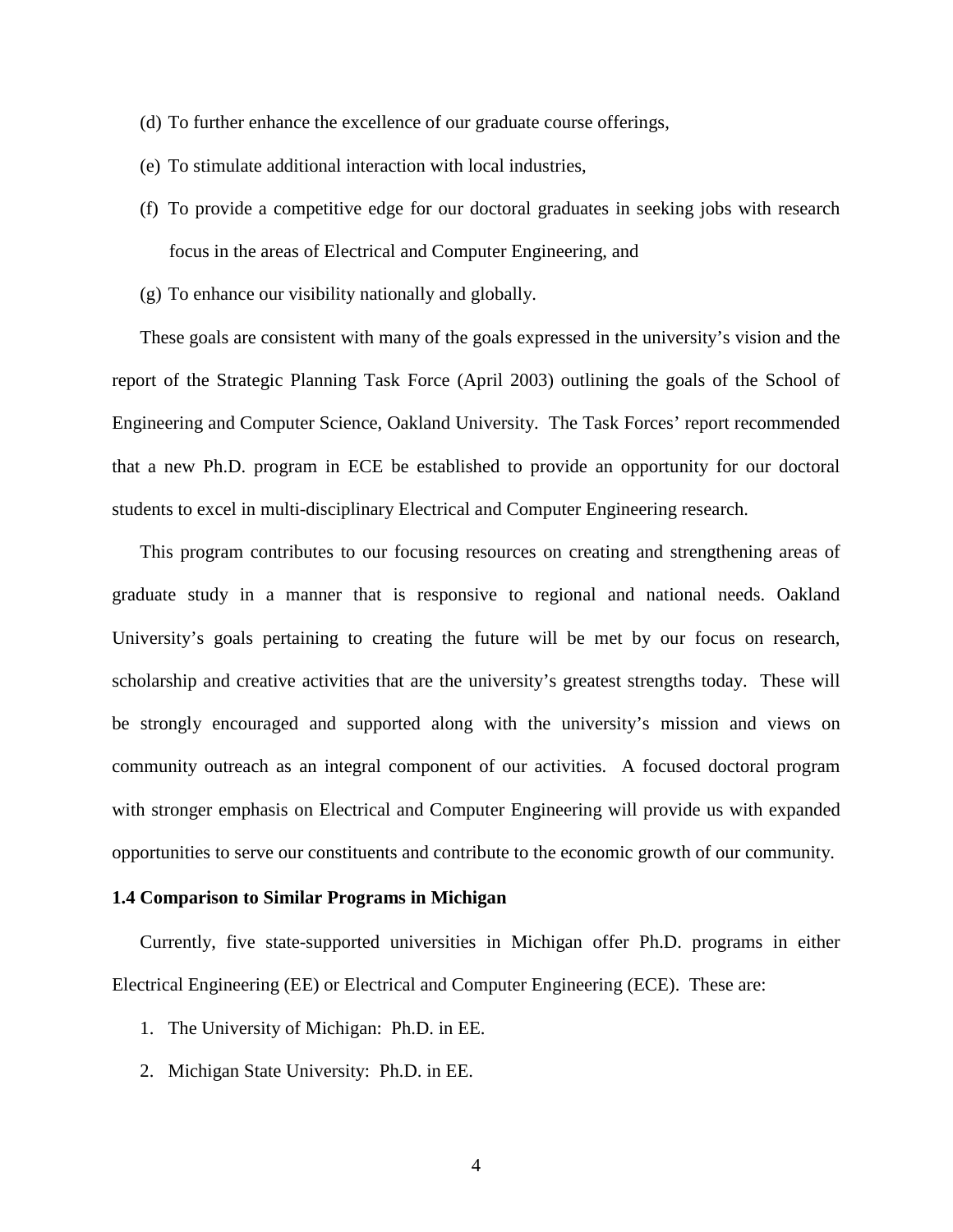(d) To further enhance the excellence of our graduate course offerings,

(e) To stimulate additional interaction with local industries,

(f) To provide a competitive edge for our doctoral graduates in seeking jobs with research focus in the areas of Electrical and Computer Engineering, and

(g) To enhance our visibility nationally and globally.

These goals are consistent with many of the goals expressed in the university's vision and the report of the Strategic Planning Task Force (April 2003) outlining the goals of the School of Engineering and Computer Science, Oakland University. The Task Forces' report recommended that a new Ph.D. program in ECE be established to provide an opportunity for our doctoral students to excel in multi-disciplinary Electrical and Computer Engineering research.

This program contributes to our focusing resources on creating and strengthening areas of graduate study in a manner that is responsive to regional and national needs. Oakland University's goals pertaining to creating the future will be met by our focus on research, scholarship and creative activities that are the university's greatest strengths today. These will be strongly encouraged and supported along with the university's mission and views on community outreach as an integral component of our activities. A focused doctoral program with stronger emphasis on Electrical and Computer Engineering will provide us with expanded opportunities to serve our constituents and contribute to the economic growth of our community.

**1.4 Comparison to Similar Programs in Michigan**

Currently, five state-supported universities in Michigan offer Ph.D. programs in either Electrical Engineering (EE) or Electrical and Computer Engineering (ECE). These are:

1. The University of Michigan: Ph.D. in EE.
2. Michigan State University: Ph.D. in EE.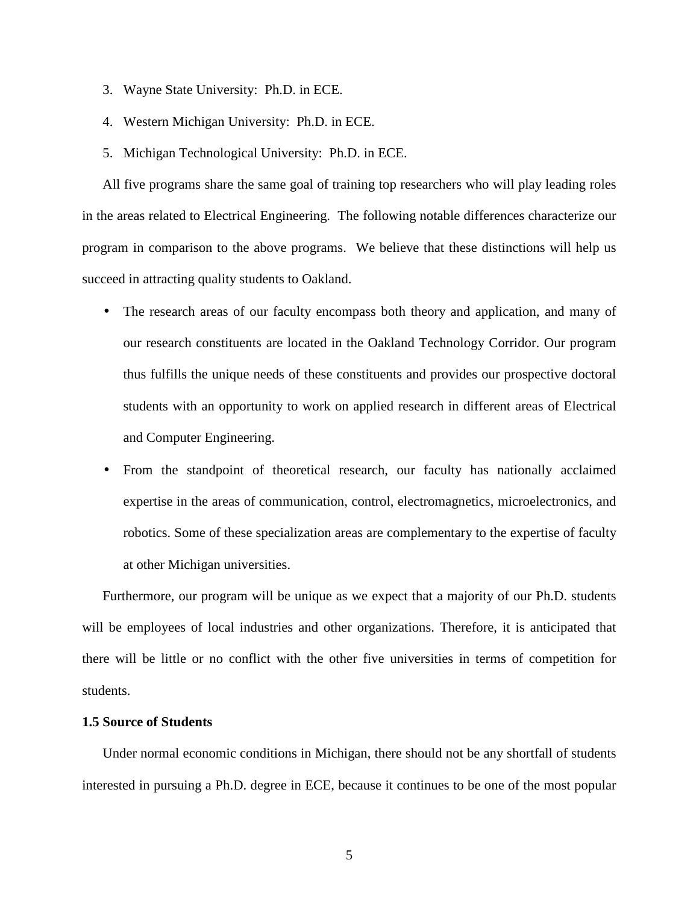3. Wayne State University: Ph.D. in ECE.
4. Western Michigan University: Ph.D. in ECE.
5. Michigan Technological University: Ph.D. in ECE.

All five programs share the same goal of training top researchers who will play leading roles in the areas related to Electrical Engineering. The following notable differences characterize our program in comparison to the above programs. We believe that these distinctions will help us succeed in attracting quality students to Oakland.

- The research areas of our faculty encompass both theory and application, and many of our research constituents are located in the Oakland Technology Corridor. Our program thus fulfills the unique needs of these constituents and provides our prospective doctoral students with an opportunity to work on applied research in different areas of Electrical and Computer Engineering.
- From the standpoint of theoretical research, our faculty has nationally acclaimed expertise in the areas of communication, control, electromagnetics, microelectronics, and robotics. Some of these specialization areas are complementary to the expertise of faculty at other Michigan universities.

Furthermore, our program will be unique as we expect that a majority of our Ph.D. students will be employees of local industries and other organizations. Therefore, it is anticipated that there will be little or no conflict with the other five universities in terms of competition for students.

**1.5 Source of Students**

Under normal economic conditions in Michigan, there should not be any shortfall of students interested in pursuing a Ph.D. degree in ECE, because it continues to be one of the most popular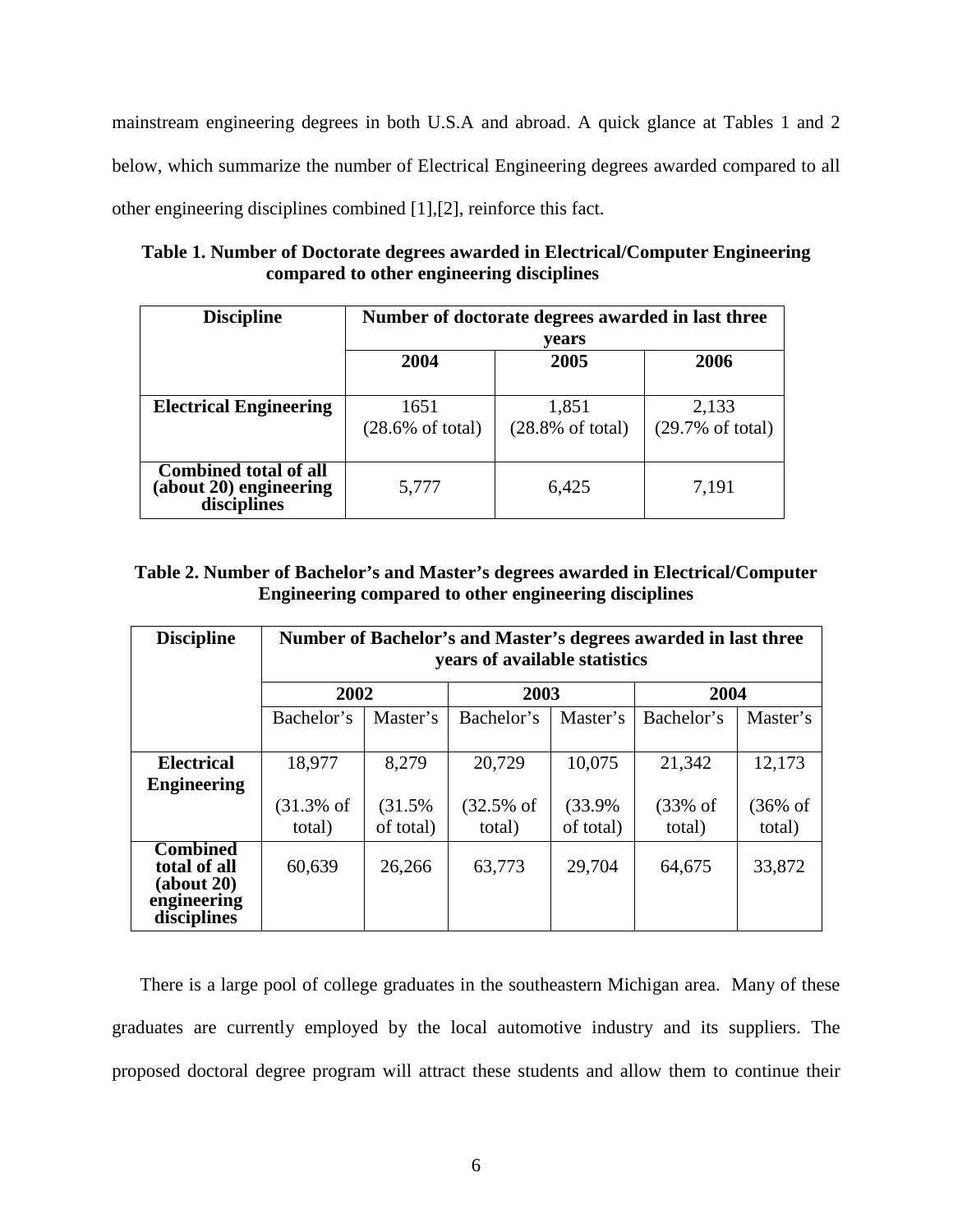mainstream engineering degrees in both U.S.A and abroad. A quick glance at Tables 1 and 2 below, which summarize the number of Electrical Engineering degrees awarded compared to all other engineering disciplines combined [1],[2], reinforce this fact.

**Table 1. Number of Doctorate degrees awarded in Electrical/Computer Engineering compared to other engineering disciplines**

| Discipline | Number of doctorate degrees awarded in last three years | | |
|---|---|---|---|
| | 2004 | 2005 | 2006 |
| **Electrical Engineering** | 1651 (28.6% of total) | 1,851 (28.8% of total) | 2,133 (29.7% of total) |
| **Combined total of all (about 20) engineering disciplines** | 5,777 | 6,425 | 7,191 |

**Table 2. Number of Bachelor's and Master's degrees awarded in Electrical/Computer Engineering compared to other engineering disciplines**

| Discipline | Number of Bachelor's and Master's degrees awarded in last three years of available statistics | | | | | |
|---|---|---|---|---|---|---|
| | 2002 | | 2003 | | 2004 | |
| | Bachelor's | Master's | Bachelor's | Master's | Bachelor's | Master's |
| **Electrical Engineering** | 18,977 (31.3% of total) | 8,279 (31.5% of total) | 20,729 (32.5% of total) | 10,075 (33.9% of total) | 21,342 (33% of total) | 12,173 (36% of total) |
| **Combined total of all (about 20) engineering disciplines** | 60,639 | 26,266 | 63,773 | 29,704 | 64,675 | 33,872 |

There is a large pool of college graduates in the southeastern Michigan area. Many of these graduates are currently employed by the local automotive industry and its suppliers. The proposed doctoral degree program will attract these students and allow them to continue their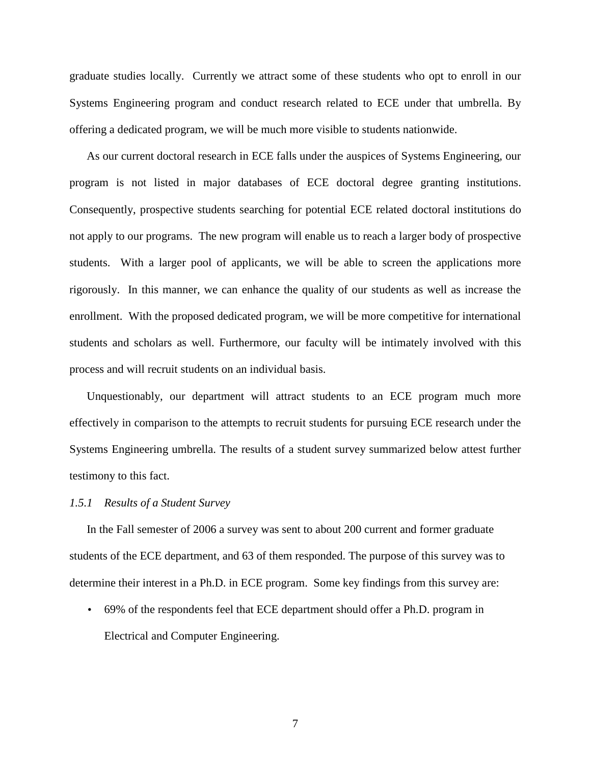graduate studies locally. Currently we attract some of these students who opt to enroll in our Systems Engineering program and conduct research related to ECE under that umbrella. By offering a dedicated program, we will be much more visible to students nationwide.

As our current doctoral research in ECE falls under the auspices of Systems Engineering, our program is not listed in major databases of ECE doctoral degree granting institutions. Consequently, prospective students searching for potential ECE related doctoral institutions do not apply to our programs. The new program will enable us to reach a larger body of prospective students. With a larger pool of applicants, we will be able to screen the applications more rigorously. In this manner, we can enhance the quality of our students as well as increase the enrollment. With the proposed dedicated program, we will be more competitive for international students and scholars as well. Furthermore, our faculty will be intimately involved with this process and will recruit students on an individual basis.

Unquestionably, our department will attract students to an ECE program much more effectively in comparison to the attempts to recruit students for pursuing ECE research under the Systems Engineering umbrella. The results of a student survey summarized below attest further testimony to this fact.

#### *1.5.1 Results of a Student Survey*

In the Fall semester of 2006 a survey was sent to about 200 current and former graduate students of the ECE department, and 63 of them responded. The purpose of this survey was to determine their interest in a Ph.D. in ECE program. Some key findings from this survey are:

- 69% of the respondents feel that ECE department should offer a Ph.D. program in Electrical and Computer Engineering.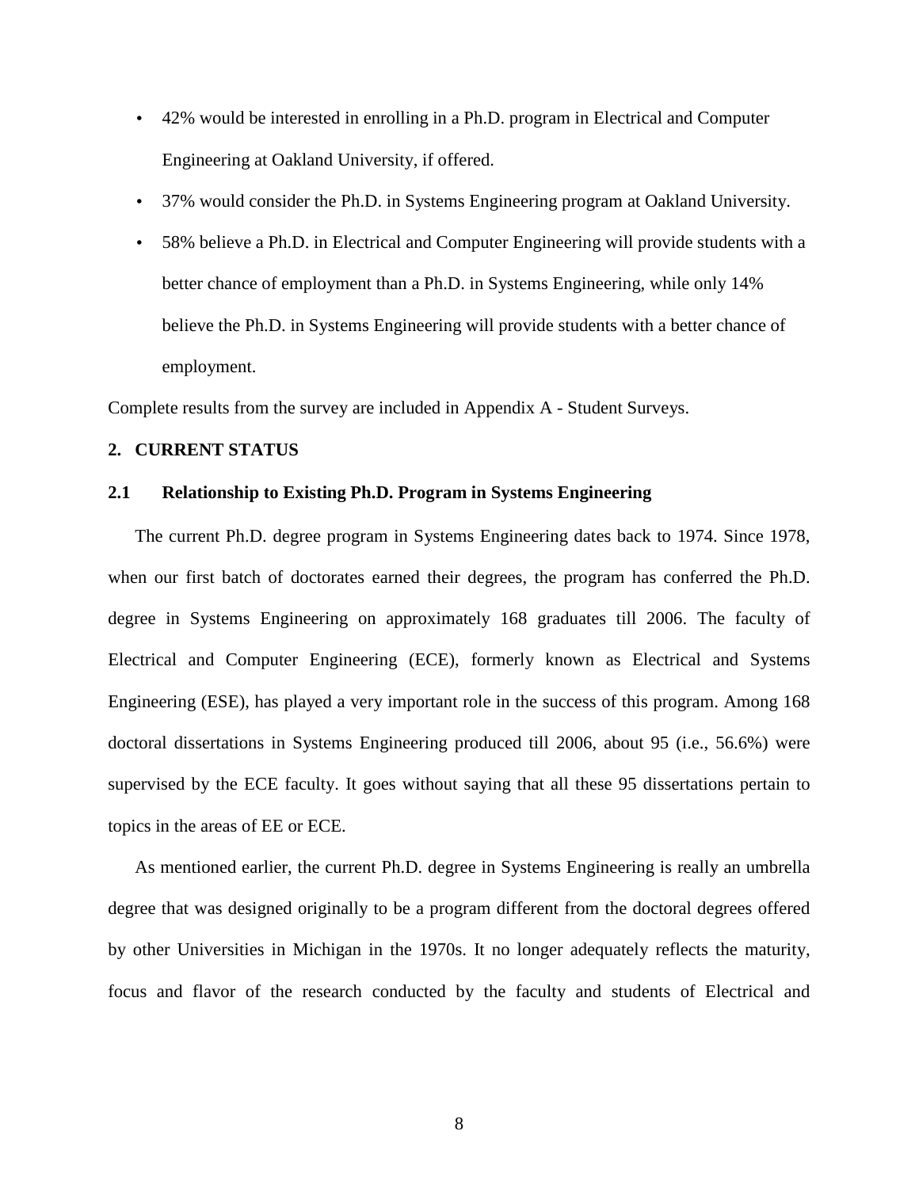- 42% would be interested in enrolling in a Ph.D. program in Electrical and Computer Engineering at Oakland University, if offered.
- 37% would consider the Ph.D. in Systems Engineering program at Oakland University.
- 58% believe a Ph.D. in Electrical and Computer Engineering will provide students with a better chance of employment than a Ph.D. in Systems Engineering, while only 14% believe the Ph.D. in Systems Engineering will provide students with a better chance of employment.

Complete results from the survey are included in Appendix A - Student Surveys.

## 2. CURRENT STATUS

### 2.1 Relationship to Existing Ph.D. Program in Systems Engineering

The current Ph.D. degree program in Systems Engineering dates back to 1974. Since 1978, when our first batch of doctorates earned their degrees, the program has conferred the Ph.D. degree in Systems Engineering on approximately 168 graduates till 2006. The faculty of Electrical and Computer Engineering (ECE), formerly known as Electrical and Systems Engineering (ESE), has played a very important role in the success of this program. Among 168 doctoral dissertations in Systems Engineering produced till 2006, about 95 (i.e., 56.6%) were supervised by the ECE faculty. It goes without saying that all these 95 dissertations pertain to topics in the areas of EE or ECE.

As mentioned earlier, the current Ph.D. degree in Systems Engineering is really an umbrella degree that was designed originally to be a program different from the doctoral degrees offered by other Universities in Michigan in the 1970s. It no longer adequately reflects the maturity, focus and flavor of the research conducted by the faculty and students of Electrical and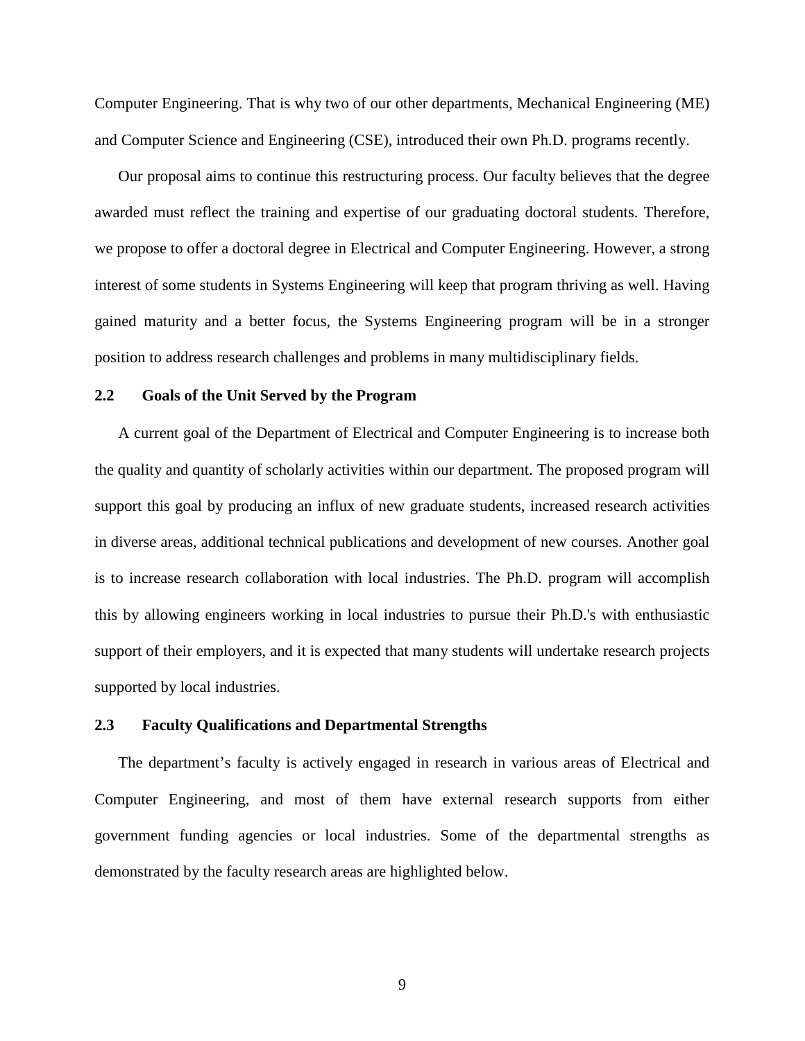Computer Engineering. That is why two of our other departments, Mechanical Engineering (ME) and Computer Science and Engineering (CSE), introduced their own Ph.D. programs recently.

Our proposal aims to continue this restructuring process. Our faculty believes that the degree awarded must reflect the training and expertise of our graduating doctoral students. Therefore, we propose to offer a doctoral degree in Electrical and Computer Engineering. However, a strong interest of some students in Systems Engineering will keep that program thriving as well. Having gained maturity and a better focus, the Systems Engineering program will be in a stronger position to address research challenges and problems in many multidisciplinary fields.

### 2.2 Goals of the Unit Served by the Program

A current goal of the Department of Electrical and Computer Engineering is to increase both the quality and quantity of scholarly activities within our department. The proposed program will support this goal by producing an influx of new graduate students, increased research activities in diverse areas, additional technical publications and development of new courses. Another goal is to increase research collaboration with local industries. The Ph.D. program will accomplish this by allowing engineers working in local industries to pursue their Ph.D.'s with enthusiastic support of their employers, and it is expected that many students will undertake research projects supported by local industries.

### 2.3 Faculty Qualifications and Departmental Strengths

The department's faculty is actively engaged in research in various areas of Electrical and Computer Engineering, and most of them have external research supports from either government funding agencies or local industries. Some of the departmental strengths as demonstrated by the faculty research areas are highlighted below.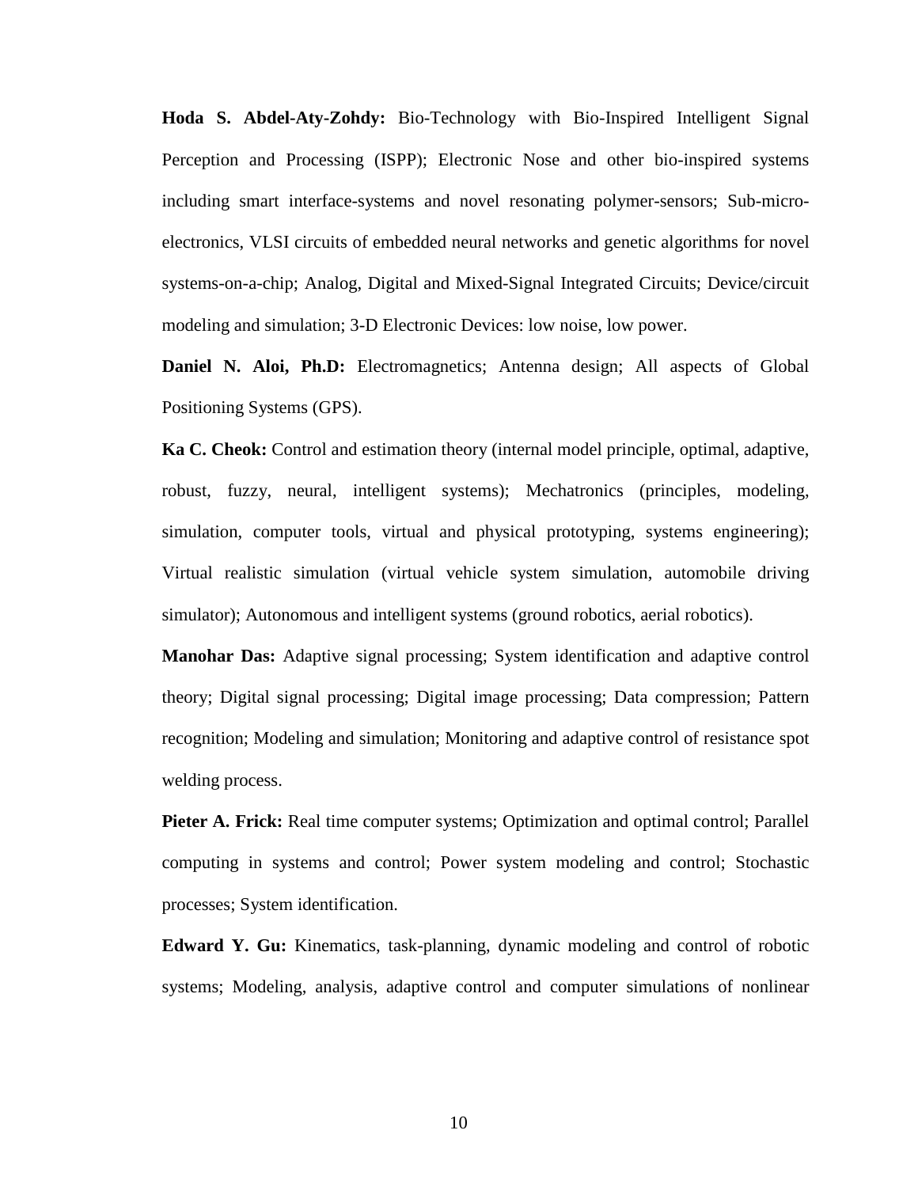**Hoda S. Abdel-Aty-Zohdy:** Bio-Technology with Bio-Inspired Intelligent Signal Perception and Processing (ISPP); Electronic Nose and other bio-inspired systems including smart interface-systems and novel resonating polymer-sensors; Sub-micro-electronics, VLSI circuits of embedded neural networks and genetic algorithms for novel systems-on-a-chip; Analog, Digital and Mixed-Signal Integrated Circuits; Device/circuit modeling and simulation; 3-D Electronic Devices: low noise, low power.

**Daniel N. Aloi, Ph.D:** Electromagnetics; Antenna design; All aspects of Global Positioning Systems (GPS).

**Ka C. Cheok:** Control and estimation theory (internal model principle, optimal, adaptive, robust, fuzzy, neural, intelligent systems); Mechatronics (principles, modeling, simulation, computer tools, virtual and physical prototyping, systems engineering); Virtual realistic simulation (virtual vehicle system simulation, automobile driving simulator); Autonomous and intelligent systems (ground robotics, aerial robotics).

**Manohar Das:** Adaptive signal processing; System identification and adaptive control theory; Digital signal processing; Digital image processing; Data compression; Pattern recognition; Modeling and simulation; Monitoring and adaptive control of resistance spot welding process.

**Pieter A. Frick:** Real time computer systems; Optimization and optimal control; Parallel computing in systems and control; Power system modeling and control; Stochastic processes; System identification.

**Edward Y. Gu:** Kinematics, task-planning, dynamic modeling and control of robotic systems; Modeling, analysis, adaptive control and computer simulations of nonlinear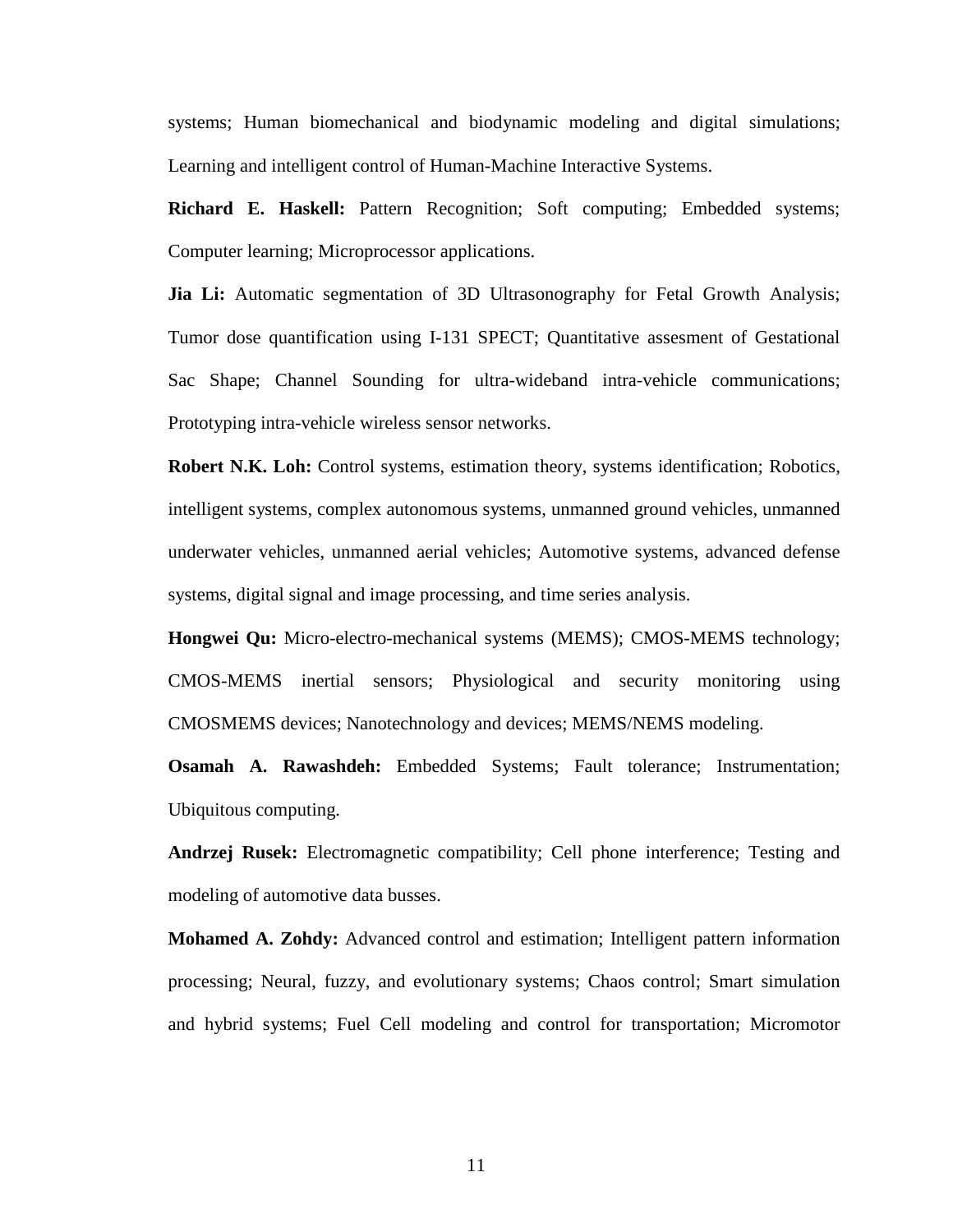systems; Human biomechanical and biodynamic modeling and digital simulations; Learning and intelligent control of Human-Machine Interactive Systems.

**Richard E. Haskell:** Pattern Recognition; Soft computing; Embedded systems; Computer learning; Microprocessor applications.

**Jia Li:** Automatic segmentation of 3D Ultrasonography for Fetal Growth Analysis; Tumor dose quantification using I-131 SPECT; Quantitative assesment of Gestational Sac Shape; Channel Sounding for ultra-wideband intra-vehicle communications; Prototyping intra-vehicle wireless sensor networks.

**Robert N.K. Loh:** Control systems, estimation theory, systems identification; Robotics, intelligent systems, complex autonomous systems, unmanned ground vehicles, unmanned underwater vehicles, unmanned aerial vehicles; Automotive systems, advanced defense systems, digital signal and image processing, and time series analysis.

**Hongwei Qu:** Micro-electro-mechanical systems (MEMS); CMOS-MEMS technology; CMOS-MEMS inertial sensors; Physiological and security monitoring using CMOSMEMS devices; Nanotechnology and devices; MEMS/NEMS modeling.

**Osamah A. Rawashdeh:** Embedded Systems; Fault tolerance; Instrumentation; Ubiquitous computing.

**Andrzej Rusek:** Electromagnetic compatibility; Cell phone interference; Testing and modeling of automotive data busses.

**Mohamed A. Zohdy:** Advanced control and estimation; Intelligent pattern information processing; Neural, fuzzy, and evolutionary systems; Chaos control; Smart simulation and hybrid systems; Fuel Cell modeling and control for transportation; Micromotor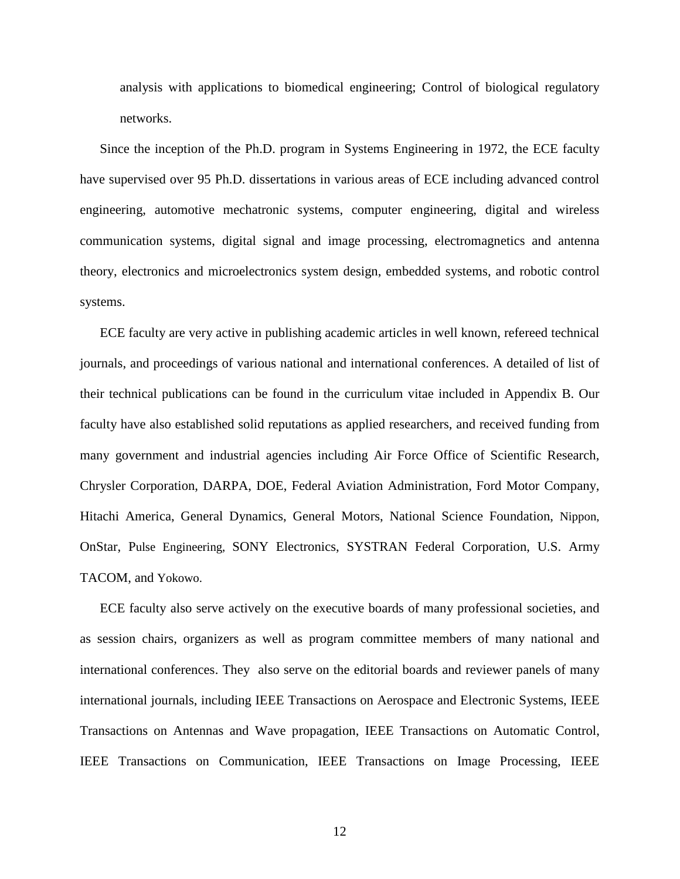analysis with applications to biomedical engineering; Control of biological regulatory networks.

Since the inception of the Ph.D. program in Systems Engineering in 1972, the ECE faculty have supervised over 95 Ph.D. dissertations in various areas of ECE including advanced control engineering, automotive mechatronic systems, computer engineering, digital and wireless communication systems, digital signal and image processing, electromagnetics and antenna theory, electronics and microelectronics system design, embedded systems, and robotic control systems.

ECE faculty are very active in publishing academic articles in well known, refereed technical journals, and proceedings of various national and international conferences. A detailed of list of their technical publications can be found in the curriculum vitae included in Appendix B. Our faculty have also established solid reputations as applied researchers, and received funding from many government and industrial agencies including Air Force Office of Scientific Research, Chrysler Corporation, DARPA, DOE, Federal Aviation Administration, Ford Motor Company, Hitachi America, General Dynamics, General Motors, National Science Foundation, Nippon, OnStar, Pulse Engineering, SONY Electronics, SYSTRAN Federal Corporation, U.S. Army TACOM, and Yokowo.

ECE faculty also serve actively on the executive boards of many professional societies, and as session chairs, organizers as well as program committee members of many national and international conferences. They also serve on the editorial boards and reviewer panels of many international journals, including IEEE Transactions on Aerospace and Electronic Systems, IEEE Transactions on Antennas and Wave propagation, IEEE Transactions on Automatic Control, IEEE Transactions on Communication, IEEE Transactions on Image Processing, IEEE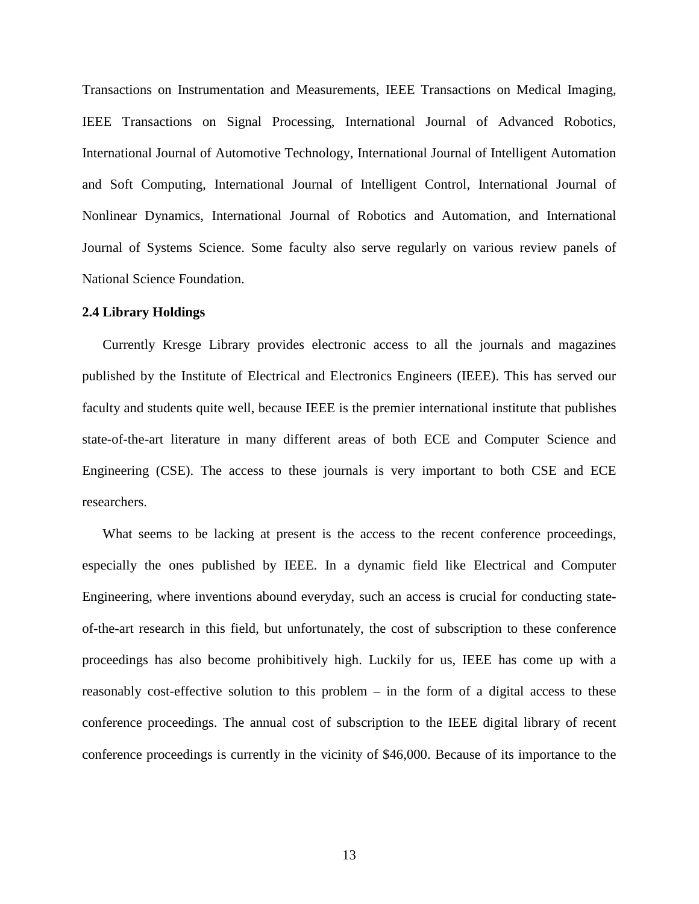Transactions on Instrumentation and Measurements, IEEE Transactions on Medical Imaging, IEEE Transactions on Signal Processing, International Journal of Advanced Robotics, International Journal of Automotive Technology, International Journal of Intelligent Automation and Soft Computing, International Journal of Intelligent Control, International Journal of Nonlinear Dynamics, International Journal of Robotics and Automation, and International Journal of Systems Science. Some faculty also serve regularly on various review panels of National Science Foundation.

### 2.4 Library Holdings

Currently Kresge Library provides electronic access to all the journals and magazines published by the Institute of Electrical and Electronics Engineers (IEEE). This has served our faculty and students quite well, because IEEE is the premier international institute that publishes state-of-the-art literature in many different areas of both ECE and Computer Science and Engineering (CSE). The access to these journals is very important to both CSE and ECE researchers.

What seems to be lacking at present is the access to the recent conference proceedings, especially the ones published by IEEE. In a dynamic field like Electrical and Computer Engineering, where inventions abound everyday, such an access is crucial for conducting state-of-the-art research in this field, but unfortunately, the cost of subscription to these conference proceedings has also become prohibitively high. Luckily for us, IEEE has come up with a reasonably cost-effective solution to this problem – in the form of a digital access to these conference proceedings. The annual cost of subscription to the IEEE digital library of recent conference proceedings is currently in the vicinity of $46,000. Because of its importance to the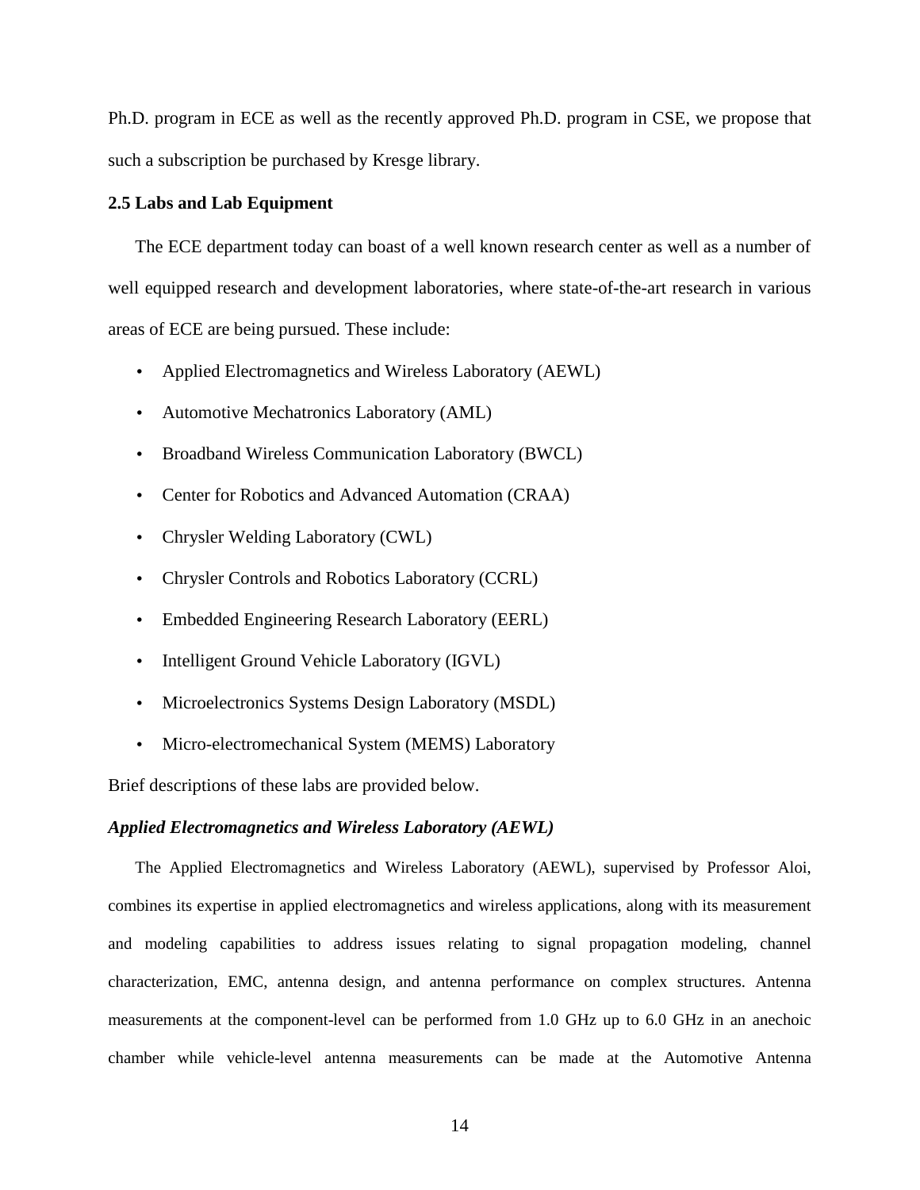Ph.D. program in ECE as well as the recently approved Ph.D. program in CSE, we propose that such a subscription be purchased by Kresge library.

### 2.5 Labs and Lab Equipment

The ECE department today can boast of a well known research center as well as a number of well equipped research and development laboratories, where state-of-the-art research in various areas of ECE are being pursued. These include:

- Applied Electromagnetics and Wireless Laboratory (AEWL)
- Automotive Mechatronics Laboratory (AML)
- Broadband Wireless Communication Laboratory (BWCL)
- Center for Robotics and Advanced Automation (CRAA)
- Chrysler Welding Laboratory (CWL)
- Chrysler Controls and Robotics Laboratory (CCRL)
- Embedded Engineering Research Laboratory (EERL)
- Intelligent Ground Vehicle Laboratory (IGVL)
- Microelectronics Systems Design Laboratory (MSDL)
- Micro-electromechanical System (MEMS) Laboratory

Brief descriptions of these labs are provided below.

***Applied Electromagnetics and Wireless Laboratory (AEWL)***

The Applied Electromagnetics and Wireless Laboratory (AEWL), supervised by Professor Aloi, combines its expertise in applied electromagnetics and wireless applications, along with its measurement and modeling capabilities to address issues relating to signal propagation modeling, channel characterization, EMC, antenna design, and antenna performance on complex structures. Antenna measurements at the component-level can be performed from 1.0 GHz up to 6.0 GHz in an anechoic chamber while vehicle-level antenna measurements can be made at the Automotive Antenna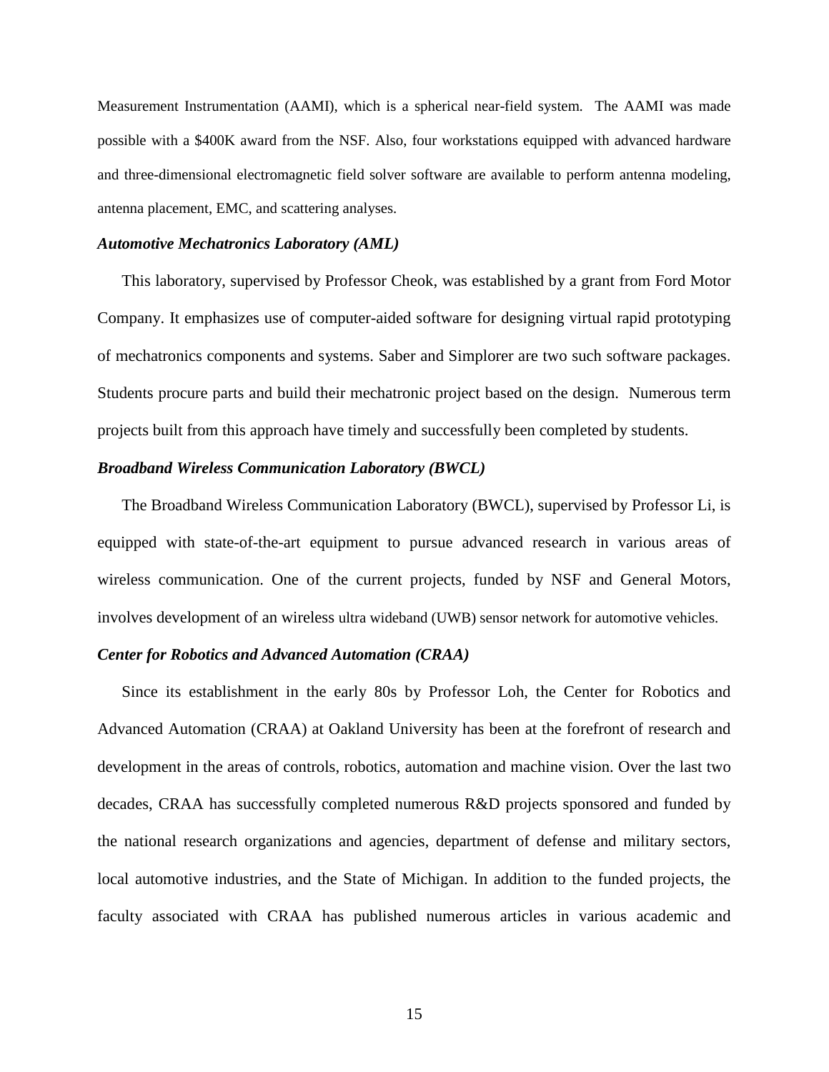Measurement Instrumentation (AAMI), which is a spherical near-field system. The AAMI was made possible with a $400K award from the NSF. Also, four workstations equipped with advanced hardware and three-dimensional electromagnetic field solver software are available to perform antenna modeling, antenna placement, EMC, and scattering analyses.

***Automotive Mechatronics Laboratory (AML)***

This laboratory, supervised by Professor Cheok, was established by a grant from Ford Motor Company. It emphasizes use of computer-aided software for designing virtual rapid prototyping of mechatronics components and systems. Saber and Simplorer are two such software packages. Students procure parts and build their mechatronic project based on the design. Numerous term projects built from this approach have timely and successfully been completed by students.

***Broadband Wireless Communication Laboratory (BWCL)***

The Broadband Wireless Communication Laboratory (BWCL), supervised by Professor Li, is equipped with state-of-the-art equipment to pursue advanced research in various areas of wireless communication. One of the current projects, funded by NSF and General Motors, involves development of an wireless ultra wideband (UWB) sensor network for automotive vehicles.

***Center for Robotics and Advanced Automation (CRAA)***

Since its establishment in the early 80s by Professor Loh, the Center for Robotics and Advanced Automation (CRAA) at Oakland University has been at the forefront of research and development in the areas of controls, robotics, automation and machine vision. Over the last two decades, CRAA has successfully completed numerous R&D projects sponsored and funded by the national research organizations and agencies, department of defense and military sectors, local automotive industries, and the State of Michigan. In addition to the funded projects, the faculty associated with CRAA has published numerous articles in various academic and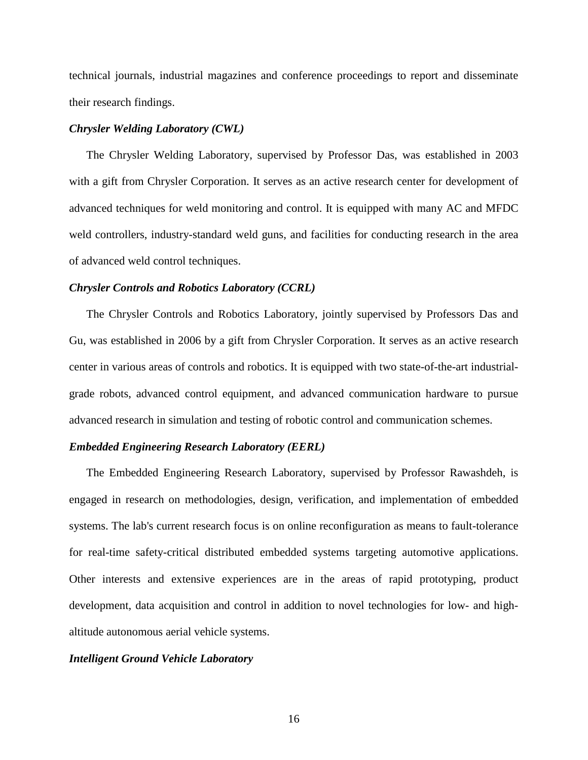technical journals, industrial magazines and conference proceedings to report and disseminate their research findings.

***Chrysler Welding Laboratory (CWL)***

The Chrysler Welding Laboratory, supervised by Professor Das, was established in 2003 with a gift from Chrysler Corporation. It serves as an active research center for development of advanced techniques for weld monitoring and control. It is equipped with many AC and MFDC weld controllers, industry-standard weld guns, and facilities for conducting research in the area of advanced weld control techniques.

***Chrysler Controls and Robotics Laboratory (CCRL)***

The Chrysler Controls and Robotics Laboratory, jointly supervised by Professors Das and Gu, was established in 2006 by a gift from Chrysler Corporation. It serves as an active research center in various areas of controls and robotics. It is equipped with two state-of-the-art industrial-grade robots, advanced control equipment, and advanced communication hardware to pursue advanced research in simulation and testing of robotic control and communication schemes.

***Embedded Engineering Research Laboratory (EERL)***

The Embedded Engineering Research Laboratory, supervised by Professor Rawashdeh, is engaged in research on methodologies, design, verification, and implementation of embedded systems. The lab's current research focus is on online reconfiguration as means to fault-tolerance for real-time safety-critical distributed embedded systems targeting automotive applications. Other interests and extensive experiences are in the areas of rapid prototyping, product development, data acquisition and control in addition to novel technologies for low- and high-altitude autonomous aerial vehicle systems.

***Intelligent Ground Vehicle Laboratory***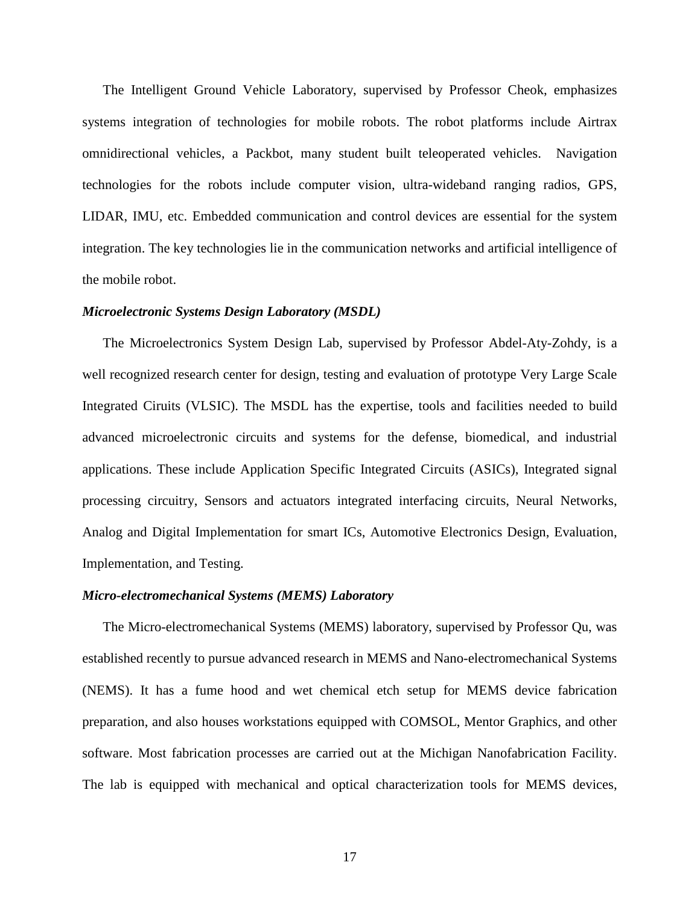The Intelligent Ground Vehicle Laboratory, supervised by Professor Cheok, emphasizes systems integration of technologies for mobile robots. The robot platforms include Airtrax omnidirectional vehicles, a Packbot, many student built teleoperated vehicles. Navigation technologies for the robots include computer vision, ultra-wideband ranging radios, GPS, LIDAR, IMU, etc. Embedded communication and control devices are essential for the system integration. The key technologies lie in the communication networks and artificial intelligence of the mobile robot.

***Microelectronic Systems Design Laboratory (MSDL)***

The Microelectronics System Design Lab, supervised by Professor Abdel-Aty-Zohdy, is a well recognized research center for design, testing and evaluation of prototype Very Large Scale Integrated Ciruits (VLSIC). The MSDL has the expertise, tools and facilities needed to build advanced microelectronic circuits and systems for the defense, biomedical, and industrial applications. These include Application Specific Integrated Circuits (ASICs), Integrated signal processing circuitry, Sensors and actuators integrated interfacing circuits, Neural Networks, Analog and Digital Implementation for smart ICs, Automotive Electronics Design, Evaluation, Implementation, and Testing.

***Micro-electromechanical Systems (MEMS) Laboratory***

The Micro-electromechanical Systems (MEMS) laboratory, supervised by Professor Qu, was established recently to pursue advanced research in MEMS and Nano-electromechanical Systems (NEMS). It has a fume hood and wet chemical etch setup for MEMS device fabrication preparation, and also houses workstations equipped with COMSOL, Mentor Graphics, and other software. Most fabrication processes are carried out at the Michigan Nanofabrication Facility. The lab is equipped with mechanical and optical characterization tools for MEMS devices,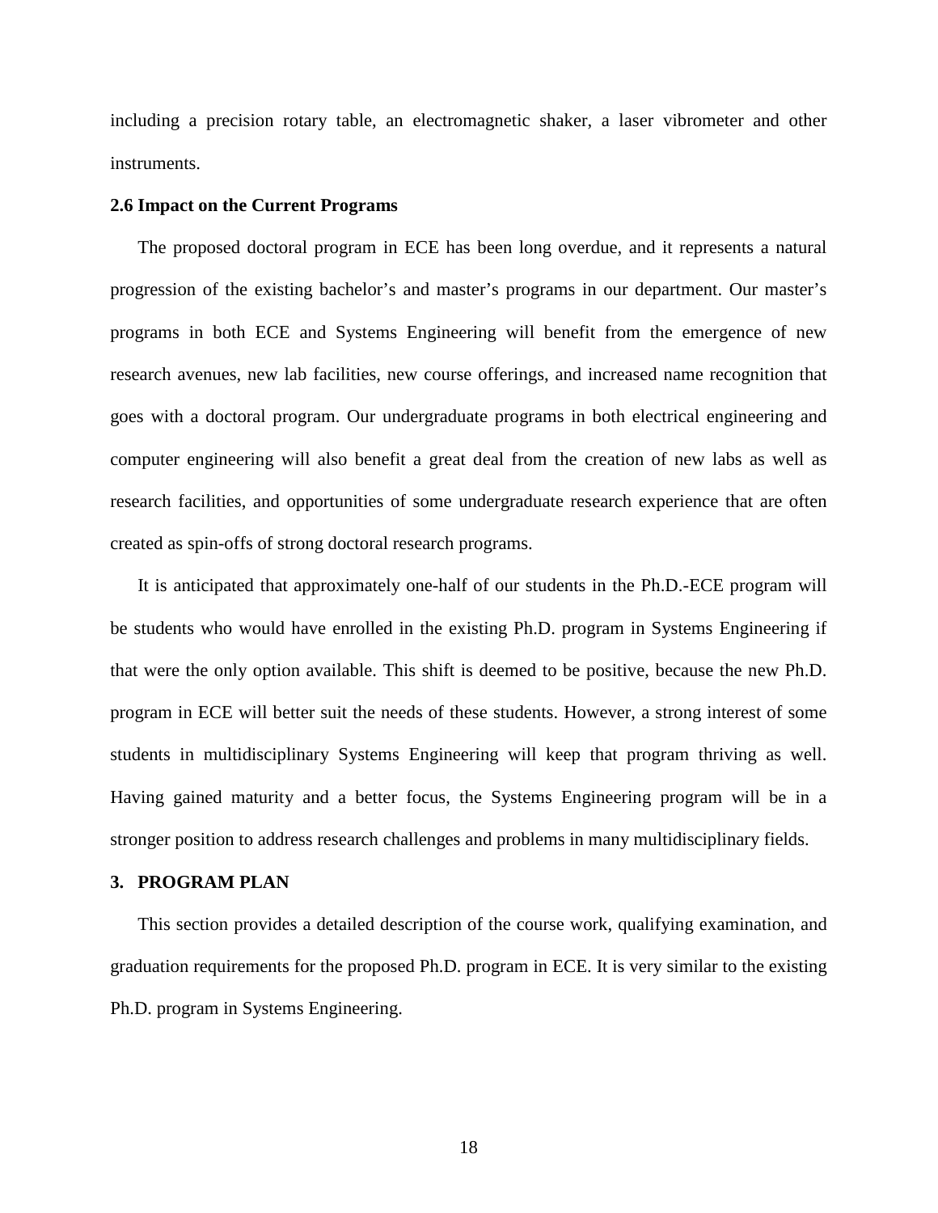including a precision rotary table, an electromagnetic shaker, a laser vibrometer and other instruments.

### 2.6 Impact on the Current Programs

The proposed doctoral program in ECE has been long overdue, and it represents a natural progression of the existing bachelor's and master's programs in our department. Our master's programs in both ECE and Systems Engineering will benefit from the emergence of new research avenues, new lab facilities, new course offerings, and increased name recognition that goes with a doctoral program. Our undergraduate programs in both electrical engineering and computer engineering will also benefit a great deal from the creation of new labs as well as research facilities, and opportunities of some undergraduate research experience that are often created as spin-offs of strong doctoral research programs.

It is anticipated that approximately one-half of our students in the Ph.D.-ECE program will be students who would have enrolled in the existing Ph.D. program in Systems Engineering if that were the only option available. This shift is deemed to be positive, because the new Ph.D. program in ECE will better suit the needs of these students. However, a strong interest of some students in multidisciplinary Systems Engineering will keep that program thriving as well. Having gained maturity and a better focus, the Systems Engineering program will be in a stronger position to address research challenges and problems in many multidisciplinary fields.

## 3. PROGRAM PLAN

This section provides a detailed description of the course work, qualifying examination, and graduation requirements for the proposed Ph.D. program in ECE. It is very similar to the existing Ph.D. program in Systems Engineering.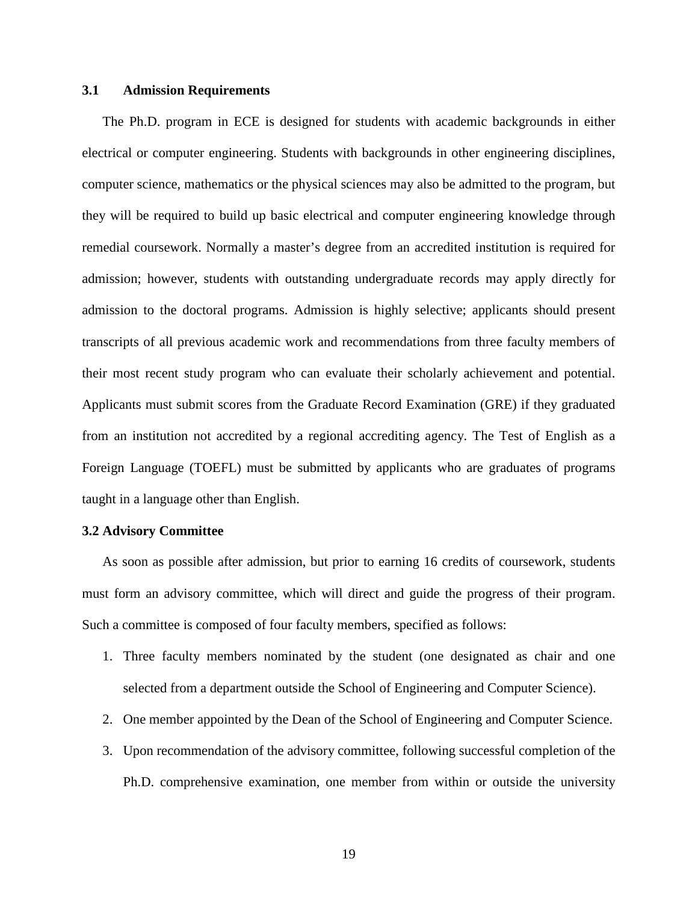### 3.1 Admission Requirements

The Ph.D. program in ECE is designed for students with academic backgrounds in either electrical or computer engineering. Students with backgrounds in other engineering disciplines, computer science, mathematics or the physical sciences may also be admitted to the program, but they will be required to build up basic electrical and computer engineering knowledge through remedial coursework. Normally a master's degree from an accredited institution is required for admission; however, students with outstanding undergraduate records may apply directly for admission to the doctoral programs. Admission is highly selective; applicants should present transcripts of all previous academic work and recommendations from three faculty members of their most recent study program who can evaluate their scholarly achievement and potential. Applicants must submit scores from the Graduate Record Examination (GRE) if they graduated from an institution not accredited by a regional accrediting agency. The Test of English as a Foreign Language (TOEFL) must be submitted by applicants who are graduates of programs taught in a language other than English.

### 3.2 Advisory Committee

As soon as possible after admission, but prior to earning 16 credits of coursework, students must form an advisory committee, which will direct and guide the progress of their program. Such a committee is composed of four faculty members, specified as follows:

1. Three faculty members nominated by the student (one designated as chair and one selected from a department outside the School of Engineering and Computer Science).
2. One member appointed by the Dean of the School of Engineering and Computer Science.
3. Upon recommendation of the advisory committee, following successful completion of the Ph.D. comprehensive examination, one member from within or outside the university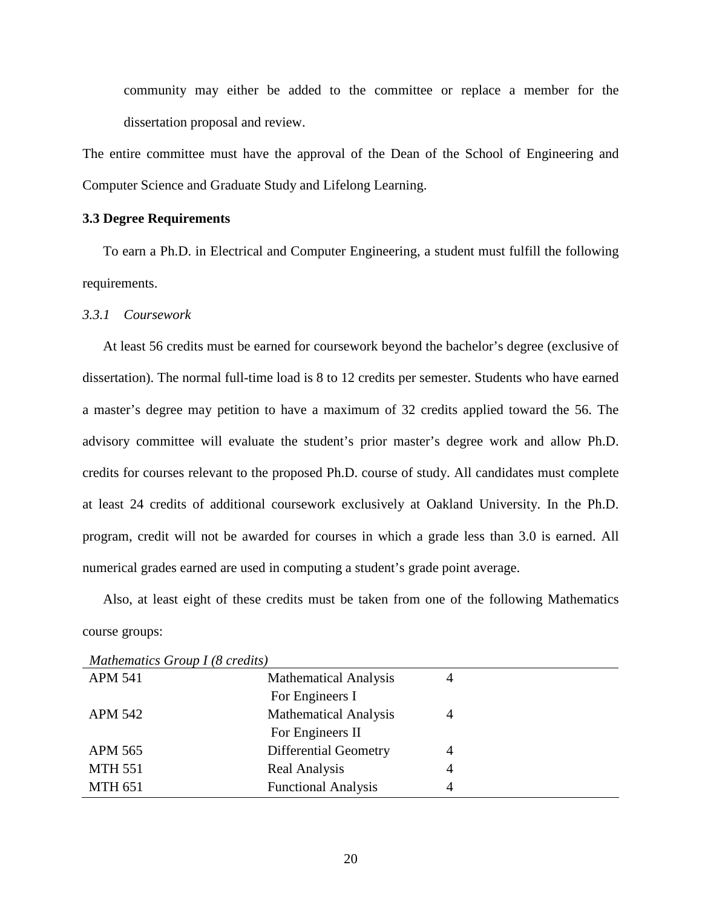community may either be added to the committee or replace a member for the dissertation proposal and review.

The entire committee must have the approval of the Dean of the School of Engineering and Computer Science and Graduate Study and Lifelong Learning.

### 3.3 Degree Requirements

To earn a Ph.D. in Electrical and Computer Engineering, a student must fulfill the following requirements.

#### *3.3.1 Coursework*

At least 56 credits must be earned for coursework beyond the bachelor's degree (exclusive of dissertation). The normal full-time load is 8 to 12 credits per semester. Students who have earned a master's degree may petition to have a maximum of 32 credits applied toward the 56. The advisory committee will evaluate the student's prior master's degree work and allow Ph.D. credits for courses relevant to the proposed Ph.D. course of study. All candidates must complete at least 24 credits of additional coursework exclusively at Oakland University. In the Ph.D. program, credit will not be awarded for courses in which a grade less than 3.0 is earned. All numerical grades earned are used in computing a student's grade point average.

Also, at least eight of these credits must be taken from one of the following Mathematics course groups:

| *Mathematics Group I (8 credits)* | | |
|---|---|---|
| APM 541 | Mathematical Analysis For Engineers I | 4 |
| APM 542 | Mathematical Analysis For Engineers II | 4 |
| APM 565 | Differential Geometry | 4 |
| MTH 551 | Real Analysis | 4 |
| MTH 651 | Functional Analysis | 4 |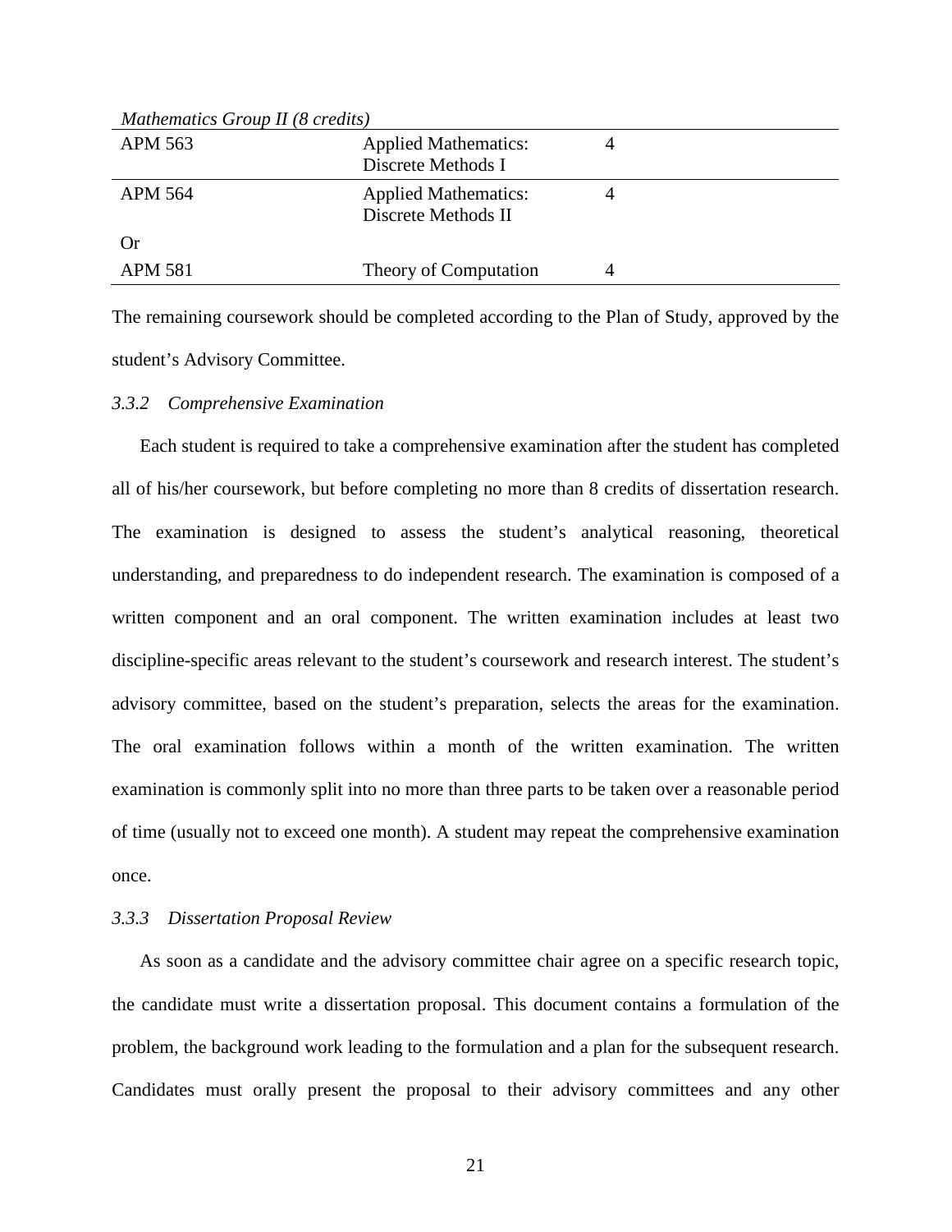*Mathematics Group II (8 credits)*

| | | | |
|---|---|---|---|
| APM 563 | Applied Mathematics: Discrete Methods I | 4 | |
| APM 564 | Applied Mathematics: Discrete Methods II | 4 | |
| Or | | | |
| APM 581 | Theory of Computation | 4 | |

The remaining coursework should be completed according to the Plan of Study, approved by the student's Advisory Committee.

### *3.3.2 Comprehensive Examination*

Each student is required to take a comprehensive examination after the student has completed all of his/her coursework, but before completing no more than 8 credits of dissertation research. The examination is designed to assess the student's analytical reasoning, theoretical understanding, and preparedness to do independent research. The examination is composed of a written component and an oral component. The written examination includes at least two discipline-specific areas relevant to the student's coursework and research interest. The student's advisory committee, based on the student's preparation, selects the areas for the examination. The oral examination follows within a month of the written examination. The written examination is commonly split into no more than three parts to be taken over a reasonable period of time (usually not to exceed one month). A student may repeat the comprehensive examination once.

### *3.3.3 Dissertation Proposal Review*

As soon as a candidate and the advisory committee chair agree on a specific research topic, the candidate must write a dissertation proposal. This document contains a formulation of the problem, the background work leading to the formulation and a plan for the subsequent research. Candidates must orally present the proposal to their advisory committees and any other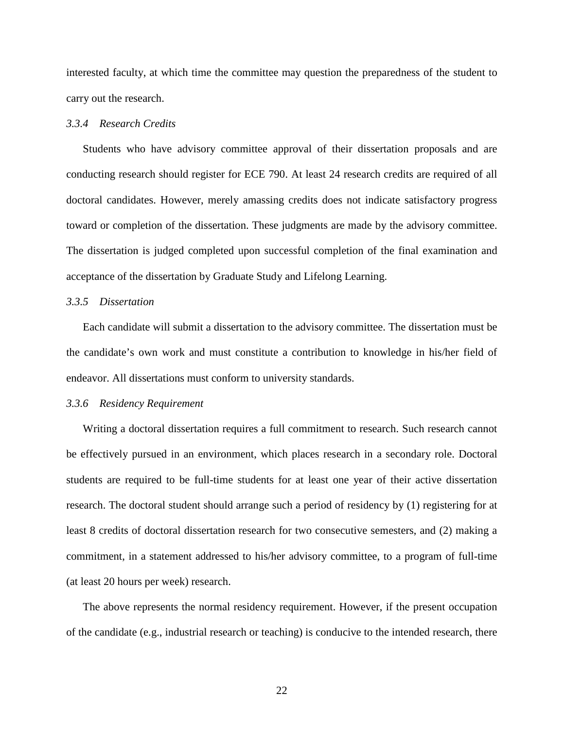interested faculty, at which time the committee may question the preparedness of the student to carry out the research.

### *3.3.4 Research Credits*

Students who have advisory committee approval of their dissertation proposals and are conducting research should register for ECE 790. At least 24 research credits are required of all doctoral candidates. However, merely amassing credits does not indicate satisfactory progress toward or completion of the dissertation. These judgments are made by the advisory committee. The dissertation is judged completed upon successful completion of the final examination and acceptance of the dissertation by Graduate Study and Lifelong Learning.

### *3.3.5 Dissertation*

Each candidate will submit a dissertation to the advisory committee. The dissertation must be the candidate's own work and must constitute a contribution to knowledge in his/her field of endeavor. All dissertations must conform to university standards.

### *3.3.6 Residency Requirement*

Writing a doctoral dissertation requires a full commitment to research. Such research cannot be effectively pursued in an environment, which places research in a secondary role. Doctoral students are required to be full-time students for at least one year of their active dissertation research. The doctoral student should arrange such a period of residency by (1) registering for at least 8 credits of doctoral dissertation research for two consecutive semesters, and (2) making a commitment, in a statement addressed to his/her advisory committee, to a program of full-time (at least 20 hours per week) research.

The above represents the normal residency requirement. However, if the present occupation of the candidate (e.g., industrial research or teaching) is conducive to the intended research, there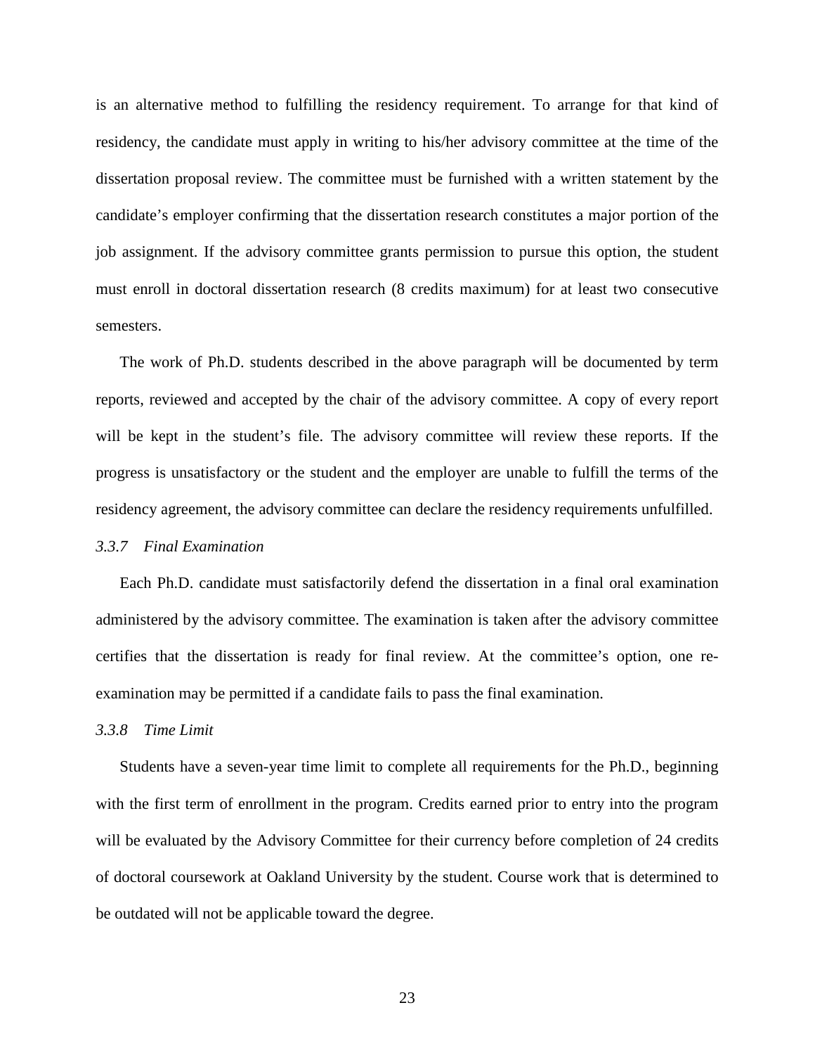is an alternative method to fulfilling the residency requirement. To arrange for that kind of residency, the candidate must apply in writing to his/her advisory committee at the time of the dissertation proposal review. The committee must be furnished with a written statement by the candidate's employer confirming that the dissertation research constitutes a major portion of the job assignment. If the advisory committee grants permission to pursue this option, the student must enroll in doctoral dissertation research (8 credits maximum) for at least two consecutive semesters.

The work of Ph.D. students described in the above paragraph will be documented by term reports, reviewed and accepted by the chair of the advisory committee. A copy of every report will be kept in the student's file. The advisory committee will review these reports. If the progress is unsatisfactory or the student and the employer are unable to fulfill the terms of the residency agreement, the advisory committee can declare the residency requirements unfulfilled.

### *3.3.7 Final Examination*

Each Ph.D. candidate must satisfactorily defend the dissertation in a final oral examination administered by the advisory committee. The examination is taken after the advisory committee certifies that the dissertation is ready for final review. At the committee's option, one re-examination may be permitted if a candidate fails to pass the final examination.

### *3.3.8 Time Limit*

Students have a seven-year time limit to complete all requirements for the Ph.D., beginning with the first term of enrollment in the program. Credits earned prior to entry into the program will be evaluated by the Advisory Committee for their currency before completion of 24 credits of doctoral coursework at Oakland University by the student. Course work that is determined to be outdated will not be applicable toward the degree.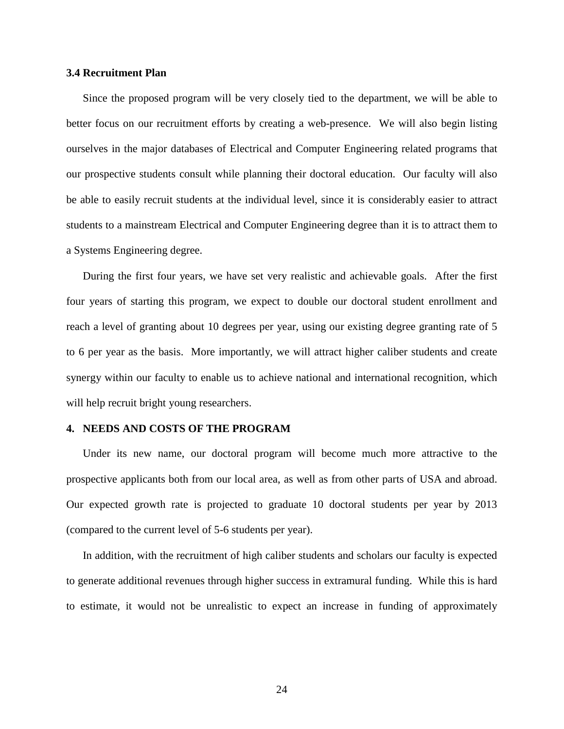### 3.4 Recruitment Plan

Since the proposed program will be very closely tied to the department, we will be able to better focus on our recruitment efforts by creating a web-presence. We will also begin listing ourselves in the major databases of Electrical and Computer Engineering related programs that our prospective students consult while planning their doctoral education. Our faculty will also be able to easily recruit students at the individual level, since it is considerably easier to attract students to a mainstream Electrical and Computer Engineering degree than it is to attract them to a Systems Engineering degree.

During the first four years, we have set very realistic and achievable goals. After the first four years of starting this program, we expect to double our doctoral student enrollment and reach a level of granting about 10 degrees per year, using our existing degree granting rate of 5 to 6 per year as the basis. More importantly, we will attract higher caliber students and create synergy within our faculty to enable us to achieve national and international recognition, which will help recruit bright young researchers.

## 4. NEEDS AND COSTS OF THE PROGRAM

Under its new name, our doctoral program will become much more attractive to the prospective applicants both from our local area, as well as from other parts of USA and abroad. Our expected growth rate is projected to graduate 10 doctoral students per year by 2013 (compared to the current level of 5-6 students per year).

In addition, with the recruitment of high caliber students and scholars our faculty is expected to generate additional revenues through higher success in extramural funding. While this is hard to estimate, it would not be unrealistic to expect an increase in funding of approximately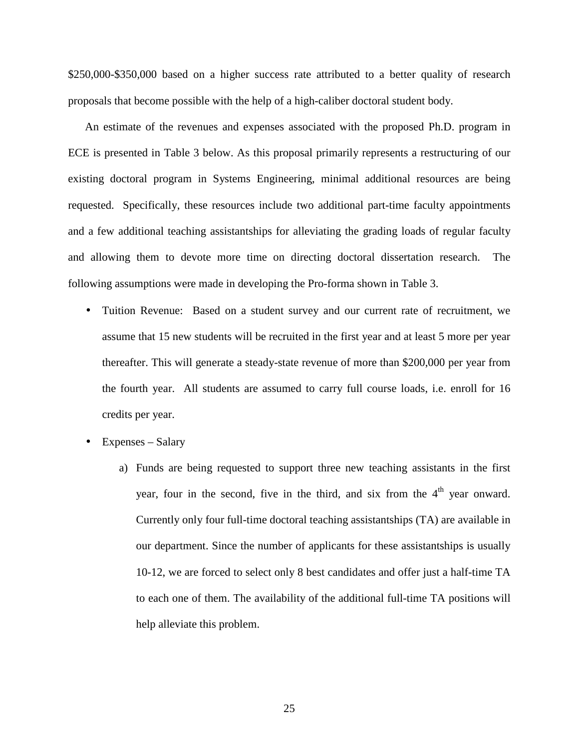$250,000-$350,000 based on a higher success rate attributed to a better quality of research proposals that become possible with the help of a high-caliber doctoral student body.

An estimate of the revenues and expenses associated with the proposed Ph.D. program in ECE is presented in Table 3 below. As this proposal primarily represents a restructuring of our existing doctoral program in Systems Engineering, minimal additional resources are being requested. Specifically, these resources include two additional part-time faculty appointments and a few additional teaching assistantships for alleviating the grading loads of regular faculty and allowing them to devote more time on directing doctoral dissertation research. The following assumptions were made in developing the Pro-forma shown in Table 3.

- Tuition Revenue: Based on a student survey and our current rate of recruitment, we assume that 15 new students will be recruited in the first year and at least 5 more per year thereafter. This will generate a steady-state revenue of more than $200,000 per year from the fourth year. All students are assumed to carry full course loads, i.e. enroll for 16 credits per year.
- Expenses – Salary
  a) Funds are being requested to support three new teaching assistants in the first year, four in the second, five in the third, and six from the 4th year onward. Currently only four full-time doctoral teaching assistantships (TA) are available in our department. Since the number of applicants for these assistantships is usually 10-12, we are forced to select only 8 best candidates and offer just a half-time TA to each one of them. The availability of the additional full-time TA positions will help alleviate this problem.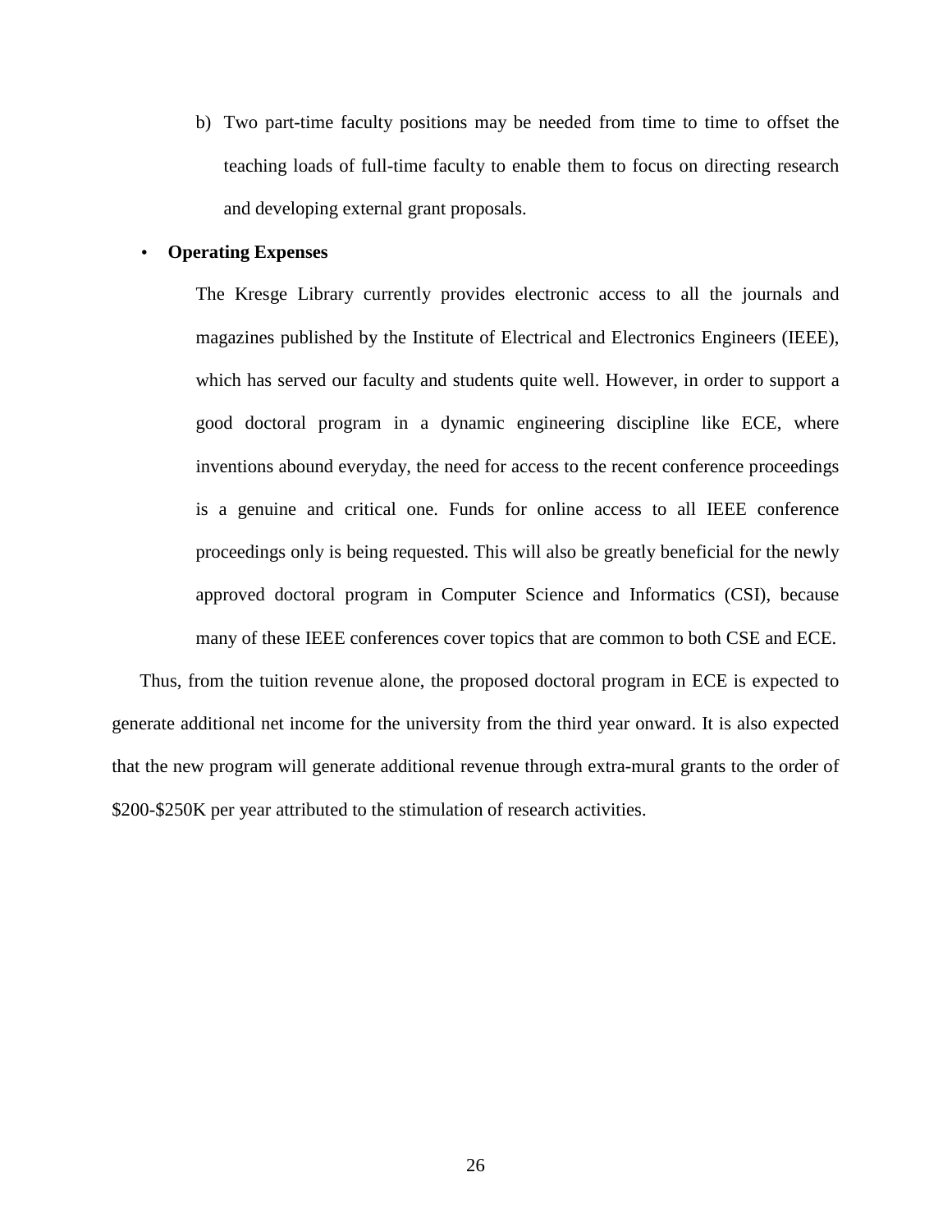b) Two part-time faculty positions may be needed from time to time to offset the teaching loads of full-time faculty to enable them to focus on directing research and developing external grant proposals.

- **Operating Expenses**

  The Kresge Library currently provides electronic access to all the journals and magazines published by the Institute of Electrical and Electronics Engineers (IEEE), which has served our faculty and students quite well. However, in order to support a good doctoral program in a dynamic engineering discipline like ECE, where inventions abound everyday, the need for access to the recent conference proceedings is a genuine and critical one. Funds for online access to all IEEE conference proceedings only is being requested. This will also be greatly beneficial for the newly approved doctoral program in Computer Science and Informatics (CSI), because many of these IEEE conferences cover topics that are common to both CSE and ECE.

Thus, from the tuition revenue alone, the proposed doctoral program in ECE is expected to generate additional net income for the university from the third year onward. It is also expected that the new program will generate additional revenue through extra-mural grants to the order of $200-$250K per year attributed to the stimulation of research activities.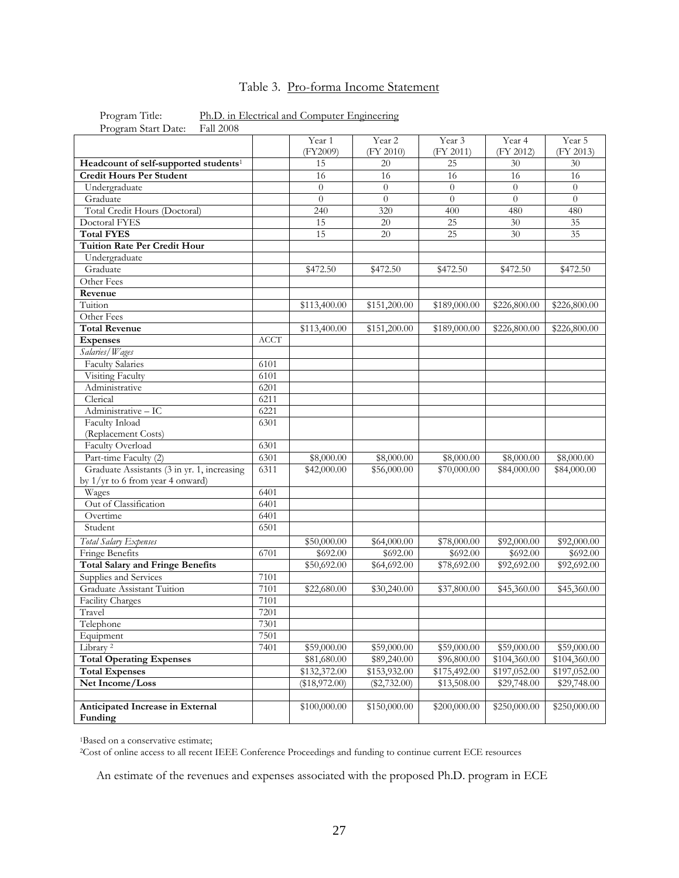Table 3. Pro-forma Income Statement

Program Title: Ph.D. in Electrical and Computer Engineering
Program Start Date: Fall 2008

| | | Year 1 (FY2009) | Year 2 (FY 2010) | Year 3 (FY 2011) | Year 4 (FY 2012) | Year 5 (FY 2013) |
|---|---|---|---|---|---|---|
| **Headcount of self-supported students**[1] | | 15 | 20 | 25 | 30 | 30 |
| **Credit Hours Per Student** | | 16 | 16 | 16 | 16 | 16 |
| Undergraduate | | 0 | 0 | 0 | 0 | 0 |
| Graduate | | 0 | 0 | 0 | 0 | 0 |
| Total Credit Hours (Doctoral) | | 240 | 320 | 400 | 480 | 480 |
| Doctoral FYES | | 15 | 20 | 25 | 30 | 35 |
| **Total FYES** | | 15 | 20 | 25 | 30 | 35 |
| **Tuition Rate Per Credit Hour** | | | | | | |
| Undergraduate | | | | | | |
| Graduate | | $472.50 | $472.50 | $472.50 | $472.50 | $472.50 |
| Other Fees | | | | | | |
| **Revenue** | | | | | | |
| Tuition | | $113,400.00 | $151,200.00 | $189,000.00 | $226,800.00 | $226,800.00 |
| Other Fees | | | | | | |
| **Total Revenue** | | $113,400.00 | $151,200.00 | $189,000.00 | $226,800.00 | $226,800.00 |
| **Expenses** | ACCT | | | | | |
| *Salaries/Wages* | | | | | | |
| Faculty Salaries | 6101 | | | | | |
| Visiting Faculty | 6101 | | | | | |
| Administrative | 6201 | | | | | |
| Clerical | 6211 | | | | | |
| Administrative – IC | 6221 | | | | | |
| Faculty Inload (Replacement Costs) | 6301 | | | | | |
| Faculty Overload | 6301 | | | | | |
| Part-time Faculty (2) | 6301 | $8,000.00 | $8,000.00 | $8,000.00 | $8,000.00 | $8,000.00 |
| Graduate Assistants (3 in yr. 1, increasing by 1/yr to 6 from year 4 onward) | 6311 | $42,000.00 | $56,000.00 | $70,000.00 | $84,000.00 | $84,000.00 |
| Wages | 6401 | | | | | |
| Out of Classification | 6401 | | | | | |
| Overtime | 6401 | | | | | |
| Student | 6501 | | | | | |
| *Total Salary Expenses* | | $50,000.00 | $64,000.00 | $78,000.00 | $92,000.00 | $92,000.00 |
| Fringe Benefits | 6701 | $692.00 | $692.00 | $692.00 | $692.00 | $692.00 |
| **Total Salary and Fringe Benefits** | | $50,692.00 | $64,692.00 | $78,692.00 | $92,692.00 | $92,692.00 |
| Supplies and Services | 7101 | | | | | |
| Graduate Assistant Tuition | 7101 | $22,680.00 | $30,240.00 | $37,800.00 | $45,360.00 | $45,360.00 |
| Facility Charges | 7101 | | | | | |
| Travel | 7201 | | | | | |
| Telephone | 7301 | | | | | |
| Equipment | 7501 | | | | | |
| Library [2] | 7401 | $59,000.00 | $59,000.00 | $59,000.00 | $59,000.00 | $59,000.00 |
| **Total Operating Expenses** | | $81,680.00 | $89,240.00 | $96,800.00 | $104,360.00 | $104,360.00 |
| **Total Expenses** | | $132,372.00 | $153,932.00 | $175,492.00 | $197,052.00 | $197,052.00 |
| **Net Income/Loss** | | ($18,972.00) | ($2,732.00) | $13,508.00 | $29,748.00 | $29,748.00 |
| | | | | | | |
| **Anticipated Increase in External Funding** | | $100,000.00 | $150,000.00 | $200,000.00 | $250,000.00 | $250,000.00 |

[1]Based on a conservative estimate;
[2]Cost of online access to all recent IEEE Conference Proceedings and funding to continue current ECE resources

An estimate of the revenues and expenses associated with the proposed Ph.D. program in ECE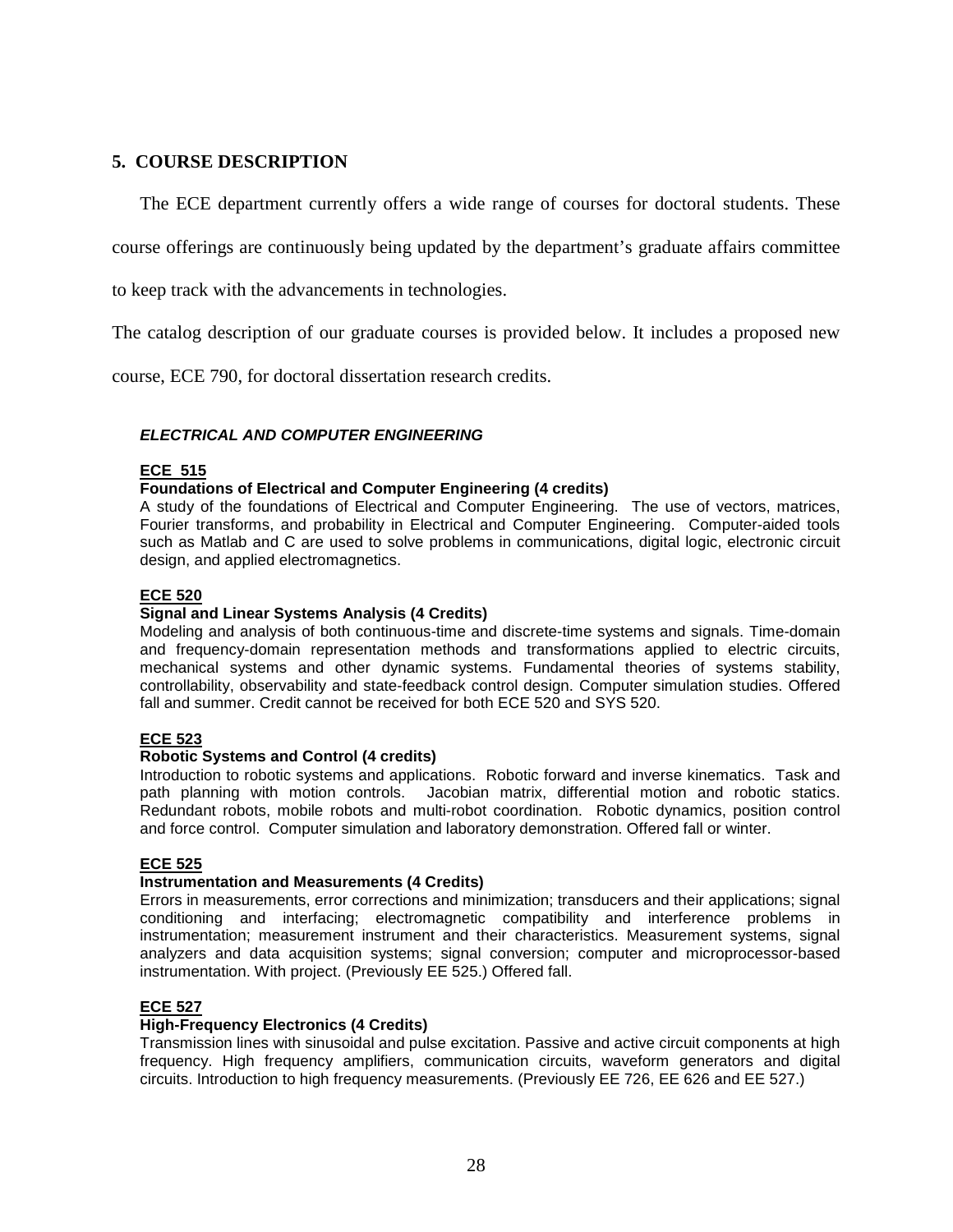## 5. COURSE DESCRIPTION

The ECE department currently offers a wide range of courses for doctoral students. These course offerings are continuously being updated by the department's graduate affairs committee to keep track with the advancements in technologies.

The catalog description of our graduate courses is provided below. It includes a proposed new course, ECE 790, for doctoral dissertation research credits.

### *ELECTRICAL AND COMPUTER ENGINEERING*

**ECE 515**

**Foundations of Electrical and Computer Engineering (4 credits)**

A study of the foundations of Electrical and Computer Engineering. The use of vectors, matrices, Fourier transforms, and probability in Electrical and Computer Engineering. Computer-aided tools such as Matlab and C are used to solve problems in communications, digital logic, electronic circuit design, and applied electromagnetics.

**ECE 520**

**Signal and Linear Systems Analysis (4 Credits)**

Modeling and analysis of both continuous-time and discrete-time systems and signals. Time-domain and frequency-domain representation methods and transformations applied to electric circuits, mechanical systems and other dynamic systems. Fundamental theories of systems stability, controllability, observability and state-feedback control design. Computer simulation studies. Offered fall and summer. Credit cannot be received for both ECE 520 and SYS 520.

**ECE 523**

**Robotic Systems and Control (4 credits)**

Introduction to robotic systems and applications. Robotic forward and inverse kinematics. Task and path planning with motion controls. Jacobian matrix, differential motion and robotic statics. Redundant robots, mobile robots and multi-robot coordination. Robotic dynamics, position control and force control. Computer simulation and laboratory demonstration. Offered fall or winter.

**ECE 525**

**Instrumentation and Measurements (4 Credits)**

Errors in measurements, error corrections and minimization; transducers and their applications; signal conditioning and interfacing; electromagnetic compatibility and interference problems in instrumentation; measurement instrument and their characteristics. Measurement systems, signal analyzers and data acquisition systems; signal conversion; computer and microprocessor-based instrumentation. With project. (Previously EE 525.) Offered fall.

**ECE 527**

**High-Frequency Electronics (4 Credits)**

Transmission lines with sinusoidal and pulse excitation. Passive and active circuit components at high frequency. High frequency amplifiers, communication circuits, waveform generators and digital circuits. Introduction to high frequency measurements. (Previously EE 726, EE 626 and EE 527.)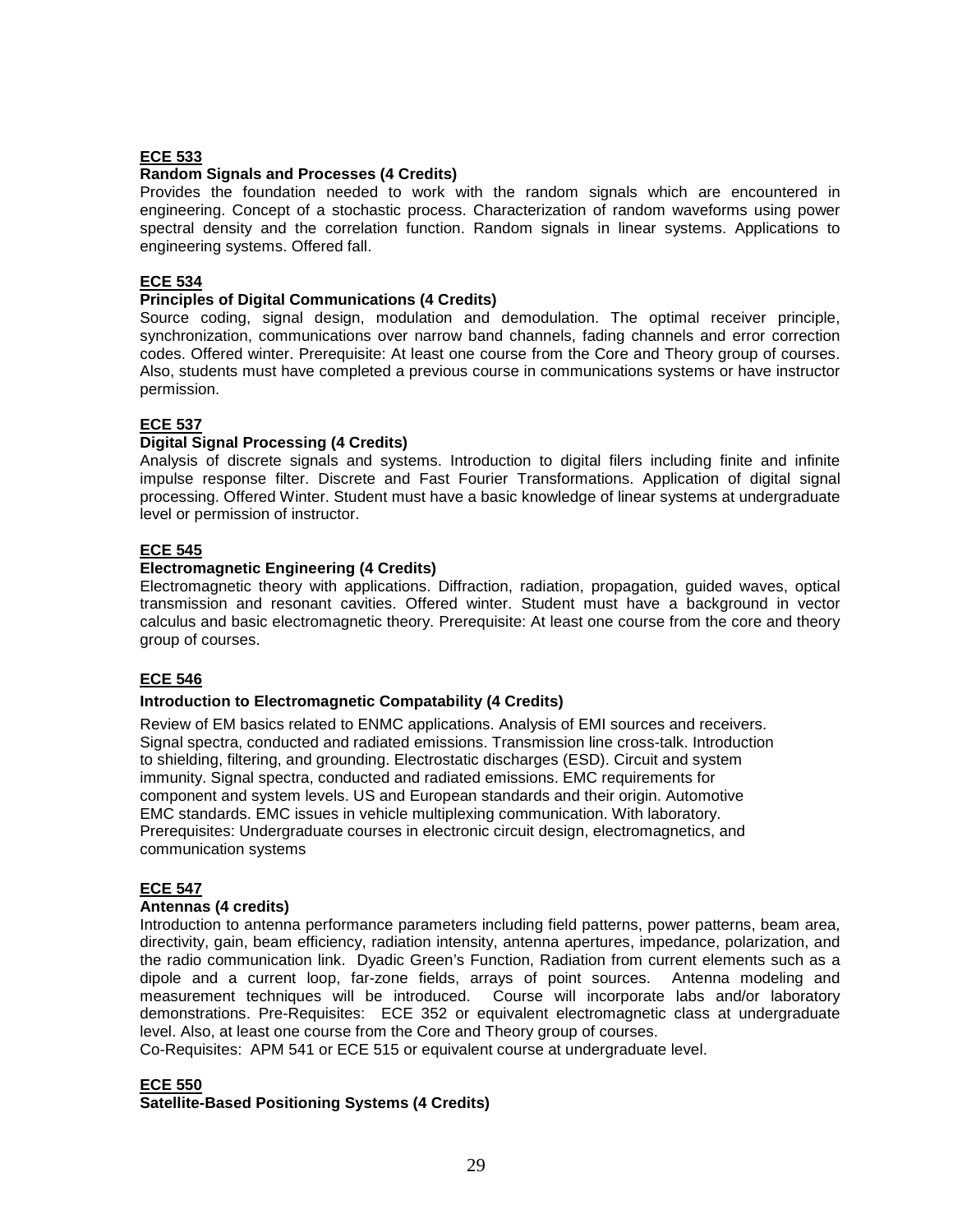**ECE 533**

**Random Signals and Processes (4 Credits)**

Provides the foundation needed to work with the random signals which are encountered in engineering. Concept of a stochastic process. Characterization of random waveforms using power spectral density and the correlation function. Random signals in linear systems. Applications to engineering systems. Offered fall.

**ECE 534**

**Principles of Digital Communications (4 Credits)**

Source coding, signal design, modulation and demodulation. The optimal receiver principle, synchronization, communications over narrow band channels, fading channels and error correction codes. Offered winter. Prerequisite: At least one course from the Core and Theory group of courses. Also, students must have completed a previous course in communications systems or have instructor permission.

**ECE 537**

**Digital Signal Processing (4 Credits)**

Analysis of discrete signals and systems. Introduction to digital filers including finite and infinite impulse response filter. Discrete and Fast Fourier Transformations. Application of digital signal processing. Offered Winter. Student must have a basic knowledge of linear systems at undergraduate level or permission of instructor.

**ECE 545**

**Electromagnetic Engineering (4 Credits)**

Electromagnetic theory with applications. Diffraction, radiation, propagation, guided waves, optical transmission and resonant cavities. Offered winter. Student must have a background in vector calculus and basic electromagnetic theory. Prerequisite: At least one course from the core and theory group of courses.

**ECE 546**

**Introduction to Electromagnetic Compatability (4 Credits)**

Review of EM basics related to ENMC applications. Analysis of EMI sources and receivers. Signal spectra, conducted and radiated emissions. Transmission line cross-talk. Introduction to shielding, filtering, and grounding. Electrostatic discharges (ESD). Circuit and system immunity. Signal spectra, conducted and radiated emissions. EMC requirements for component and system levels. US and European standards and their origin. Automotive EMC standards. EMC issues in vehicle multiplexing communication. With laboratory. Prerequisites: Undergraduate courses in electronic circuit design, electromagnetics, and communication systems

**ECE 547**

**Antennas (4 credits)**

Introduction to antenna performance parameters including field patterns, power patterns, beam area, directivity, gain, beam efficiency, radiation intensity, antenna apertures, impedance, polarization, and the radio communication link. Dyadic Green's Function, Radiation from current elements such as a dipole and a current loop, far-zone fields, arrays of point sources. Antenna modeling and measurement techniques will be introduced. Course will incorporate labs and/or laboratory demonstrations. Pre-Requisites: ECE 352 or equivalent electromagnetic class at undergraduate level. Also, at least one course from the Core and Theory group of courses.

Co-Requisites: APM 541 or ECE 515 or equivalent course at undergraduate level.

**ECE 550**

**Satellite-Based Positioning Systems (4 Credits)**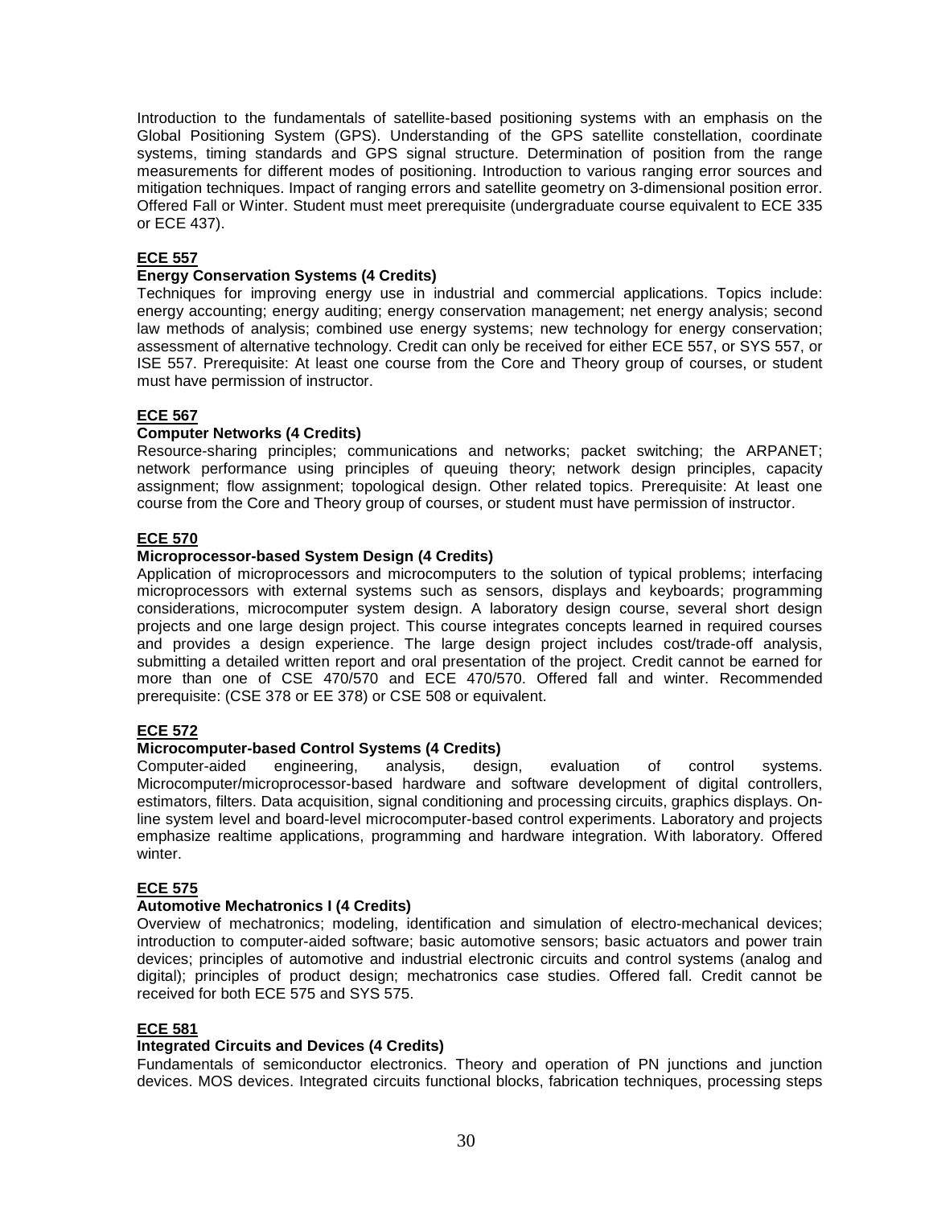Introduction to the fundamentals of satellite-based positioning systems with an emphasis on the Global Positioning System (GPS). Understanding of the GPS satellite constellation, coordinate systems, timing standards and GPS signal structure. Determination of position from the range measurements for different modes of positioning. Introduction to various ranging error sources and mitigation techniques. Impact of ranging errors and satellite geometry on 3-dimensional position error. Offered Fall or Winter. Student must meet prerequisite (undergraduate course equivalent to ECE 335 or ECE 437).

**ECE 557**

**Energy Conservation Systems (4 Credits)**

Techniques for improving energy use in industrial and commercial applications. Topics include: energy accounting; energy auditing; energy conservation management; net energy analysis; second law methods of analysis; combined use energy systems; new technology for energy conservation; assessment of alternative technology. Credit can only be received for either ECE 557, or SYS 557, or ISE 557. Prerequisite: At least one course from the Core and Theory group of courses, or student must have permission of instructor.

**ECE 567**

**Computer Networks (4 Credits)**

Resource-sharing principles; communications and networks; packet switching; the ARPANET; network performance using principles of queuing theory; network design principles, capacity assignment; flow assignment; topological design. Other related topics. Prerequisite: At least one course from the Core and Theory group of courses, or student must have permission of instructor.

**ECE 570**

**Microprocessor-based System Design (4 Credits)**

Application of microprocessors and microcomputers to the solution of typical problems; interfacing microprocessors with external systems such as sensors, displays and keyboards; programming considerations, microcomputer system design. A laboratory design course, several short design projects and one large design project. This course integrates concepts learned in required courses and provides a design experience. The large design project includes cost/trade-off analysis, submitting a detailed written report and oral presentation of the project. Credit cannot be earned for more than one of CSE 470/570 and ECE 470/570. Offered fall and winter. Recommended prerequisite: (CSE 378 or EE 378) or CSE 508 or equivalent.

**ECE 572**

**Microcomputer-based Control Systems (4 Credits)**

Computer-aided engineering, analysis, design, evaluation of control systems. Microcomputer/microprocessor-based hardware and software development of digital controllers, estimators, filters. Data acquisition, signal conditioning and processing circuits, graphics displays. On-line system level and board-level microcomputer-based control experiments. Laboratory and projects emphasize realtime applications, programming and hardware integration. With laboratory. Offered winter.

**ECE 575**

**Automotive Mechatronics I (4 Credits)**

Overview of mechatronics; modeling, identification and simulation of electro-mechanical devices; introduction to computer-aided software; basic automotive sensors; basic actuators and power train devices; principles of automotive and industrial electronic circuits and control systems (analog and digital); principles of product design; mechatronics case studies. Offered fall. Credit cannot be received for both ECE 575 and SYS 575.

**ECE 581**

**Integrated Circuits and Devices (4 Credits)**

Fundamentals of semiconductor electronics. Theory and operation of PN junctions and junction devices. MOS devices. Integrated circuits functional blocks, fabrication techniques, processing steps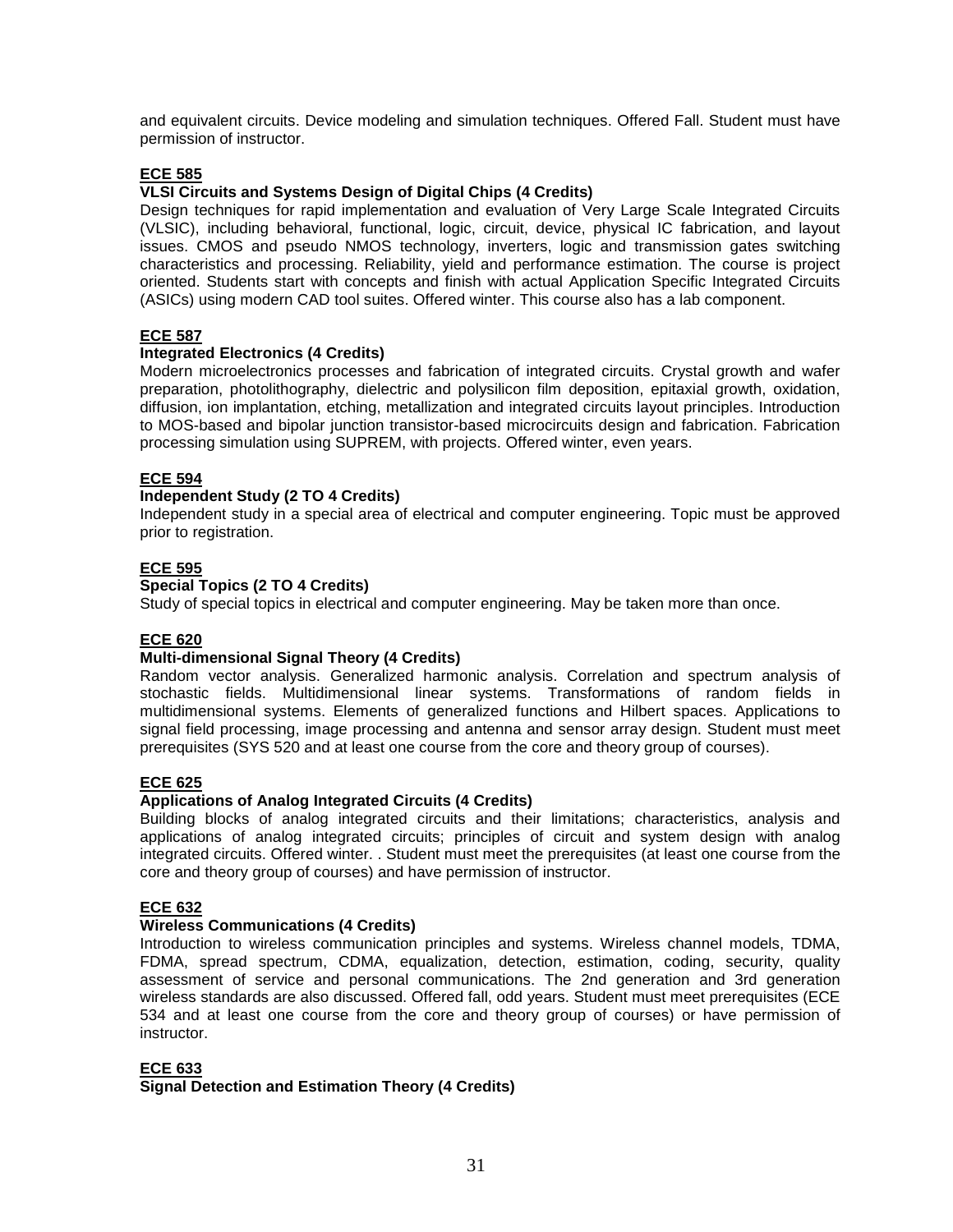and equivalent circuits. Device modeling and simulation techniques. Offered Fall. Student must have permission of instructor.

**ECE 585**

**VLSI Circuits and Systems Design of Digital Chips (4 Credits)**

Design techniques for rapid implementation and evaluation of Very Large Scale Integrated Circuits (VLSIC), including behavioral, functional, logic, circuit, device, physical IC fabrication, and layout issues. CMOS and pseudo NMOS technology, inverters, logic and transmission gates switching characteristics and processing. Reliability, yield and performance estimation. The course is project oriented. Students start with concepts and finish with actual Application Specific Integrated Circuits (ASICs) using modern CAD tool suites. Offered winter. This course also has a lab component.

**ECE 587**

**Integrated Electronics (4 Credits)**

Modern microelectronics processes and fabrication of integrated circuits. Crystal growth and wafer preparation, photolithography, dielectric and polysilicon film deposition, epitaxial growth, oxidation, diffusion, ion implantation, etching, metallization and integrated circuits layout principles. Introduction to MOS-based and bipolar junction transistor-based microcircuits design and fabrication. Fabrication processing simulation using SUPREM, with projects. Offered winter, even years.

**ECE 594**

**Independent Study (2 TO 4 Credits)**

Independent study in a special area of electrical and computer engineering. Topic must be approved prior to registration.

**ECE 595**

**Special Topics (2 TO 4 Credits)**

Study of special topics in electrical and computer engineering. May be taken more than once.

**ECE 620**

**Multi-dimensional Signal Theory (4 Credits)**

Random vector analysis. Generalized harmonic analysis. Correlation and spectrum analysis of stochastic fields. Multidimensional linear systems. Transformations of random fields in multidimensional systems. Elements of generalized functions and Hilbert spaces. Applications to signal field processing, image processing and antenna and sensor array design. Student must meet prerequisites (SYS 520 and at least one course from the core and theory group of courses).

**ECE 625**

**Applications of Analog Integrated Circuits (4 Credits)**

Building blocks of analog integrated circuits and their limitations; characteristics, analysis and applications of analog integrated circuits; principles of circuit and system design with analog integrated circuits. Offered winter. . Student must meet the prerequisites (at least one course from the core and theory group of courses) and have permission of instructor.

**ECE 632**

**Wireless Communications (4 Credits)**

Introduction to wireless communication principles and systems. Wireless channel models, TDMA, FDMA, spread spectrum, CDMA, equalization, detection, estimation, coding, security, quality assessment of service and personal communications. The 2nd generation and 3rd generation wireless standards are also discussed. Offered fall, odd years. Student must meet prerequisites (ECE 534 and at least one course from the core and theory group of courses) or have permission of instructor.

**ECE 633**

**Signal Detection and Estimation Theory (4 Credits)**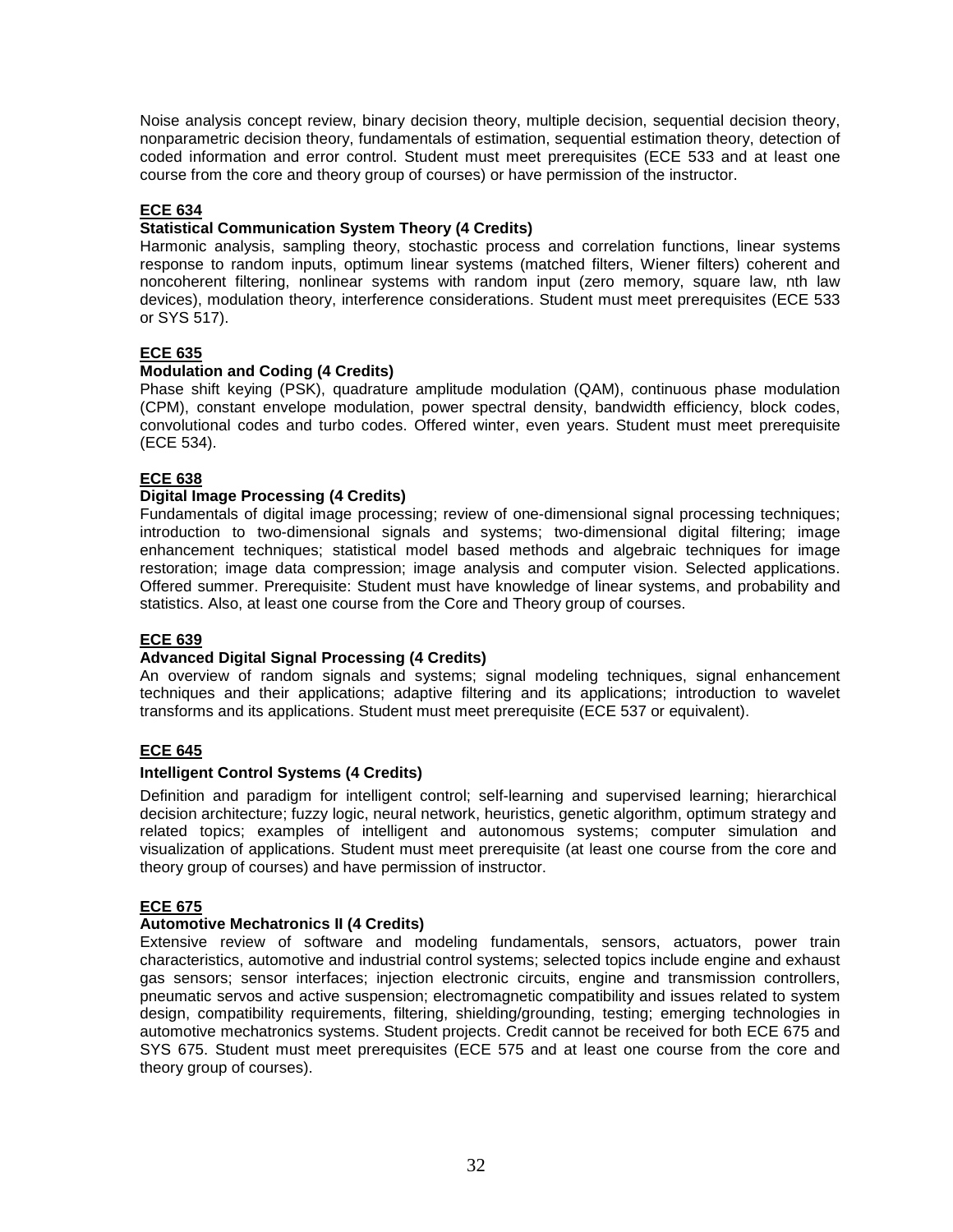Noise analysis concept review, binary decision theory, multiple decision, sequential decision theory, nonparametric decision theory, fundamentals of estimation, sequential estimation theory, detection of coded information and error control. Student must meet prerequisites (ECE 533 and at least one course from the core and theory group of courses) or have permission of the instructor.

**ECE 634**

**Statistical Communication System Theory (4 Credits)**

Harmonic analysis, sampling theory, stochastic process and correlation functions, linear systems response to random inputs, optimum linear systems (matched filters, Wiener filters) coherent and noncoherent filtering, nonlinear systems with random input (zero memory, square law, nth law devices), modulation theory, interference considerations. Student must meet prerequisites (ECE 533 or SYS 517).

**ECE 635**

**Modulation and Coding (4 Credits)**

Phase shift keying (PSK), quadrature amplitude modulation (QAM), continuous phase modulation (CPM), constant envelope modulation, power spectral density, bandwidth efficiency, block codes, convolutional codes and turbo codes. Offered winter, even years. Student must meet prerequisite (ECE 534).

**ECE 638**

**Digital Image Processing (4 Credits)**

Fundamentals of digital image processing; review of one-dimensional signal processing techniques; introduction to two-dimensional signals and systems; two-dimensional digital filtering; image enhancement techniques; statistical model based methods and algebraic techniques for image restoration; image data compression; image analysis and computer vision. Selected applications. Offered summer. Prerequisite: Student must have knowledge of linear systems, and probability and statistics. Also, at least one course from the Core and Theory group of courses.

**ECE 639**

**Advanced Digital Signal Processing (4 Credits)**

An overview of random signals and systems; signal modeling techniques, signal enhancement techniques and their applications; adaptive filtering and its applications; introduction to wavelet transforms and its applications. Student must meet prerequisite (ECE 537 or equivalent).

**ECE 645**

**Intelligent Control Systems (4 Credits)**

Definition and paradigm for intelligent control; self-learning and supervised learning; hierarchical decision architecture; fuzzy logic, neural network, heuristics, genetic algorithm, optimum strategy and related topics; examples of intelligent and autonomous systems; computer simulation and visualization of applications. Student must meet prerequisite (at least one course from the core and theory group of courses) and have permission of instructor.

**ECE 675**

**Automotive Mechatronics II (4 Credits)**

Extensive review of software and modeling fundamentals, sensors, actuators, power train characteristics, automotive and industrial control systems; selected topics include engine and exhaust gas sensors; sensor interfaces; injection electronic circuits, engine and transmission controllers, pneumatic servos and active suspension; electromagnetic compatibility and issues related to system design, compatibility requirements, filtering, shielding/grounding, testing; emerging technologies in automotive mechatronics systems. Student projects. Credit cannot be received for both ECE 675 and SYS 675. Student must meet prerequisites (ECE 575 and at least one course from the core and theory group of courses).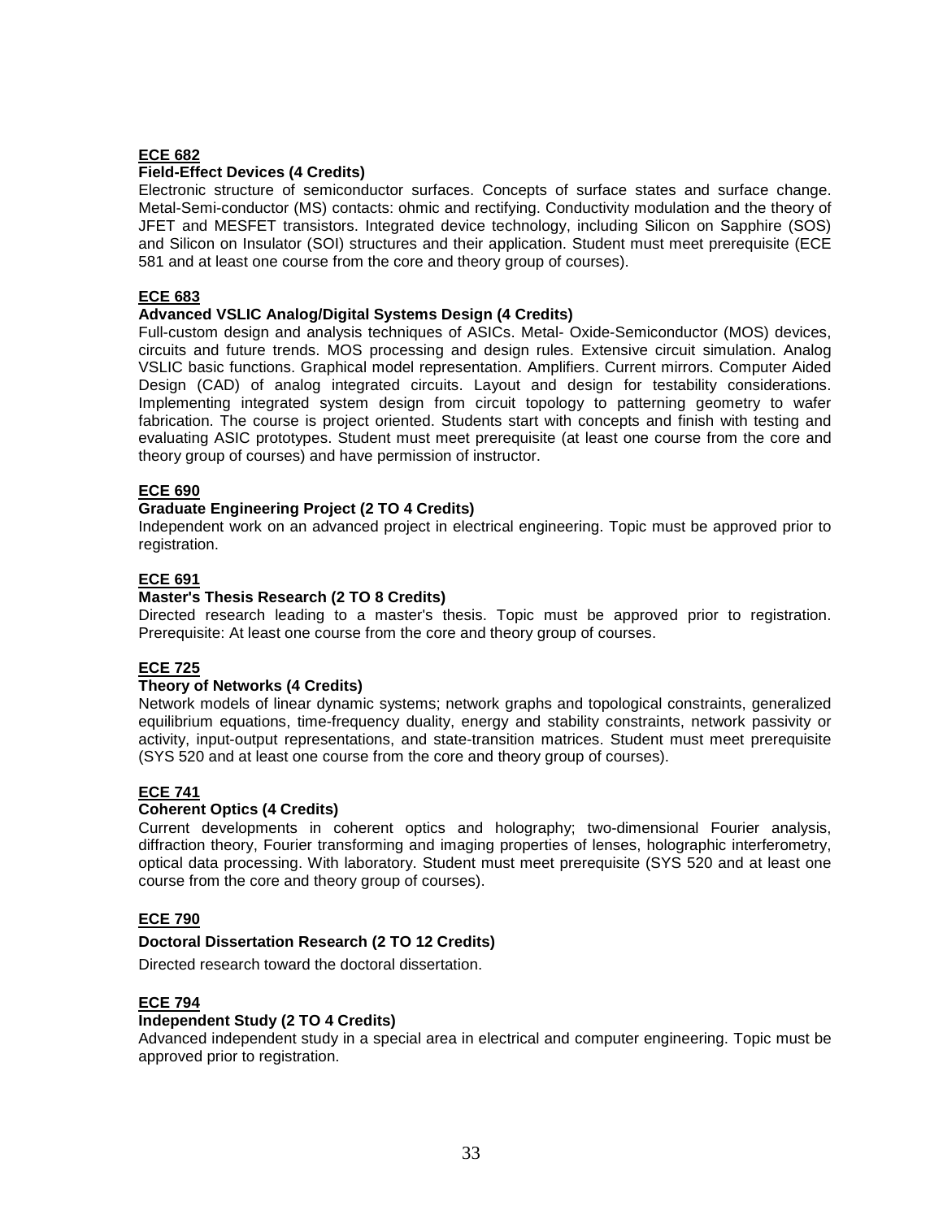**ECE 682**

**Field-Effect Devices (4 Credits)**

Electronic structure of semiconductor surfaces. Concepts of surface states and surface change. Metal-Semi-conductor (MS) contacts: ohmic and rectifying. Conductivity modulation and the theory of JFET and MESFET transistors. Integrated device technology, including Silicon on Sapphire (SOS) and Silicon on Insulator (SOI) structures and their application. Student must meet prerequisite (ECE 581 and at least one course from the core and theory group of courses).

**ECE 683**

**Advanced VSLIC Analog/Digital Systems Design (4 Credits)**

Full-custom design and analysis techniques of ASICs. Metal- Oxide-Semiconductor (MOS) devices, circuits and future trends. MOS processing and design rules. Extensive circuit simulation. Analog VSLIC basic functions. Graphical model representation. Amplifiers. Current mirrors. Computer Aided Design (CAD) of analog integrated circuits. Layout and design for testability considerations. Implementing integrated system design from circuit topology to patterning geometry to wafer fabrication. The course is project oriented. Students start with concepts and finish with testing and evaluating ASIC prototypes. Student must meet prerequisite (at least one course from the core and theory group of courses) and have permission of instructor.

**ECE 690**

**Graduate Engineering Project (2 TO 4 Credits)**

Independent work on an advanced project in electrical engineering. Topic must be approved prior to registration.

**ECE 691**

**Master's Thesis Research (2 TO 8 Credits)**

Directed research leading to a master's thesis. Topic must be approved prior to registration. Prerequisite: At least one course from the core and theory group of courses.

**ECE 725**

**Theory of Networks (4 Credits)**

Network models of linear dynamic systems; network graphs and topological constraints, generalized equilibrium equations, time-frequency duality, energy and stability constraints, network passivity or activity, input-output representations, and state-transition matrices. Student must meet prerequisite (SYS 520 and at least one course from the core and theory group of courses).

**ECE 741**

**Coherent Optics (4 Credits)**

Current developments in coherent optics and holography; two-dimensional Fourier analysis, diffraction theory, Fourier transforming and imaging properties of lenses, holographic interferometry, optical data processing. With laboratory. Student must meet prerequisite (SYS 520 and at least one course from the core and theory group of courses).

**ECE 790**

**Doctoral Dissertation Research (2 TO 12 Credits)**

Directed research toward the doctoral dissertation.

**ECE 794**

**Independent Study (2 TO 4 Credits)**

Advanced independent study in a special area in electrical and computer engineering. Topic must be approved prior to registration.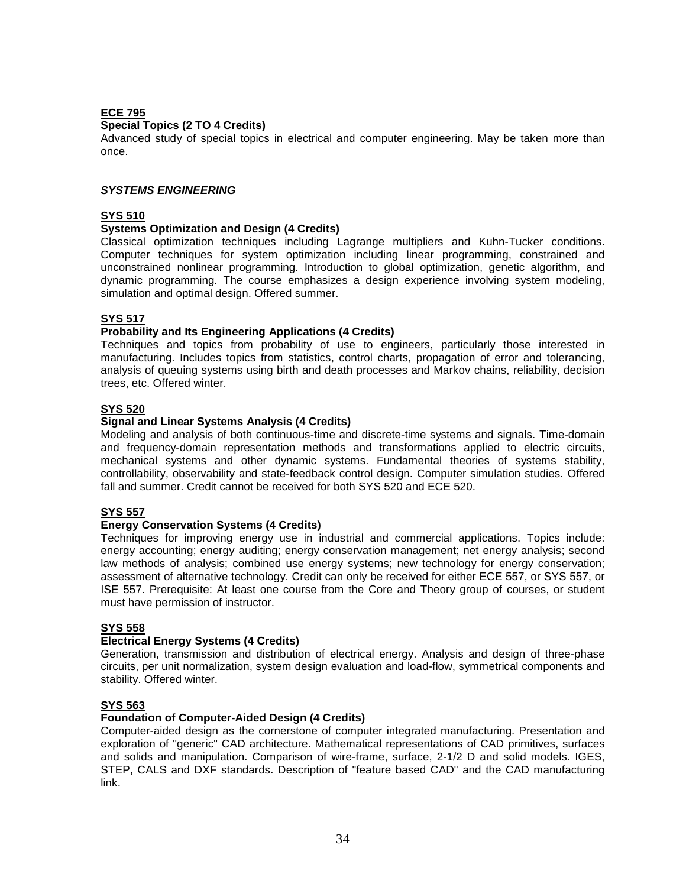**<u>ECE 795</u>**

**Special Topics (2 TO 4 Credits)**

Advanced study of special topics in electrical and computer engineering. May be taken more than once.

***SYSTEMS ENGINEERING***

**<u>SYS 510</u>**

**Systems Optimization and Design (4 Credits)**

Classical optimization techniques including Lagrange multipliers and Kuhn-Tucker conditions. Computer techniques for system optimization including linear programming, constrained and unconstrained nonlinear programming. Introduction to global optimization, genetic algorithm, and dynamic programming. The course emphasizes a design experience involving system modeling, simulation and optimal design. Offered summer.

**<u>SYS 517</u>**

**Probability and Its Engineering Applications (4 Credits)**

Techniques and topics from probability of use to engineers, particularly those interested in manufacturing. Includes topics from statistics, control charts, propagation of error and tolerancing, analysis of queuing systems using birth and death processes and Markov chains, reliability, decision trees, etc. Offered winter.

**<u>SYS 520</u>**

**Signal and Linear Systems Analysis (4 Credits)**

Modeling and analysis of both continuous-time and discrete-time systems and signals. Time-domain and frequency-domain representation methods and transformations applied to electric circuits, mechanical systems and other dynamic systems. Fundamental theories of systems stability, controllability, observability and state-feedback control design. Computer simulation studies. Offered fall and summer. Credit cannot be received for both SYS 520 and ECE 520.

**<u>SYS 557</u>**

**Energy Conservation Systems (4 Credits)**

Techniques for improving energy use in industrial and commercial applications. Topics include: energy accounting; energy auditing; energy conservation management; net energy analysis; second law methods of analysis; combined use energy systems; new technology for energy conservation; assessment of alternative technology. Credit can only be received for either ECE 557, or SYS 557, or ISE 557. Prerequisite: At least one course from the Core and Theory group of courses, or student must have permission of instructor.

**<u>SYS 558</u>**

**Electrical Energy Systems (4 Credits)**

Generation, transmission and distribution of electrical energy. Analysis and design of three-phase circuits, per unit normalization, system design evaluation and load-flow, symmetrical components and stability. Offered winter.

**<u>SYS 563</u>**

**Foundation of Computer-Aided Design (4 Credits)**

Computer-aided design as the cornerstone of computer integrated manufacturing. Presentation and exploration of "generic" CAD architecture. Mathematical representations of CAD primitives, surfaces and solids and manipulation. Comparison of wire-frame, surface, 2-1/2 D and solid models. IGES, STEP, CALS and DXF standards. Description of "feature based CAD" and the CAD manufacturing link.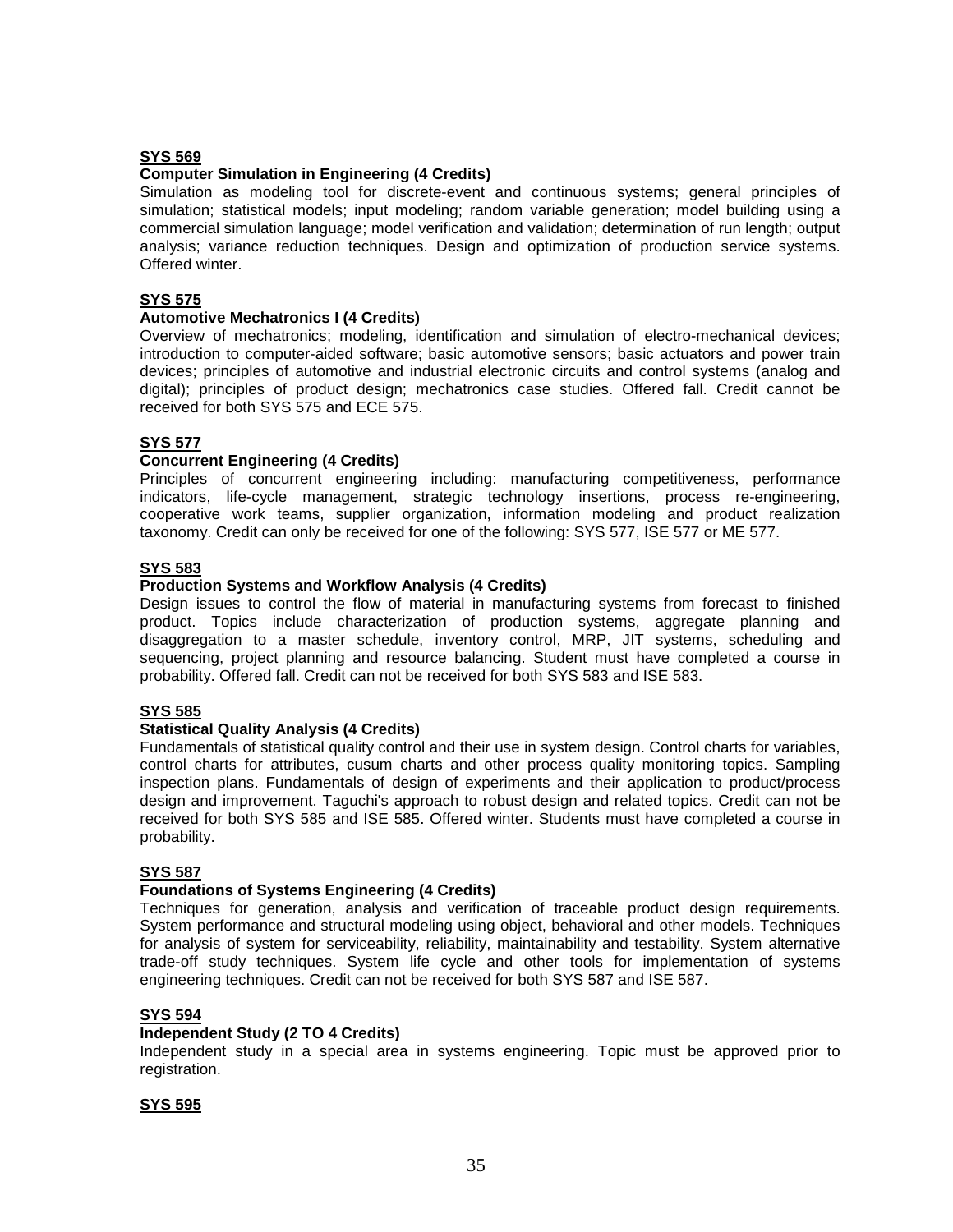**SYS 569**

**Computer Simulation in Engineering (4 Credits)**

Simulation as modeling tool for discrete-event and continuous systems; general principles of simulation; statistical models; input modeling; random variable generation; model building using a commercial simulation language; model verification and validation; determination of run length; output analysis; variance reduction techniques. Design and optimization of production service systems. Offered winter.

**SYS 575**

**Automotive Mechatronics I (4 Credits)**

Overview of mechatronics; modeling, identification and simulation of electro-mechanical devices; introduction to computer-aided software; basic automotive sensors; basic actuators and power train devices; principles of automotive and industrial electronic circuits and control systems (analog and digital); principles of product design; mechatronics case studies. Offered fall. Credit cannot be received for both SYS 575 and ECE 575.

**SYS 577**

**Concurrent Engineering (4 Credits)**

Principles of concurrent engineering including: manufacturing competitiveness, performance indicators, life-cycle management, strategic technology insertions, process re-engineering, cooperative work teams, supplier organization, information modeling and product realization taxonomy. Credit can only be received for one of the following: SYS 577, ISE 577 or ME 577.

**SYS 583**

**Production Systems and Workflow Analysis (4 Credits)**

Design issues to control the flow of material in manufacturing systems from forecast to finished product. Topics include characterization of production systems, aggregate planning and disaggregation to a master schedule, inventory control, MRP, JIT systems, scheduling and sequencing, project planning and resource balancing. Student must have completed a course in probability. Offered fall. Credit can not be received for both SYS 583 and ISE 583.

**SYS 585**

**Statistical Quality Analysis (4 Credits)**

Fundamentals of statistical quality control and their use in system design. Control charts for variables, control charts for attributes, cusum charts and other process quality monitoring topics. Sampling inspection plans. Fundamentals of design of experiments and their application to product/process design and improvement. Taguchi's approach to robust design and related topics. Credit can not be received for both SYS 585 and ISE 585. Offered winter. Students must have completed a course in probability.

**SYS 587**

**Foundations of Systems Engineering (4 Credits)**

Techniques for generation, analysis and verification of traceable product design requirements. System performance and structural modeling using object, behavioral and other models. Techniques for analysis of system for serviceability, reliability, maintainability and testability. System alternative trade-off study techniques. System life cycle and other tools for implementation of systems engineering techniques. Credit can not be received for both SYS 587 and ISE 587.

**SYS 594**

**Independent Study (2 TO 4 Credits)**

Independent study in a special area in systems engineering. Topic must be approved prior to registration.

**SYS 595**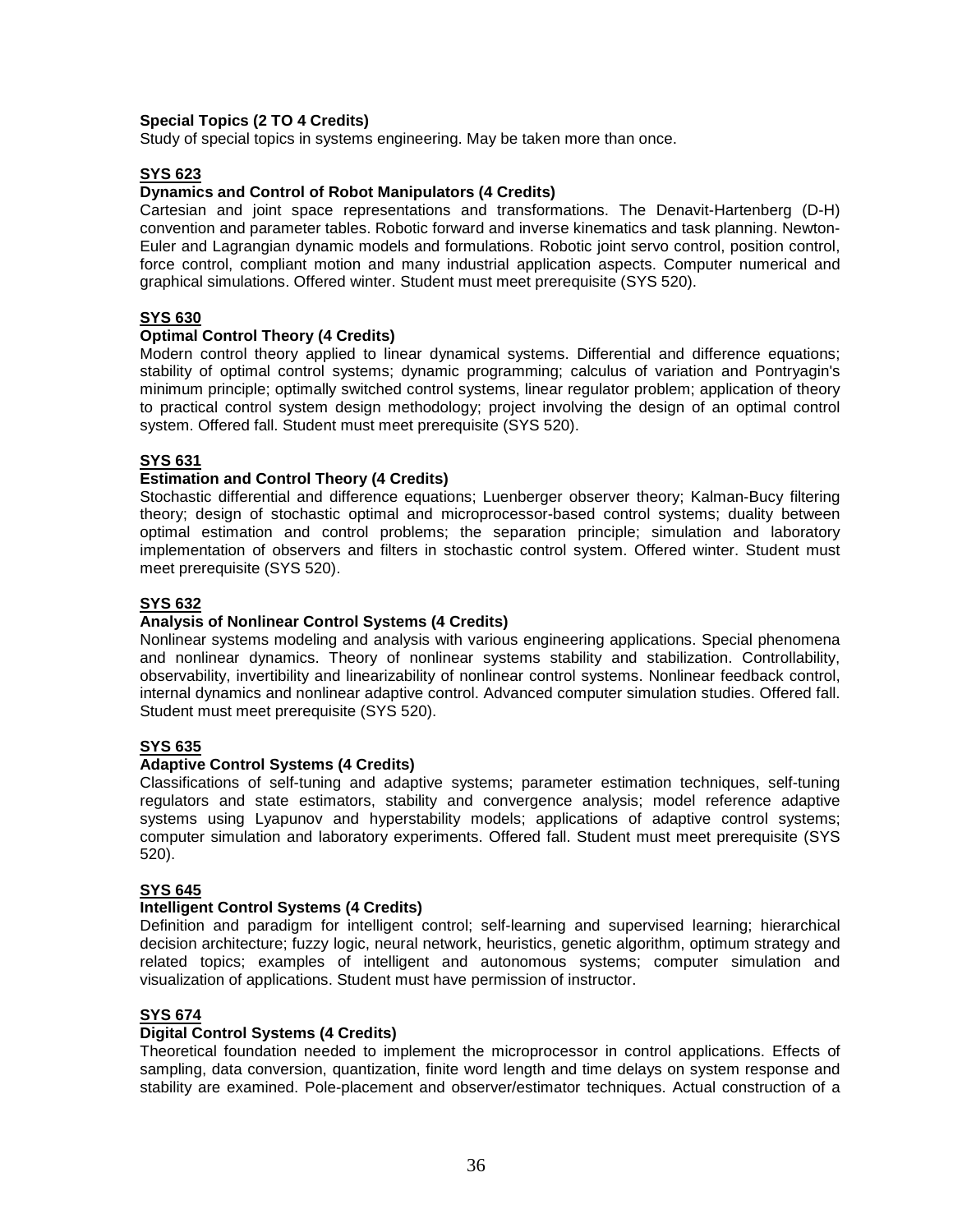**Special Topics (2 TO 4 Credits)**
Study of special topics in systems engineering. May be taken more than once.

**SYS 623**

**Dynamics and Control of Robot Manipulators (4 Credits)**
Cartesian and joint space representations and transformations. The Denavit-Hartenberg (D-H) convention and parameter tables. Robotic forward and inverse kinematics and task planning. Newton-Euler and Lagrangian dynamic models and formulations. Robotic joint servo control, position control, force control, compliant motion and many industrial application aspects. Computer numerical and graphical simulations. Offered winter. Student must meet prerequisite (SYS 520).

**SYS 630**

**Optimal Control Theory (4 Credits)**
Modern control theory applied to linear dynamical systems. Differential and difference equations; stability of optimal control systems; dynamic programming; calculus of variation and Pontryagin's minimum principle; optimally switched control systems, linear regulator problem; application of theory to practical control system design methodology; project involving the design of an optimal control system. Offered fall. Student must meet prerequisite (SYS 520).

**SYS 631**

**Estimation and Control Theory (4 Credits)**
Stochastic differential and difference equations; Luenberger observer theory; Kalman-Bucy filtering theory; design of stochastic optimal and microprocessor-based control systems; duality between optimal estimation and control problems; the separation principle; simulation and laboratory implementation of observers and filters in stochastic control system. Offered winter. Student must meet prerequisite (SYS 520).

**SYS 632**

**Analysis of Nonlinear Control Systems (4 Credits)**
Nonlinear systems modeling and analysis with various engineering applications. Special phenomena and nonlinear dynamics. Theory of nonlinear systems stability and stabilization. Controllability, observability, invertibility and linearizability of nonlinear control systems. Nonlinear feedback control, internal dynamics and nonlinear adaptive control. Advanced computer simulation studies. Offered fall. Student must meet prerequisite (SYS 520).

**SYS 635**

**Adaptive Control Systems (4 Credits)**
Classifications of self-tuning and adaptive systems; parameter estimation techniques, self-tuning regulators and state estimators, stability and convergence analysis; model reference adaptive systems using Lyapunov and hyperstability models; applications of adaptive control systems; computer simulation and laboratory experiments. Offered fall. Student must meet prerequisite (SYS 520).

**SYS 645**

**Intelligent Control Systems (4 Credits)**
Definition and paradigm for intelligent control; self-learning and supervised learning; hierarchical decision architecture; fuzzy logic, neural network, heuristics, genetic algorithm, optimum strategy and related topics; examples of intelligent and autonomous systems; computer simulation and visualization of applications. Student must have permission of instructor.

**SYS 674**

**Digital Control Systems (4 Credits)**
Theoretical foundation needed to implement the microprocessor in control applications. Effects of sampling, data conversion, quantization, finite word length and time delays on system response and stability are examined. Pole-placement and observer/estimator techniques. Actual construction of a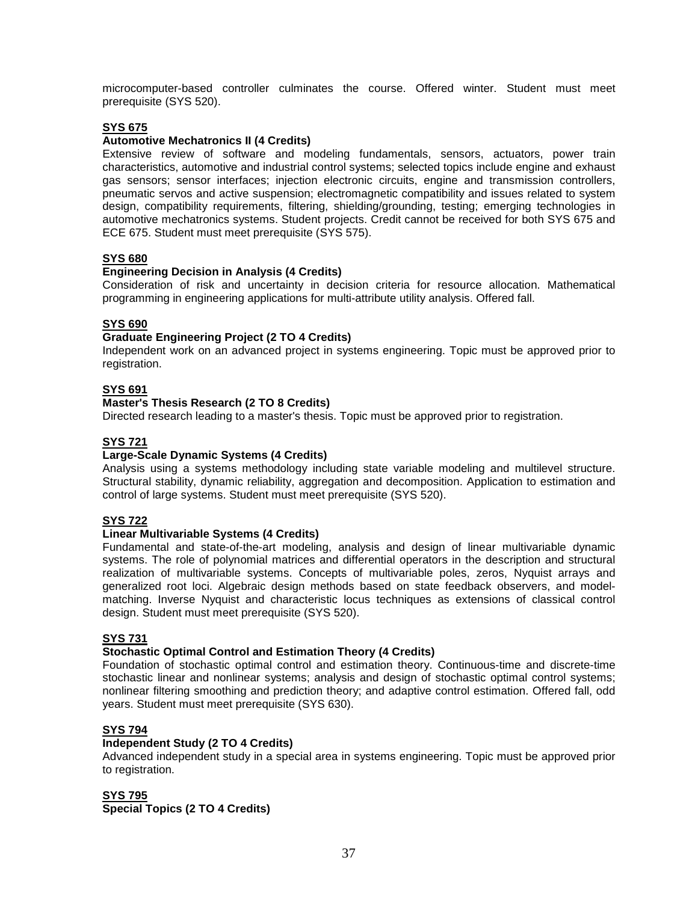microcomputer-based controller culminates the course. Offered winter. Student must meet prerequisite (SYS 520).

**SYS 675**

**Automotive Mechatronics II (4 Credits)**

Extensive review of software and modeling fundamentals, sensors, actuators, power train characteristics, automotive and industrial control systems; selected topics include engine and exhaust gas sensors; sensor interfaces; injection electronic circuits, engine and transmission controllers, pneumatic servos and active suspension; electromagnetic compatibility and issues related to system design, compatibility requirements, filtering, shielding/grounding, testing; emerging technologies in automotive mechatronics systems. Student projects. Credit cannot be received for both SYS 675 and ECE 675. Student must meet prerequisite (SYS 575).

**SYS 680**

**Engineering Decision in Analysis (4 Credits)**

Consideration of risk and uncertainty in decision criteria for resource allocation. Mathematical programming in engineering applications for multi-attribute utility analysis. Offered fall.

**SYS 690**

**Graduate Engineering Project (2 TO 4 Credits)**

Independent work on an advanced project in systems engineering. Topic must be approved prior to registration.

**SYS 691**

**Master's Thesis Research (2 TO 8 Credits)**

Directed research leading to a master's thesis. Topic must be approved prior to registration.

**SYS 721**

**Large-Scale Dynamic Systems (4 Credits)**

Analysis using a systems methodology including state variable modeling and multilevel structure. Structural stability, dynamic reliability, aggregation and decomposition. Application to estimation and control of large systems. Student must meet prerequisite (SYS 520).

**SYS 722**

**Linear Multivariable Systems (4 Credits)**

Fundamental and state-of-the-art modeling, analysis and design of linear multivariable dynamic systems. The role of polynomial matrices and differential operators in the description and structural realization of multivariable systems. Concepts of multivariable poles, zeros, Nyquist arrays and generalized root loci. Algebraic design methods based on state feedback observers, and model-matching. Inverse Nyquist and characteristic locus techniques as extensions of classical control design. Student must meet prerequisite (SYS 520).

**SYS 731**

**Stochastic Optimal Control and Estimation Theory (4 Credits)**

Foundation of stochastic optimal control and estimation theory. Continuous-time and discrete-time stochastic linear and nonlinear systems; analysis and design of stochastic optimal control systems; nonlinear filtering smoothing and prediction theory; and adaptive control estimation. Offered fall, odd years. Student must meet prerequisite (SYS 630).

**SYS 794**

**Independent Study (2 TO 4 Credits)**

Advanced independent study in a special area in systems engineering. Topic must be approved prior to registration.

**SYS 795**

**Special Topics (2 TO 4 Credits)**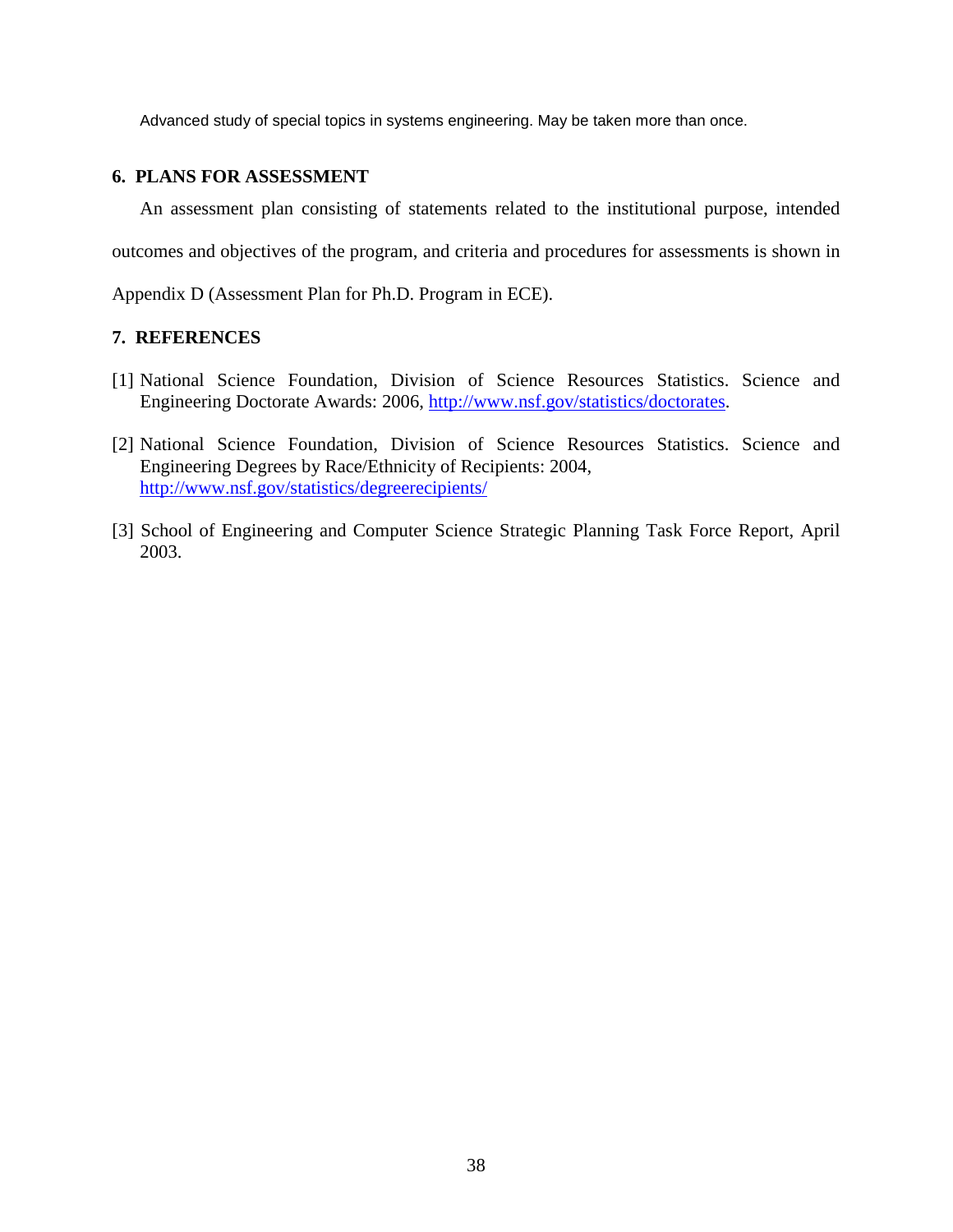Advanced study of special topics in systems engineering. May be taken more than once.

## 6. PLANS FOR ASSESSMENT

An assessment plan consisting of statements related to the institutional purpose, intended outcomes and objectives of the program, and criteria and procedures for assessments is shown in Appendix D (Assessment Plan for Ph.D. Program in ECE).

## 7. REFERENCES

[1] National Science Foundation, Division of Science Resources Statistics. Science and Engineering Doctorate Awards: 2006, http://www.nsf.gov/statistics/doctorates.

[2] National Science Foundation, Division of Science Resources Statistics. Science and Engineering Degrees by Race/Ethnicity of Recipients: 2004, http://www.nsf.gov/statistics/degreerecipients/

[3] School of Engineering and Computer Science Strategic Planning Task Force Report, April 2003.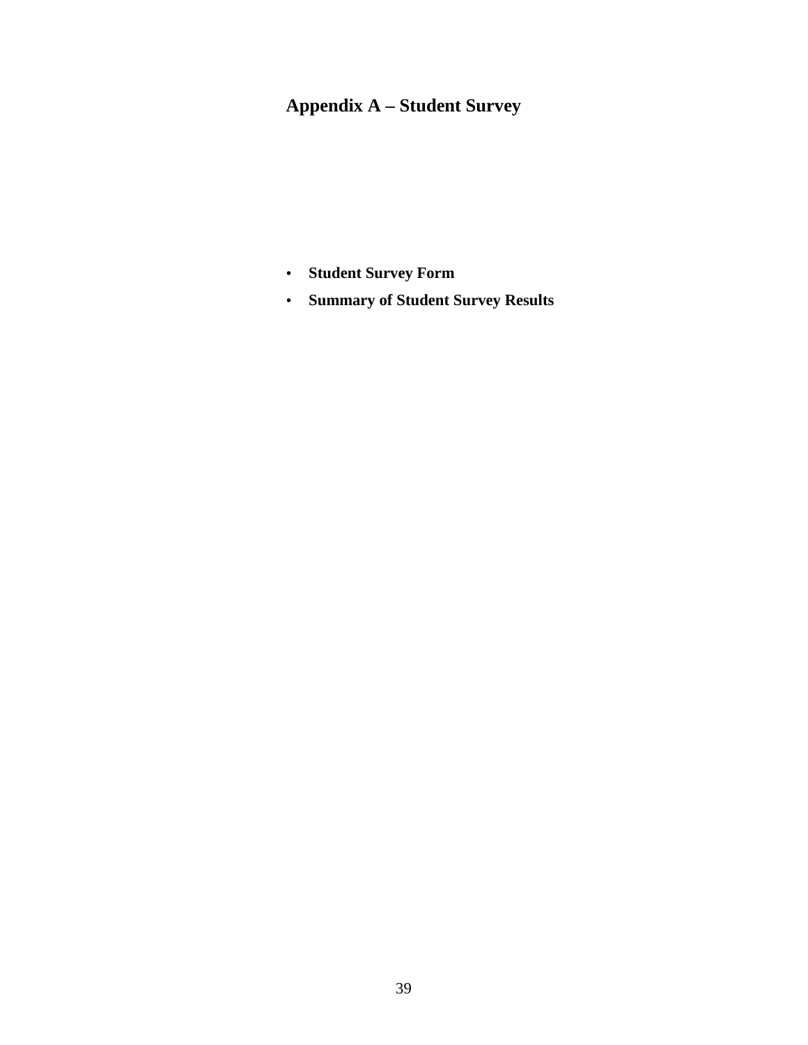# Appendix A – Student Survey

- **Student Survey Form**
- **Summary of Student Survey Results**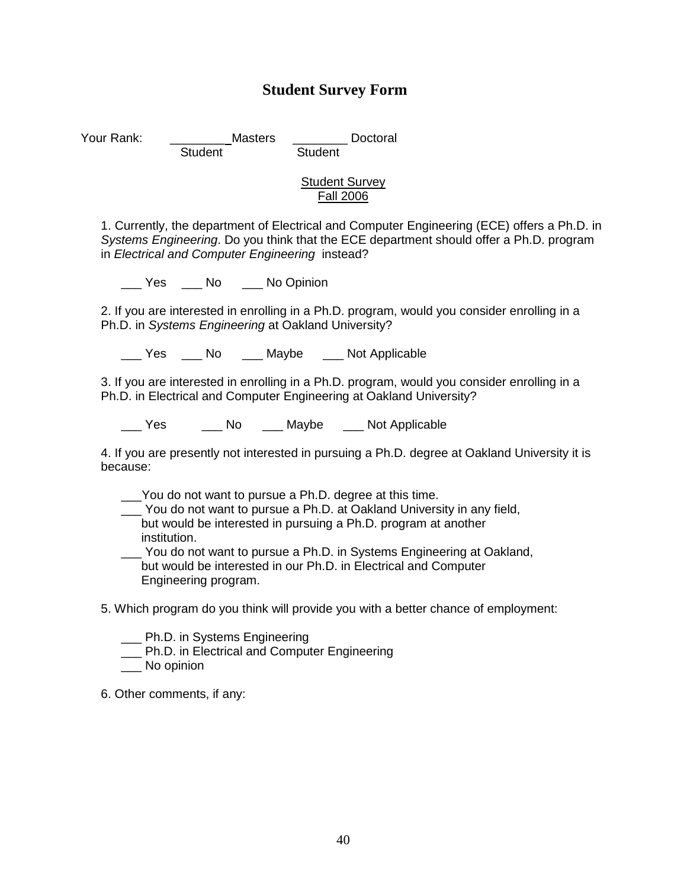# Student Survey Form

Your Rank: ________ Masters Student ________ Doctoral Student

Student Survey
Fall 2006

1. Currently, the department of Electrical and Computer Engineering (ECE) offers a Ph.D. in *Systems Engineering*. Do you think that the ECE department should offer a Ph.D. program in *Electrical and Computer Engineering* instead?

___ Yes ___ No ___ No Opinion

2. If you are interested in enrolling in a Ph.D. program, would you consider enrolling in a Ph.D. in *Systems Engineering* at Oakland University?

___ Yes ___ No ___ Maybe ___ Not Applicable

3. If you are interested in enrolling in a Ph.D. program, would you consider enrolling in a Ph.D. in Electrical and Computer Engineering at Oakland University?

___ Yes ___ No ___ Maybe ___ Not Applicable

4. If you are presently not interested in pursuing a Ph.D. degree at Oakland University it is because:

___You do not want to pursue a Ph.D. degree at this time.
___ You do not want to pursue a Ph.D. at Oakland University in any field, but would be interested in pursuing a Ph.D. program at another institution.
___ You do not want to pursue a Ph.D. in Systems Engineering at Oakland, but would be interested in our Ph.D. in Electrical and Computer Engineering program.

5. Which program do you think will provide you with a better chance of employment:

___ Ph.D. in Systems Engineering
___ Ph.D. in Electrical and Computer Engineering
___ No opinion

6. Other comments, if any: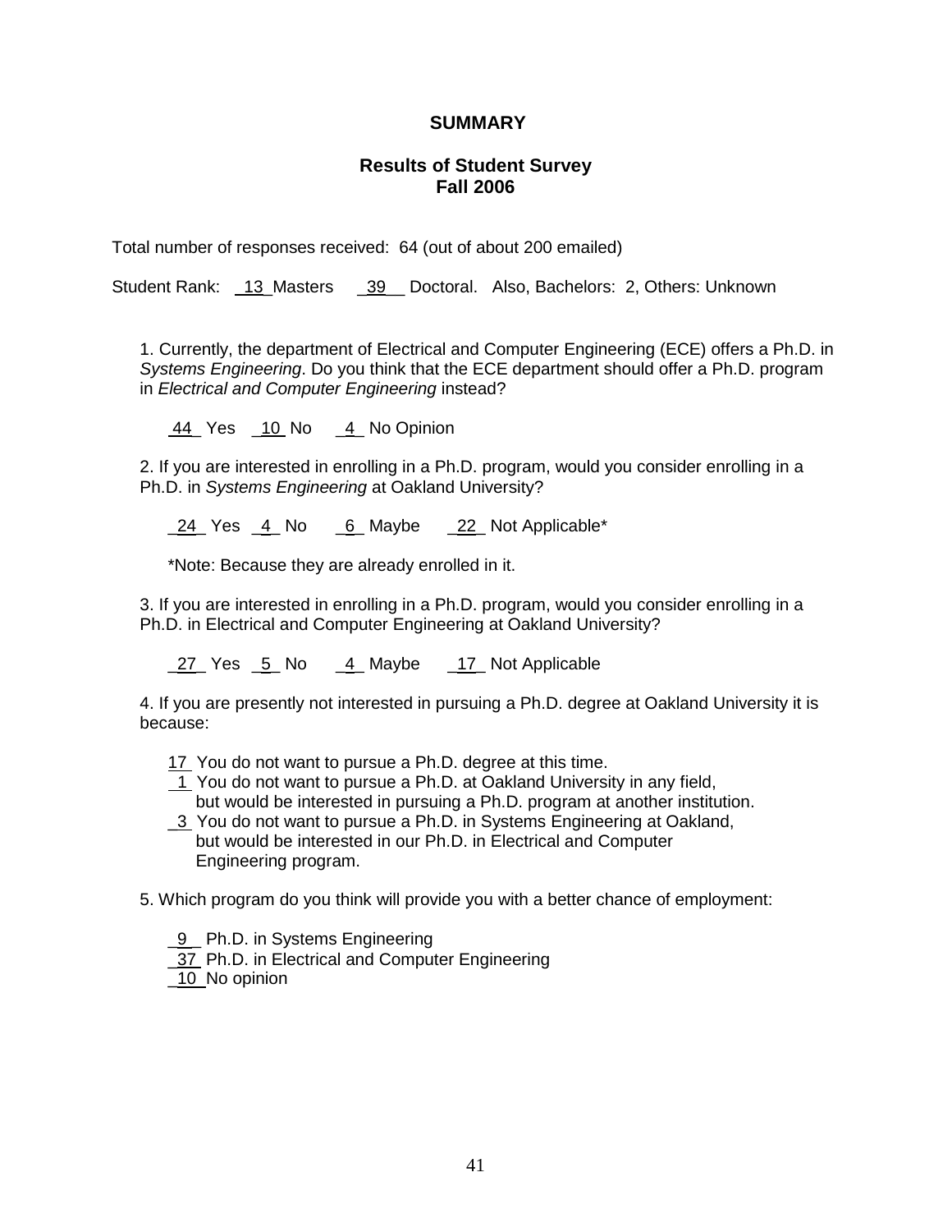**SUMMARY**

**Results of Student Survey**
**Fall 2006**

Total number of responses received: 64 (out of about 200 emailed)

Student Rank: 13 Masters 39 Doctoral. Also, Bachelors: 2, Others: Unknown

1. Currently, the department of Electrical and Computer Engineering (ECE) offers a Ph.D. in *Systems Engineering*. Do you think that the ECE department should offer a Ph.D. program in *Electrical and Computer Engineering* instead?

   44 Yes 10 No 4 No Opinion

2. If you are interested in enrolling in a Ph.D. program, would you consider enrolling in a Ph.D. in *Systems Engineering* at Oakland University?

   24 Yes 4 No 6 Maybe 22 Not Applicable*

   *Note: Because they are already enrolled in it.

3. If you are interested in enrolling in a Ph.D. program, would you consider enrolling in a Ph.D. in Electrical and Computer Engineering at Oakland University?

   27 Yes 5 No 4 Maybe 17 Not Applicable

4. If you are presently not interested in pursuing a Ph.D. degree at Oakland University it is because:

   17 You do not want to pursue a Ph.D. degree at this time.
   1 You do not want to pursue a Ph.D. at Oakland University in any field, but would be interested in pursuing a Ph.D. program at another institution.
   3 You do not want to pursue a Ph.D. in Systems Engineering at Oakland, but would be interested in our Ph.D. in Electrical and Computer Engineering program.

5. Which program do you think will provide you with a better chance of employment:

   9 Ph.D. in Systems Engineering
   37 Ph.D. in Electrical and Computer Engineering
   10 No opinion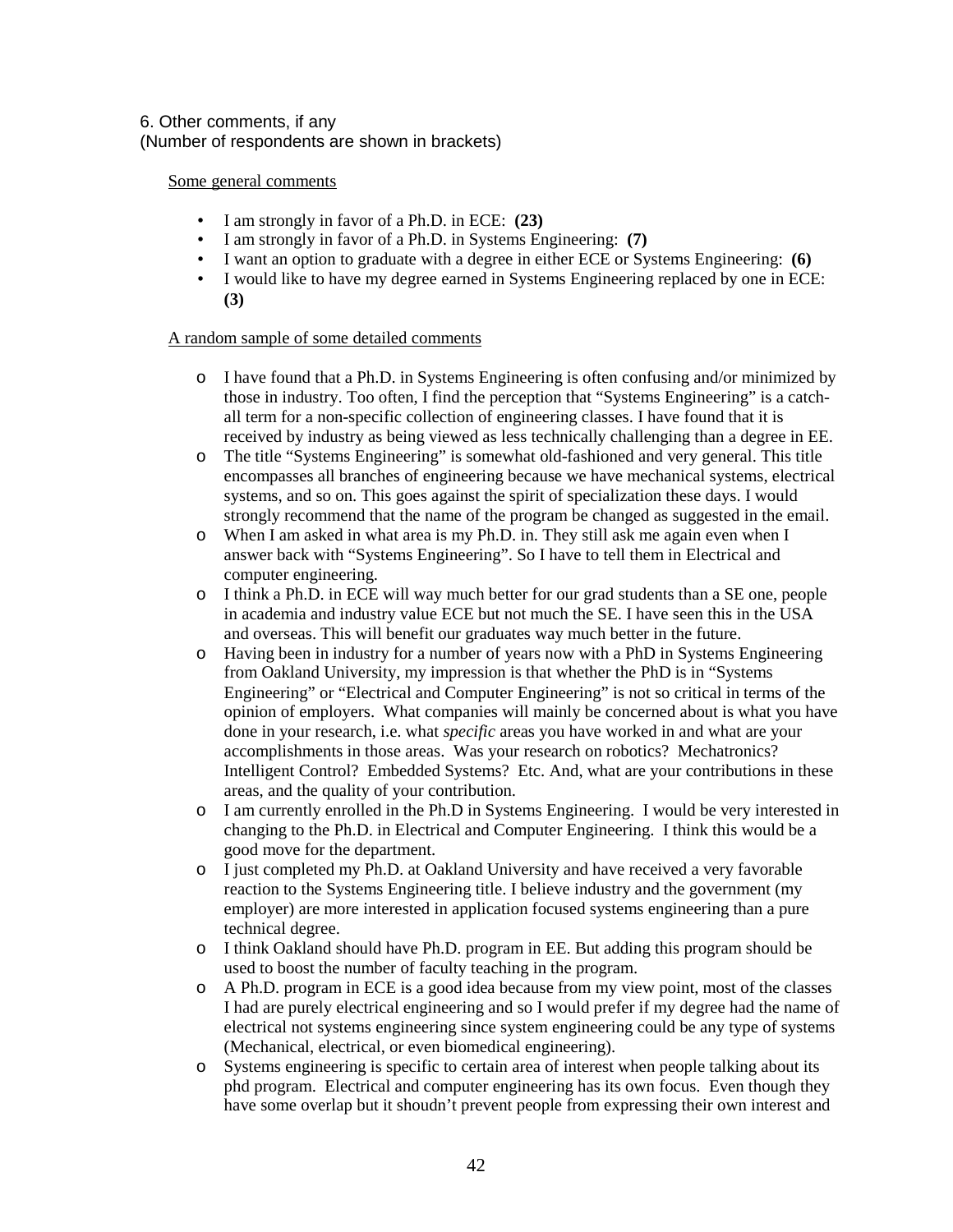6. Other comments, if any
(Number of respondents are shown in brackets)

Some general comments

- I am strongly in favor of a Ph.D. in ECE: **(23)**
- I am strongly in favor of a Ph.D. in Systems Engineering: **(7)**
- I want an option to graduate with a degree in either ECE or Systems Engineering: **(6)**
- I would like to have my degree earned in Systems Engineering replaced by one in ECE: **(3)**

A random sample of some detailed comments

- I have found that a Ph.D. in Systems Engineering is often confusing and/or minimized by those in industry. Too often, I find the perception that "Systems Engineering" is a catch-all term for a non-specific collection of engineering classes. I have found that it is received by industry as being viewed as less technically challenging than a degree in EE.
- The title "Systems Engineering" is somewhat old-fashioned and very general. This title encompasses all branches of engineering because we have mechanical systems, electrical systems, and so on. This goes against the spirit of specialization these days. I would strongly recommend that the name of the program be changed as suggested in the email.
- When I am asked in what area is my Ph.D. in. They still ask me again even when I answer back with "Systems Engineering". So I have to tell them in Electrical and computer engineering.
- I think a Ph.D. in ECE will way much better for our grad students than a SE one, people in academia and industry value ECE but not much the SE. I have seen this in the USA and overseas. This will benefit our graduates way much better in the future.
- Having been in industry for a number of years now with a PhD in Systems Engineering from Oakland University, my impression is that whether the PhD is in "Systems Engineering" or "Electrical and Computer Engineering" is not so critical in terms of the opinion of employers. What companies will mainly be concerned about is what you have done in your research, i.e. what *specific* areas you have worked in and what are your accomplishments in those areas. Was your research on robotics? Mechatronics? Intelligent Control? Embedded Systems? Etc. And, what are your contributions in these areas, and the quality of your contribution.
- I am currently enrolled in the Ph.D in Systems Engineering. I would be very interested in changing to the Ph.D. in Electrical and Computer Engineering. I think this would be a good move for the department.
- I just completed my Ph.D. at Oakland University and have received a very favorable reaction to the Systems Engineering title. I believe industry and the government (my employer) are more interested in application focused systems engineering than a pure technical degree.
- I think Oakland should have Ph.D. program in EE. But adding this program should be used to boost the number of faculty teaching in the program.
- A Ph.D. program in ECE is a good idea because from my view point, most of the classes I had are purely electrical engineering and so I would prefer if my degree had the name of electrical not systems engineering since system engineering could be any type of systems (Mechanical, electrical, or even biomedical engineering).
- Systems engineering is specific to certain area of interest when people talking about its phd program. Electrical and computer engineering has its own focus. Even though they have some overlap but it shoudn't prevent people from expressing their own interest and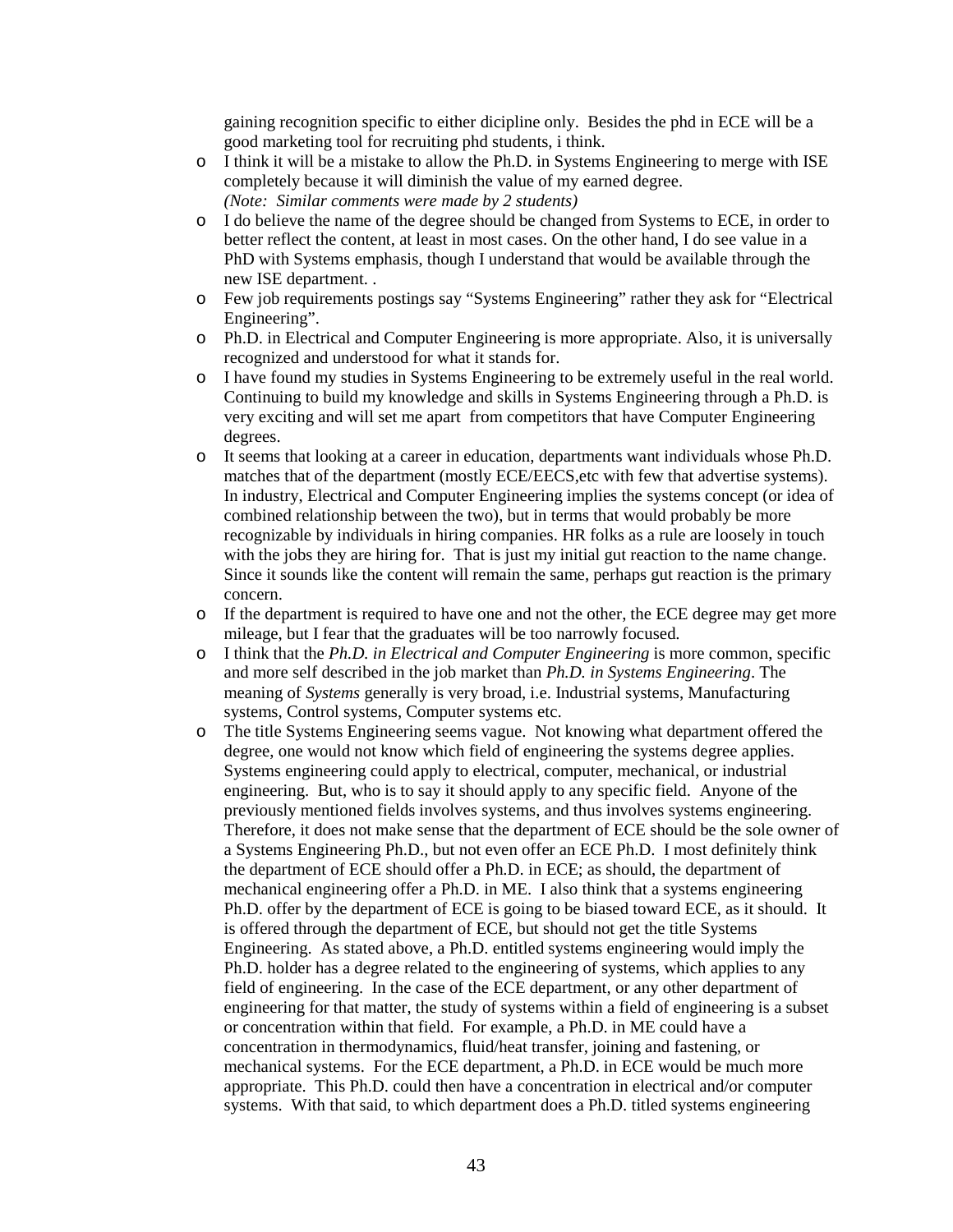gaining recognition specific to either dicipline only. Besides the phd in ECE will be a good marketing tool for recruiting phd students, i think.

- I think it will be a mistake to allow the Ph.D. in Systems Engineering to merge with ISE completely because it will diminish the value of my earned degree.
  *(Note: Similar comments were made by 2 students)*
- I do believe the name of the degree should be changed from Systems to ECE, in order to better reflect the content, at least in most cases. On the other hand, I do see value in a PhD with Systems emphasis, though I understand that would be available through the new ISE department. .
- Few job requirements postings say "Systems Engineering" rather they ask for "Electrical Engineering".
- Ph.D. in Electrical and Computer Engineering is more appropriate. Also, it is universally recognized and understood for what it stands for.
- I have found my studies in Systems Engineering to be extremely useful in the real world. Continuing to build my knowledge and skills in Systems Engineering through a Ph.D. is very exciting and will set me apart from competitors that have Computer Engineering degrees.
- It seems that looking at a career in education, departments want individuals whose Ph.D. matches that of the department (mostly ECE/EECS,etc with few that advertise systems). In industry, Electrical and Computer Engineering implies the systems concept (or idea of combined relationship between the two), but in terms that would probably be more recognizable by individuals in hiring companies. HR folks as a rule are loosely in touch with the jobs they are hiring for. That is just my initial gut reaction to the name change. Since it sounds like the content will remain the same, perhaps gut reaction is the primary concern.
- If the department is required to have one and not the other, the ECE degree may get more mileage, but I fear that the graduates will be too narrowly focused.
- I think that the *Ph.D. in Electrical and Computer Engineering* is more common, specific and more self described in the job market than *Ph.D. in Systems Engineering*. The meaning of *Systems* generally is very broad, i.e. Industrial systems, Manufacturing systems, Control systems, Computer systems etc.
- The title Systems Engineering seems vague. Not knowing what department offered the degree, one would not know which field of engineering the systems degree applies. Systems engineering could apply to electrical, computer, mechanical, or industrial engineering. But, who is to say it should apply to any specific field. Anyone of the previously mentioned fields involves systems, and thus involves systems engineering. Therefore, it does not make sense that the department of ECE should be the sole owner of a Systems Engineering Ph.D., but not even offer an ECE Ph.D. I most definitely think the department of ECE should offer a Ph.D. in ECE; as should, the department of mechanical engineering offer a Ph.D. in ME. I also think that a systems engineering Ph.D. offer by the department of ECE is going to be biased toward ECE, as it should. It is offered through the department of ECE, but should not get the title Systems Engineering. As stated above, a Ph.D. entitled systems engineering would imply the Ph.D. holder has a degree related to the engineering of systems, which applies to any field of engineering. In the case of the ECE department, or any other department of engineering for that matter, the study of systems within a field of engineering is a subset or concentration within that field. For example, a Ph.D. in ME could have a concentration in thermodynamics, fluid/heat transfer, joining and fastening, or mechanical systems. For the ECE department, a Ph.D. in ECE would be much more appropriate. This Ph.D. could then have a concentration in electrical and/or computer systems. With that said, to which department does a Ph.D. titled systems engineering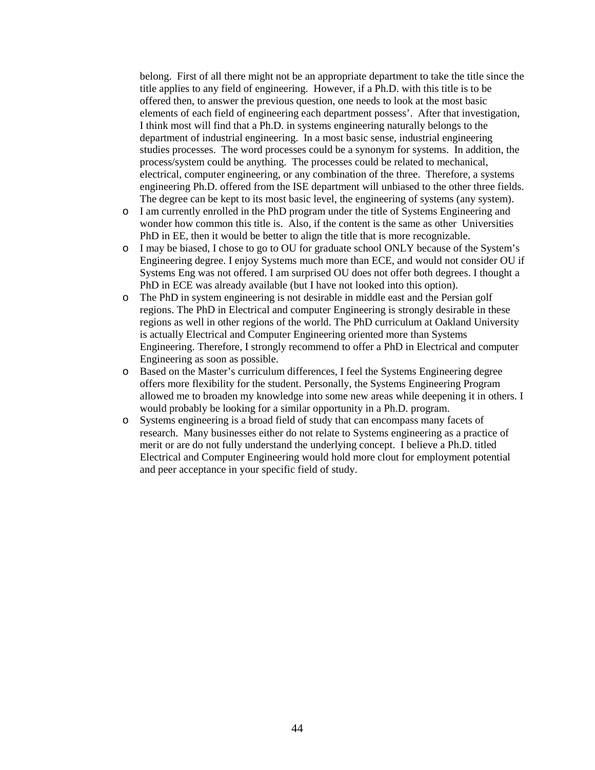belong. First of all there might not be an appropriate department to take the title since the title applies to any field of engineering. However, if a Ph.D. with this title is to be offered then, to answer the previous question, one needs to look at the most basic elements of each field of engineering each department possess'. After that investigation, I think most will find that a Ph.D. in systems engineering naturally belongs to the department of industrial engineering. In a most basic sense, industrial engineering studies processes. The word processes could be a synonym for systems. In addition, the process/system could be anything. The processes could be related to mechanical, electrical, computer engineering, or any combination of the three. Therefore, a systems engineering Ph.D. offered from the ISE department will unbiased to the other three fields. The degree can be kept to its most basic level, the engineering of systems (any system).

- I am currently enrolled in the PhD program under the title of Systems Engineering and wonder how common this title is. Also, if the content is the same as other Universities PhD in EE, then it would be better to align the title that is more recognizable.
- I may be biased, I chose to go to OU for graduate school ONLY because of the System's Engineering degree. I enjoy Systems much more than ECE, and would not consider OU if Systems Eng was not offered. I am surprised OU does not offer both degrees. I thought a PhD in ECE was already available (but I have not looked into this option).
- The PhD in system engineering is not desirable in middle east and the Persian golf regions. The PhD in Electrical and computer Engineering is strongly desirable in these regions as well in other regions of the world. The PhD curriculum at Oakland University is actually Electrical and Computer Engineering oriented more than Systems Engineering. Therefore, I strongly recommend to offer a PhD in Electrical and computer Engineering as soon as possible.
- Based on the Master's curriculum differences, I feel the Systems Engineering degree offers more flexibility for the student. Personally, the Systems Engineering Program allowed me to broaden my knowledge into some new areas while deepening it in others. I would probably be looking for a similar opportunity in a Ph.D. program.
- Systems engineering is a broad field of study that can encompass many facets of research. Many businesses either do not relate to Systems engineering as a practice of merit or are do not fully understand the underlying concept. I believe a Ph.D. titled Electrical and Computer Engineering would hold more clout for employment potential and peer acceptance in your specific field of study.